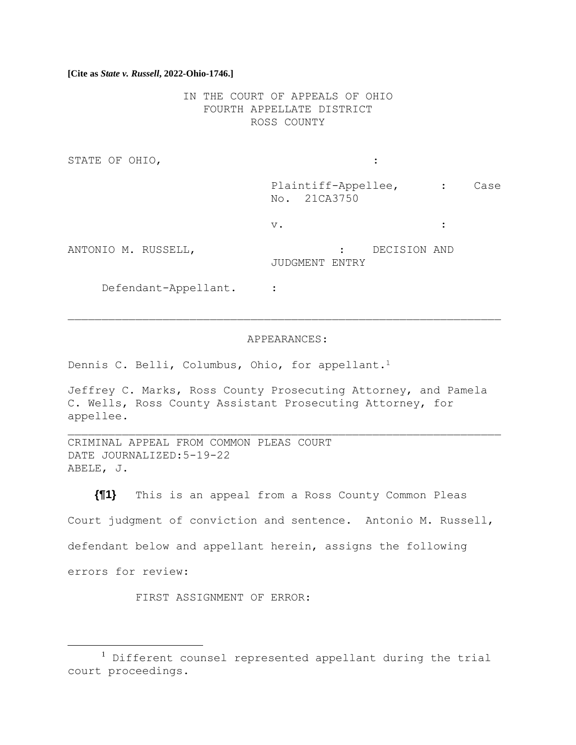**[Cite as *State v. Russell*, 2022-Ohio-1746.]**

IN THE COURT OF APPEALS OF OHIO
FOURTH APPELLATE DISTRICT
ROSS COUNTY

STATE OF OHIO, :

Plaintiff-Appellee, : Case No. 21CA3750

v. :

ANTONIO M. RUSSELL, : DECISION AND JUDGMENT ENTRY

Defendant-Appellant. :

---

APPEARANCES:

Dennis C. Belli, Columbus, Ohio, for appellant.[1]

Jeffrey C. Marks, Ross County Prosecuting Attorney, and Pamela C. Wells, Ross County Assistant Prosecuting Attorney, for appellee.

---

CRIMINAL APPEAL FROM COMMON PLEAS COURT
DATE JOURNALIZED:5-19-22
ABELE, J.

**{¶1}** This is an appeal from a Ross County Common Pleas Court judgment of conviction and sentence. Antonio M. Russell, defendant below and appellant herein, assigns the following errors for review:

FIRST ASSIGNMENT OF ERROR:

---

[1] Different counsel represented appellant during the trial court proceedings.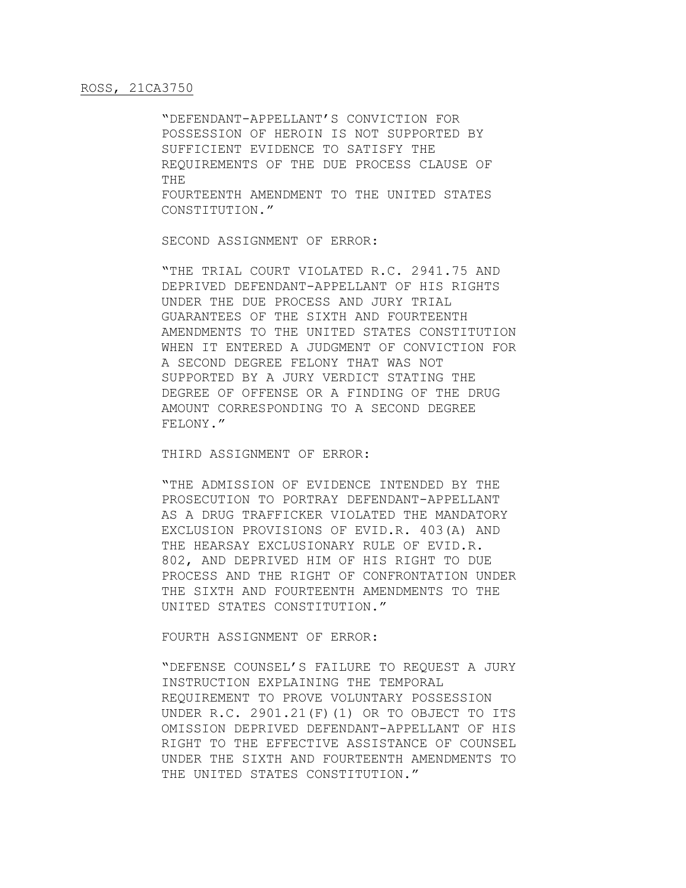"DEFENDANT-APPELLANT'S CONVICTION FOR POSSESSION OF HEROIN IS NOT SUPPORTED BY SUFFICIENT EVIDENCE TO SATISFY THE REQUIREMENTS OF THE DUE PROCESS CLAUSE OF THE FOURTEENTH AMENDMENT TO THE UNITED STATES CONSTITUTION."

SECOND ASSIGNMENT OF ERROR:

"THE TRIAL COURT VIOLATED R.C. 2941.75 AND DEPRIVED DEFENDANT-APPELLANT OF HIS RIGHTS UNDER THE DUE PROCESS AND JURY TRIAL GUARANTEES OF THE SIXTH AND FOURTEENTH AMENDMENTS TO THE UNITED STATES CONSTITUTION WHEN IT ENTERED A JUDGMENT OF CONVICTION FOR A SECOND DEGREE FELONY THAT WAS NOT SUPPORTED BY A JURY VERDICT STATING THE DEGREE OF OFFENSE OR A FINDING OF THE DRUG AMOUNT CORRESPONDING TO A SECOND DEGREE FELONY."

THIRD ASSIGNMENT OF ERROR:

"THE ADMISSION OF EVIDENCE INTENDED BY THE PROSECUTION TO PORTRAY DEFENDANT-APPELLANT AS A DRUG TRAFFICKER VIOLATED THE MANDATORY EXCLUSION PROVISIONS OF EVID.R. 403(A) AND THE HEARSAY EXCLUSIONARY RULE OF EVID.R. 802, AND DEPRIVED HIM OF HIS RIGHT TO DUE PROCESS AND THE RIGHT OF CONFRONTATION UNDER THE SIXTH AND FOURTEENTH AMENDMENTS TO THE UNITED STATES CONSTITUTION."

FOURTH ASSIGNMENT OF ERROR:

"DEFENSE COUNSEL'S FAILURE TO REQUEST A JURY INSTRUCTION EXPLAINING THE TEMPORAL REQUIREMENT TO PROVE VOLUNTARY POSSESSION UNDER R.C. 2901.21(F)(1) OR TO OBJECT TO ITS OMISSION DEPRIVED DEFENDANT-APPELLANT OF HIS RIGHT TO THE EFFECTIVE ASSISTANCE OF COUNSEL UNDER THE SIXTH AND FOURTEENTH AMENDMENTS TO THE UNITED STATES CONSTITUTION."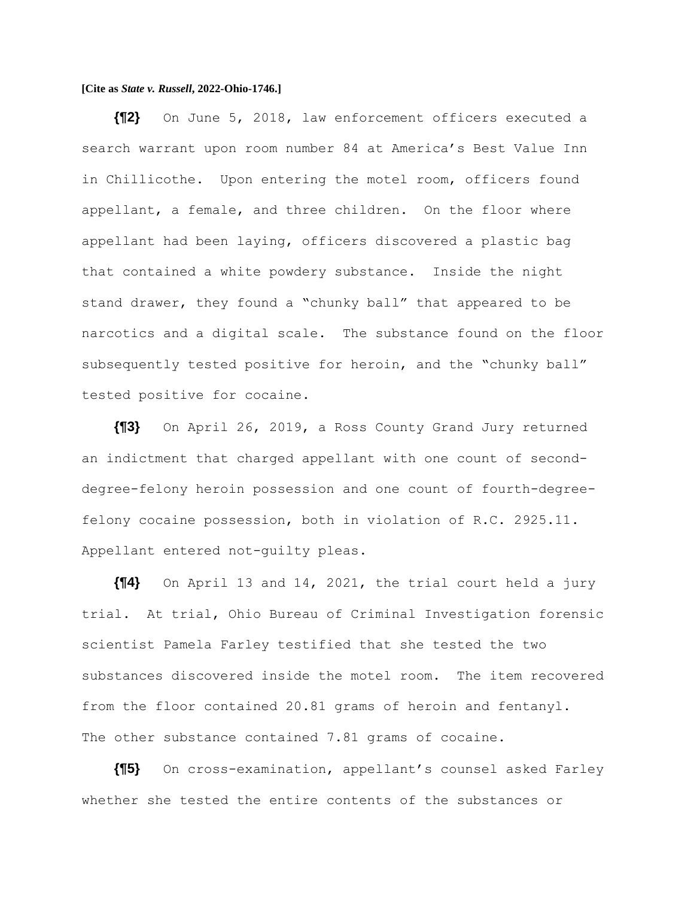**{¶2}** On June 5, 2018, law enforcement officers executed a search warrant upon room number 84 at America's Best Value Inn in Chillicothe. Upon entering the motel room, officers found appellant, a female, and three children. On the floor where appellant had been laying, officers discovered a plastic bag that contained a white powdery substance. Inside the night stand drawer, they found a "chunky ball" that appeared to be narcotics and a digital scale. The substance found on the floor subsequently tested positive for heroin, and the "chunky ball" tested positive for cocaine.

**{¶3}** On April 26, 2019, a Ross County Grand Jury returned an indictment that charged appellant with one count of second-degree-felony heroin possession and one count of fourth-degree-felony cocaine possession, both in violation of R.C. 2925.11. Appellant entered not-guilty pleas.

**{¶4}** On April 13 and 14, 2021, the trial court held a jury trial. At trial, Ohio Bureau of Criminal Investigation forensic scientist Pamela Farley testified that she tested the two substances discovered inside the motel room. The item recovered from the floor contained 20.81 grams of heroin and fentanyl. The other substance contained 7.81 grams of cocaine.

**{¶5}** On cross-examination, appellant's counsel asked Farley whether she tested the entire contents of the substances or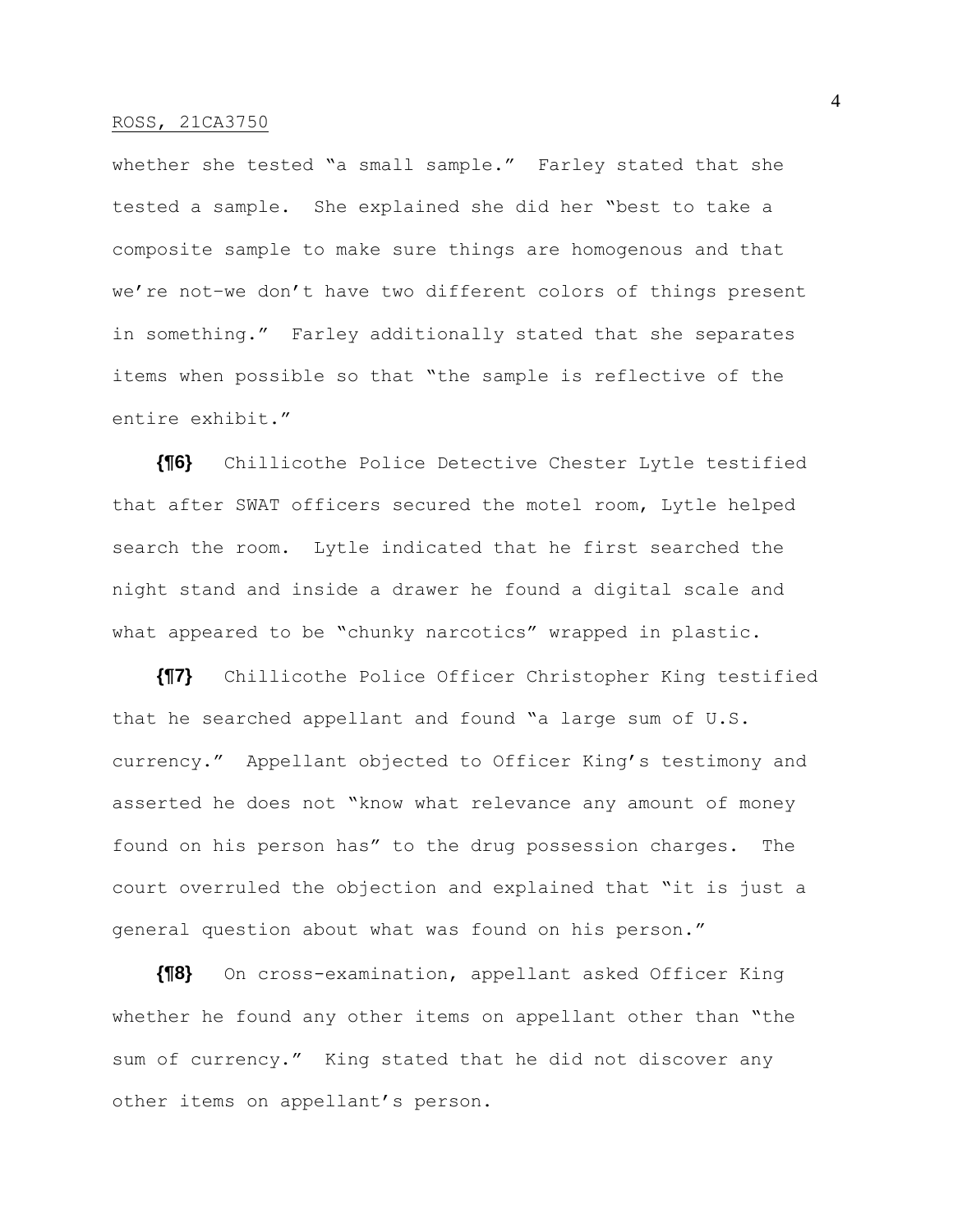whether she tested "a small sample." Farley stated that she tested a sample. She explained she did her "best to take a composite sample to make sure things are homogenous and that we're not–we don't have two different colors of things present in something." Farley additionally stated that she separates items when possible so that "the sample is reflective of the entire exhibit."

**{¶6}** Chillicothe Police Detective Chester Lytle testified that after SWAT officers secured the motel room, Lytle helped search the room. Lytle indicated that he first searched the night stand and inside a drawer he found a digital scale and what appeared to be "chunky narcotics" wrapped in plastic.

**{¶7}** Chillicothe Police Officer Christopher King testified that he searched appellant and found "a large sum of U.S. currency." Appellant objected to Officer King's testimony and asserted he does not "know what relevance any amount of money found on his person has" to the drug possession charges. The court overruled the objection and explained that "it is just a general question about what was found on his person."

**{¶8}** On cross-examination, appellant asked Officer King whether he found any other items on appellant other than "the sum of currency." King stated that he did not discover any other items on appellant's person.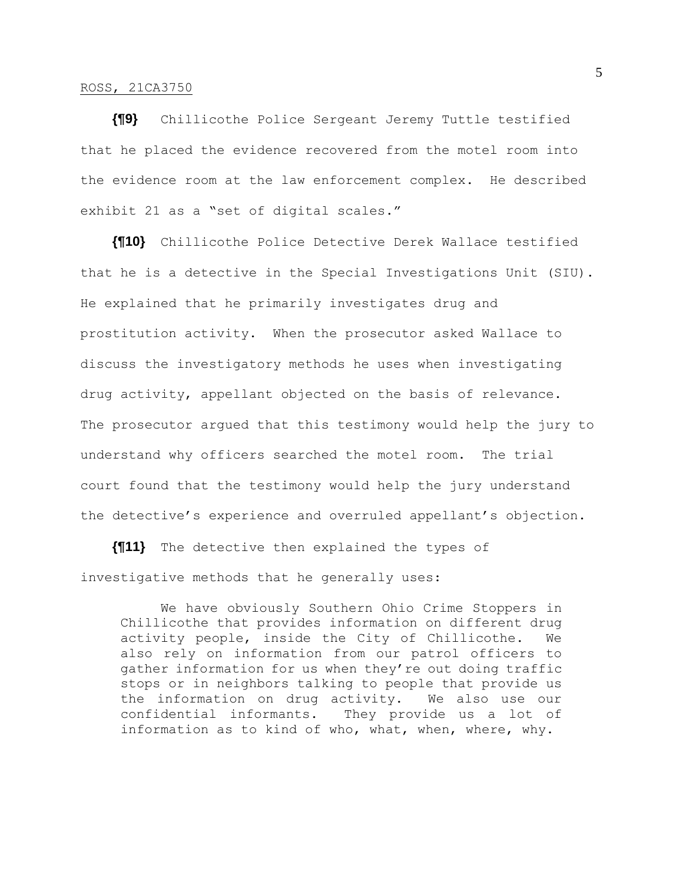**{¶9}** Chillicothe Police Sergeant Jeremy Tuttle testified that he placed the evidence recovered from the motel room into the evidence room at the law enforcement complex. He described exhibit 21 as a "set of digital scales."

**{¶10}** Chillicothe Police Detective Derek Wallace testified that he is a detective in the Special Investigations Unit (SIU). He explained that he primarily investigates drug and prostitution activity. When the prosecutor asked Wallace to discuss the investigatory methods he uses when investigating drug activity, appellant objected on the basis of relevance. The prosecutor argued that this testimony would help the jury to understand why officers searched the motel room. The trial court found that the testimony would help the jury understand the detective's experience and overruled appellant's objection.

**{¶11}** The detective then explained the types of investigative methods that he generally uses:

> We have obviously Southern Ohio Crime Stoppers in Chillicothe that provides information on different drug activity people, inside the City of Chillicothe. We also rely on information from our patrol officers to gather information for us when they're out doing traffic stops or in neighbors talking to people that provide us the information on drug activity. We also use our confidential informants. They provide us a lot of information as to kind of who, what, when, where, why.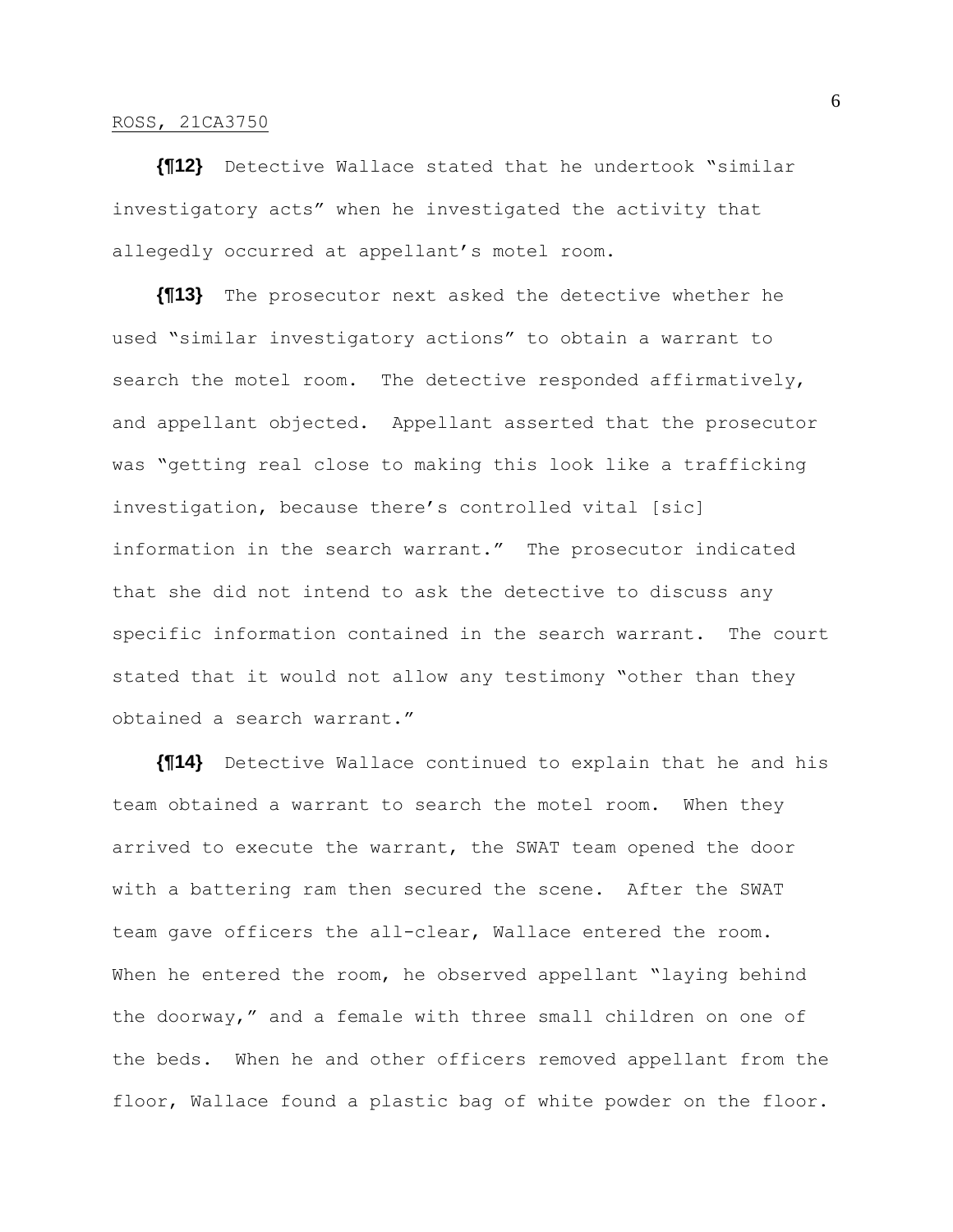**{¶12}** Detective Wallace stated that he undertook "similar investigatory acts" when he investigated the activity that allegedly occurred at appellant's motel room.

**{¶13}** The prosecutor next asked the detective whether he used "similar investigatory actions" to obtain a warrant to search the motel room. The detective responded affirmatively, and appellant objected. Appellant asserted that the prosecutor was "getting real close to making this look like a trafficking investigation, because there's controlled vital [sic] information in the search warrant." The prosecutor indicated that she did not intend to ask the detective to discuss any specific information contained in the search warrant. The court stated that it would not allow any testimony "other than they obtained a search warrant."

**{¶14}** Detective Wallace continued to explain that he and his team obtained a warrant to search the motel room. When they arrived to execute the warrant, the SWAT team opened the door with a battering ram then secured the scene. After the SWAT team gave officers the all-clear, Wallace entered the room. When he entered the room, he observed appellant "laying behind the doorway," and a female with three small children on one of the beds. When he and other officers removed appellant from the floor, Wallace found a plastic bag of white powder on the floor.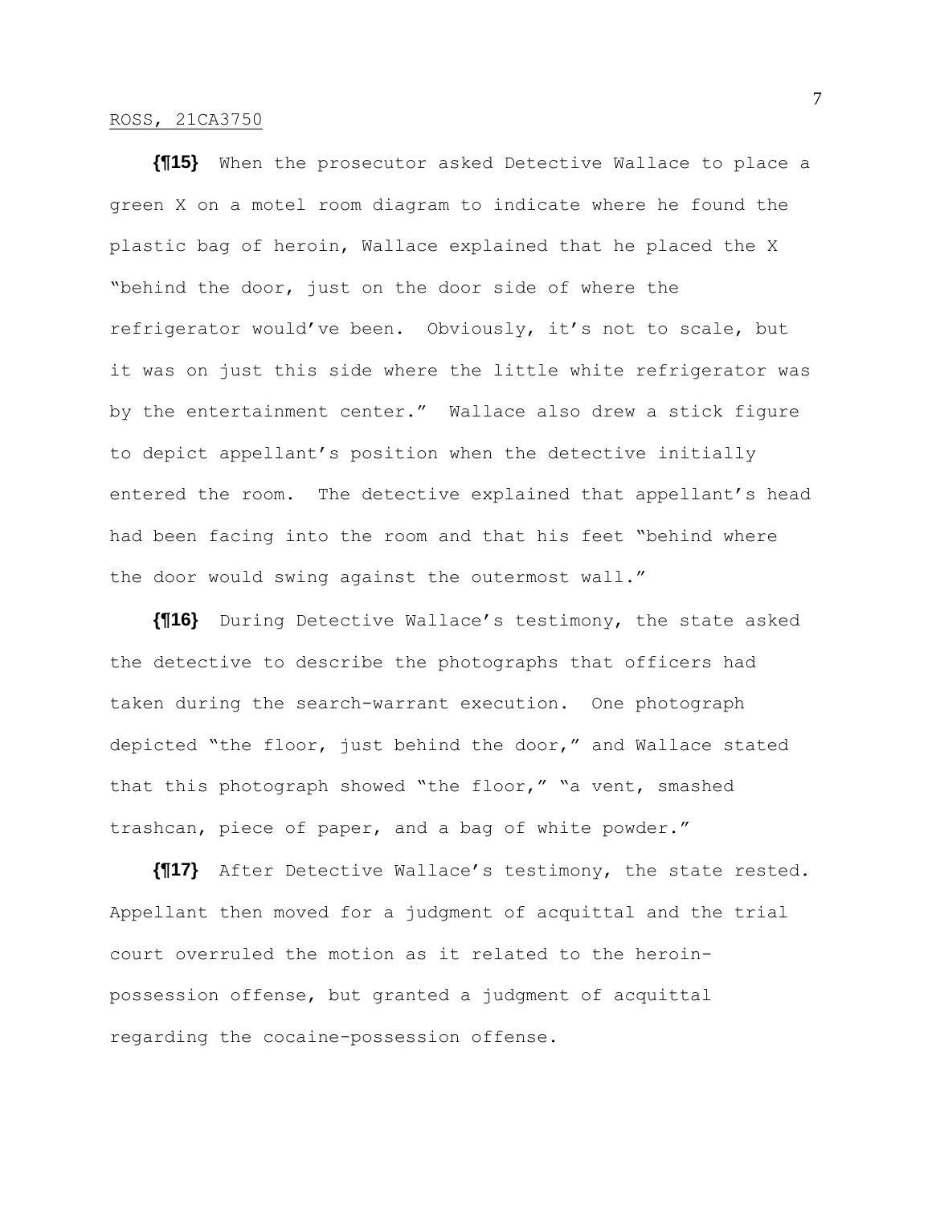**{¶15}** When the prosecutor asked Detective Wallace to place a green X on a motel room diagram to indicate where he found the plastic bag of heroin, Wallace explained that he placed the X "behind the door, just on the door side of where the refrigerator would've been. Obviously, it's not to scale, but it was on just this side where the little white refrigerator was by the entertainment center." Wallace also drew a stick figure to depict appellant's position when the detective initially entered the room. The detective explained that appellant's head had been facing into the room and that his feet "behind where the door would swing against the outermost wall."

**{¶16}** During Detective Wallace's testimony, the state asked the detective to describe the photographs that officers had taken during the search-warrant execution. One photograph depicted "the floor, just behind the door," and Wallace stated that this photograph showed "the floor," "a vent, smashed trashcan, piece of paper, and a bag of white powder."

**{¶17}** After Detective Wallace's testimony, the state rested. Appellant then moved for a judgment of acquittal and the trial court overruled the motion as it related to the heroin-possession offense, but granted a judgment of acquittal regarding the cocaine-possession offense.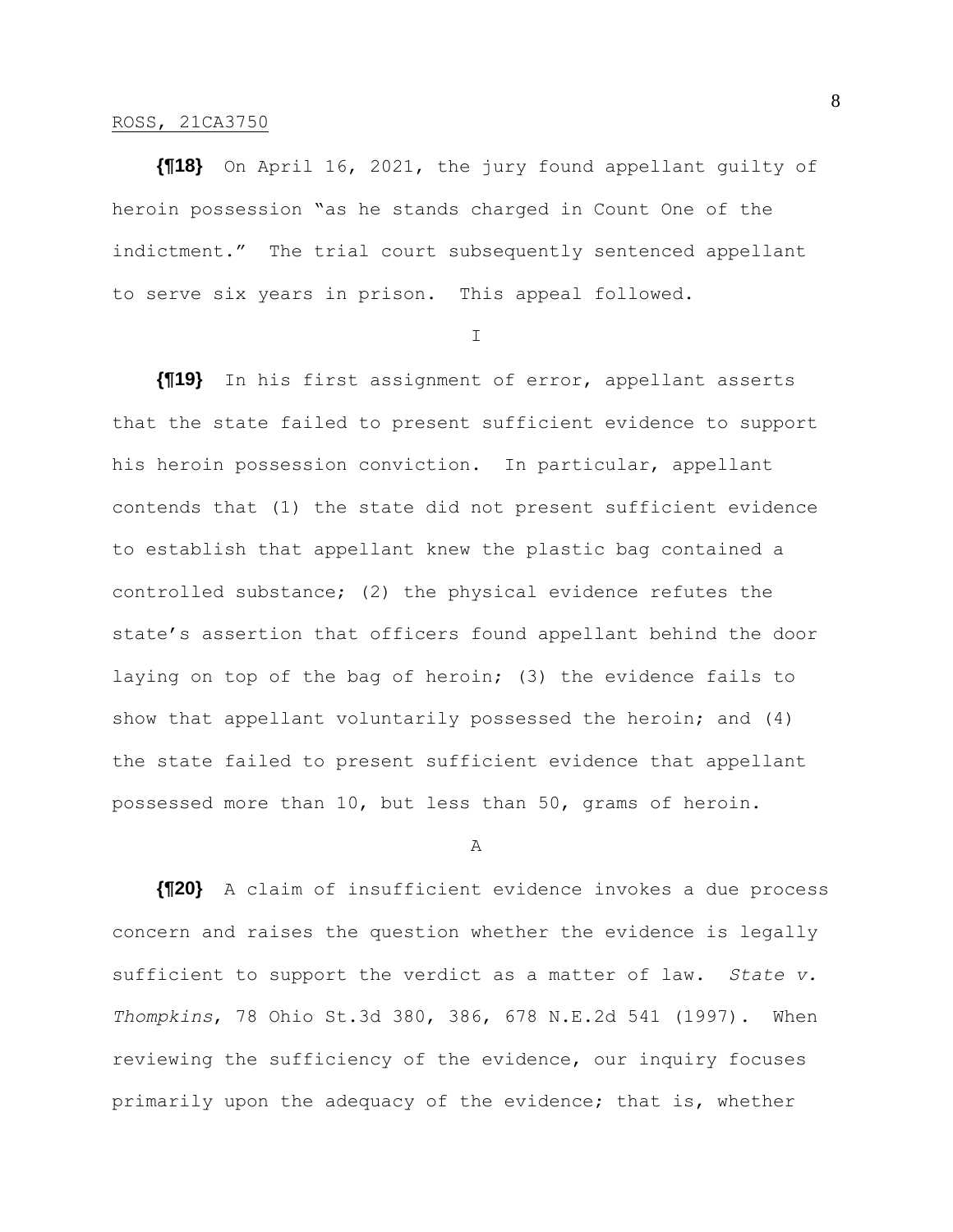**{¶18}** On April 16, 2021, the jury found appellant guilty of heroin possession "as he stands charged in Count One of the indictment." The trial court subsequently sentenced appellant to serve six years in prison. This appeal followed.

I

**{¶19}** In his first assignment of error, appellant asserts that the state failed to present sufficient evidence to support his heroin possession conviction. In particular, appellant contends that (1) the state did not present sufficient evidence to establish that appellant knew the plastic bag contained a controlled substance; (2) the physical evidence refutes the state's assertion that officers found appellant behind the door laying on top of the bag of heroin; (3) the evidence fails to show that appellant voluntarily possessed the heroin; and (4) the state failed to present sufficient evidence that appellant possessed more than 10, but less than 50, grams of heroin.

A

**{¶20}** A claim of insufficient evidence invokes a due process concern and raises the question whether the evidence is legally sufficient to support the verdict as a matter of law. *State v. Thompkins*, 78 Ohio St.3d 380, 386, 678 N.E.2d 541 (1997). When reviewing the sufficiency of the evidence, our inquiry focuses primarily upon the adequacy of the evidence; that is, whether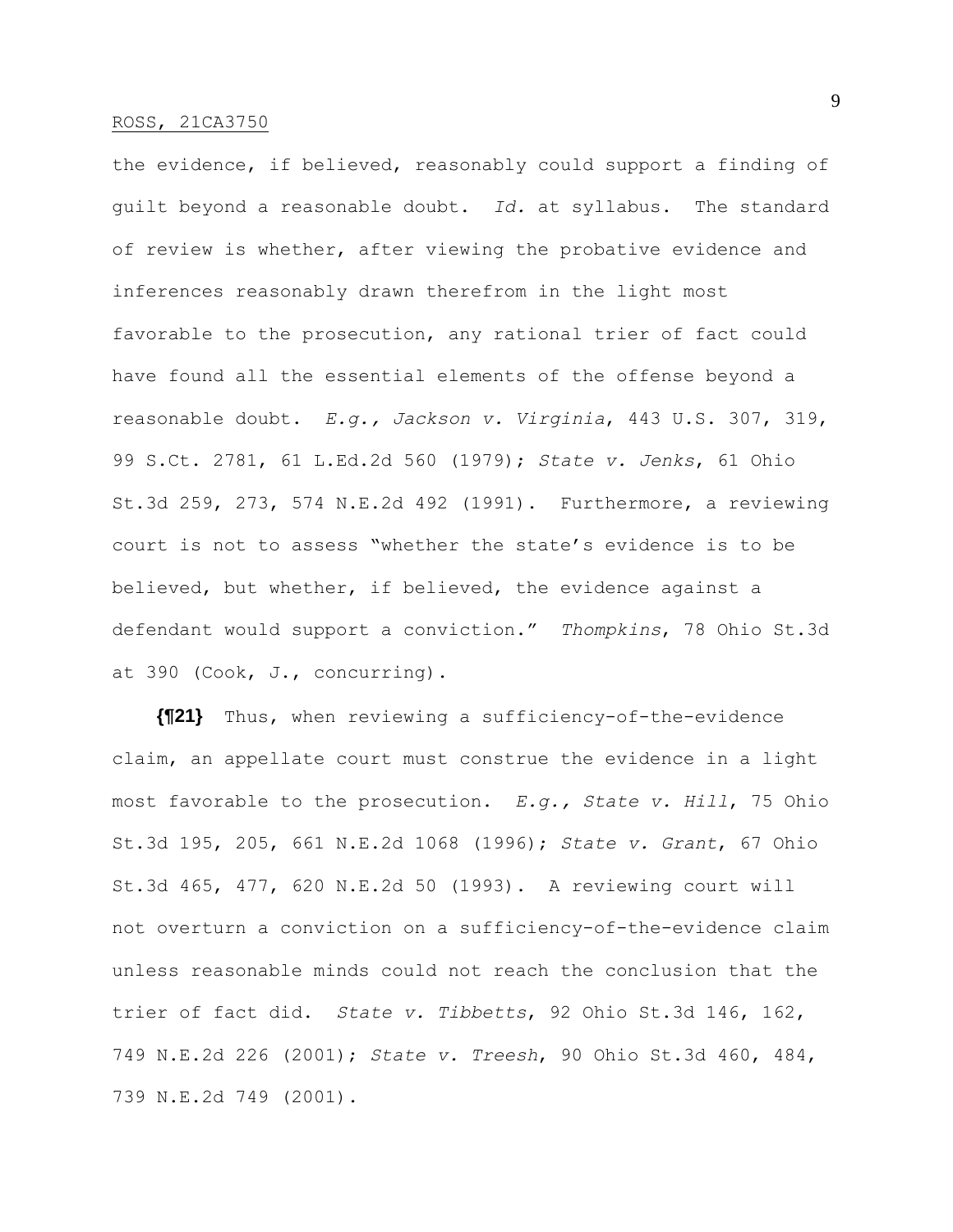the evidence, if believed, reasonably could support a finding of guilt beyond a reasonable doubt. *Id.* at syllabus. The standard of review is whether, after viewing the probative evidence and inferences reasonably drawn therefrom in the light most favorable to the prosecution, any rational trier of fact could have found all the essential elements of the offense beyond a reasonable doubt. *E.g., Jackson v. Virginia*, 443 U.S. 307, 319, 99 S.Ct. 2781, 61 L.Ed.2d 560 (1979); *State v. Jenks*, 61 Ohio St.3d 259, 273, 574 N.E.2d 492 (1991). Furthermore, a reviewing court is not to assess "whether the state's evidence is to be believed, but whether, if believed, the evidence against a defendant would support a conviction." *Thompkins*, 78 Ohio St.3d at 390 (Cook, J., concurring).

**{¶21}** Thus, when reviewing a sufficiency-of-the-evidence claim, an appellate court must construe the evidence in a light most favorable to the prosecution. *E.g., State v. Hill*, 75 Ohio St.3d 195, 205, 661 N.E.2d 1068 (1996); *State v. Grant*, 67 Ohio St.3d 465, 477, 620 N.E.2d 50 (1993). A reviewing court will not overturn a conviction on a sufficiency-of-the-evidence claim unless reasonable minds could not reach the conclusion that the trier of fact did. *State v. Tibbetts*, 92 Ohio St.3d 146, 162, 749 N.E.2d 226 (2001); *State v. Treesh*, 90 Ohio St.3d 460, 484, 739 N.E.2d 749 (2001).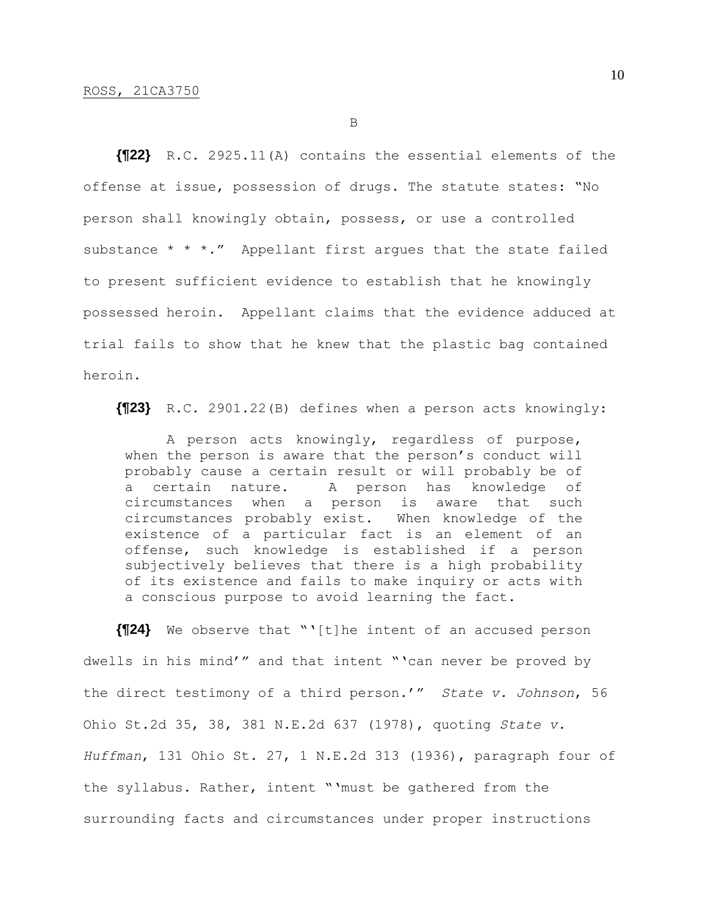B

**{¶22}** R.C. 2925.11(A) contains the essential elements of the offense at issue, possession of drugs. The statute states: "No person shall knowingly obtain, possess, or use a controlled substance * * *." Appellant first argues that the state failed to present sufficient evidence to establish that he knowingly possessed heroin. Appellant claims that the evidence adduced at trial fails to show that he knew that the plastic bag contained heroin.

**{¶23}** R.C. 2901.22(B) defines when a person acts knowingly:

> A person acts knowingly, regardless of purpose, when the person is aware that the person's conduct will probably cause a certain result or will probably be of a certain nature. A person has knowledge of circumstances when a person is aware that such circumstances probably exist. When knowledge of the existence of a particular fact is an element of an offense, such knowledge is established if a person subjectively believes that there is a high probability of its existence and fails to make inquiry or acts with a conscious purpose to avoid learning the fact.

**{¶24}** We observe that "'[t]he intent of an accused person dwells in his mind'" and that intent "'can never be proved by the direct testimony of a third person.'" *State v. Johnson*, 56 Ohio St.2d 35, 38, 381 N.E.2d 637 (1978), quoting *State v. Huffman*, 131 Ohio St. 27, 1 N.E.2d 313 (1936), paragraph four of the syllabus. Rather, intent "'must be gathered from the surrounding facts and circumstances under proper instructions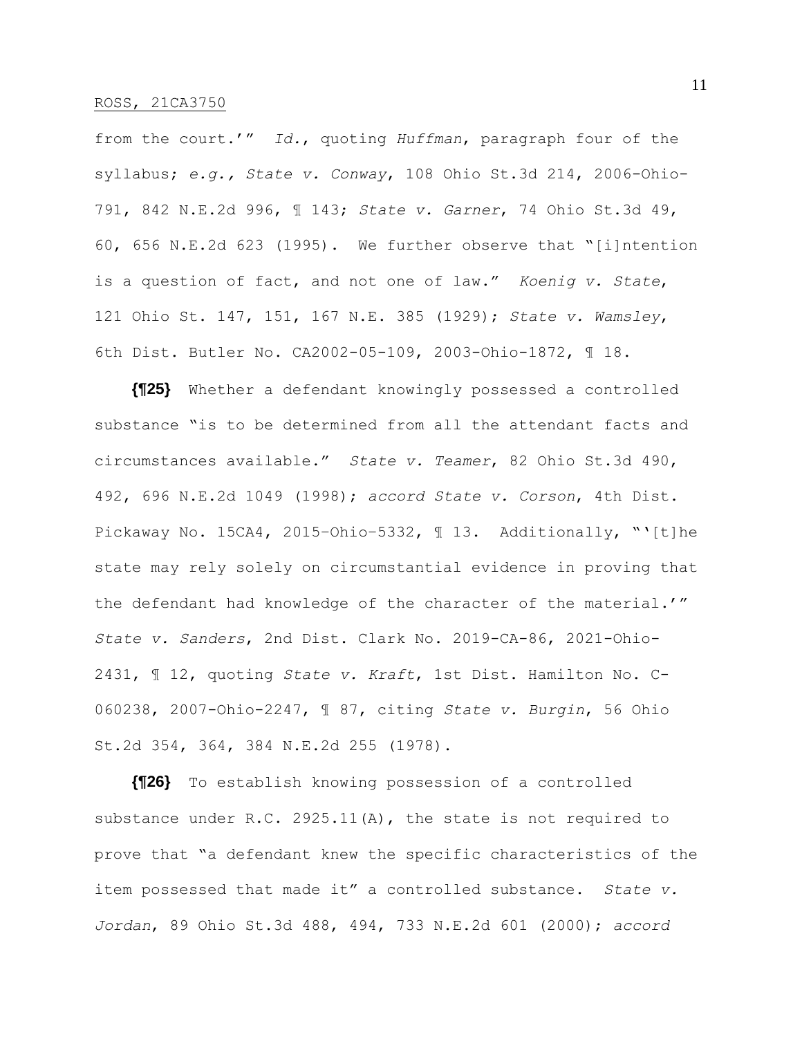from the court.'" *Id.*, quoting *Huffman*, paragraph four of the syllabus; *e.g., State v. Conway*, 108 Ohio St.3d 214, 2006-Ohio-791, 842 N.E.2d 996, ¶ 143; *State v. Garner*, 74 Ohio St.3d 49, 60, 656 N.E.2d 623 (1995). We further observe that "[i]ntention is a question of fact, and not one of law." *Koenig v. State*, 121 Ohio St. 147, 151, 167 N.E. 385 (1929); *State v. Wamsley*, 6th Dist. Butler No. CA2002-05-109, 2003-Ohio-1872, ¶ 18.

**{¶25}** Whether a defendant knowingly possessed a controlled substance "is to be determined from all the attendant facts and circumstances available." *State v. Teamer*, 82 Ohio St.3d 490, 492, 696 N.E.2d 1049 (1998); *accord State v. Corson*, 4th Dist. Pickaway No. 15CA4, 2015-Ohio-5332, ¶ 13. Additionally, "'[t]he state may rely solely on circumstantial evidence in proving that the defendant had knowledge of the character of the material.'" *State v. Sanders*, 2nd Dist. Clark No. 2019-CA-86, 2021-Ohio-2431, ¶ 12, quoting *State v. Kraft*, 1st Dist. Hamilton No. C-060238, 2007-Ohio-2247, ¶ 87, citing *State v. Burgin*, 56 Ohio St.2d 354, 364, 384 N.E.2d 255 (1978).

**{¶26}** To establish knowing possession of a controlled substance under R.C. 2925.11(A), the state is not required to prove that "a defendant knew the specific characteristics of the item possessed that made it" a controlled substance. *State v. Jordan*, 89 Ohio St.3d 488, 494, 733 N.E.2d 601 (2000); *accord*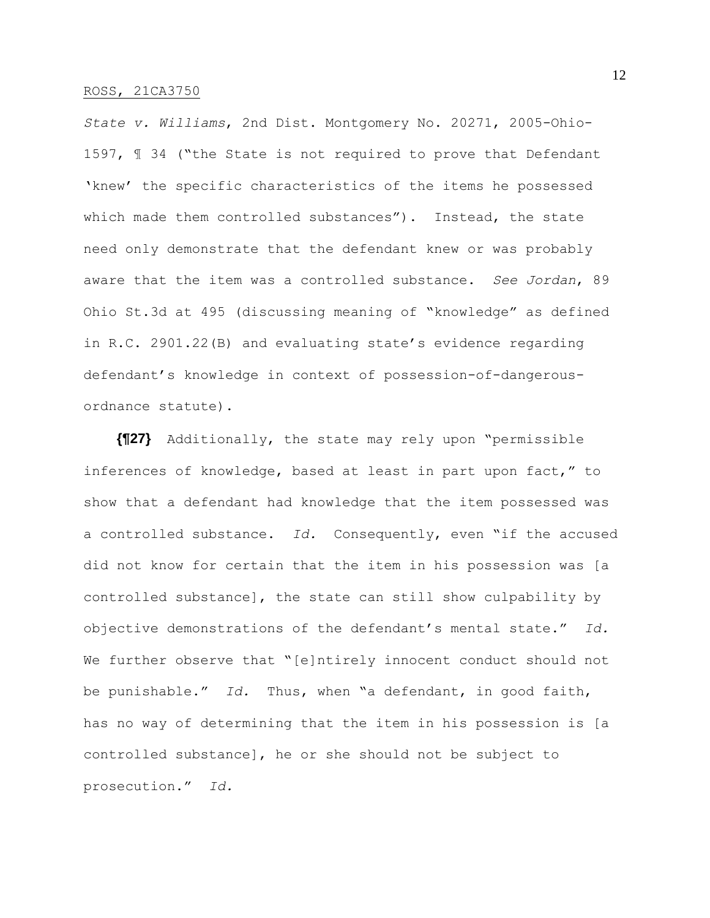*State v. Williams*, 2nd Dist. Montgomery No. 20271, 2005-Ohio-1597, ¶ 34 ("the State is not required to prove that Defendant 'knew' the specific characteristics of the items he possessed which made them controlled substances"). Instead, the state need only demonstrate that the defendant knew or was probably aware that the item was a controlled substance. *See Jordan*, 89 Ohio St.3d at 495 (discussing meaning of "knowledge" as defined in R.C. 2901.22(B) and evaluating state's evidence regarding defendant's knowledge in context of possession-of-dangerous-ordnance statute).

**{¶27}** Additionally, the state may rely upon "permissible inferences of knowledge, based at least in part upon fact," to show that a defendant had knowledge that the item possessed was a controlled substance. *Id.* Consequently, even "if the accused did not know for certain that the item in his possession was [a controlled substance], the state can still show culpability by objective demonstrations of the defendant's mental state." *Id.* We further observe that "[e]ntirely innocent conduct should not be punishable." *Id.* Thus, when "a defendant, in good faith, has no way of determining that the item in his possession is [a controlled substance], he or she should not be subject to prosecution." *Id.*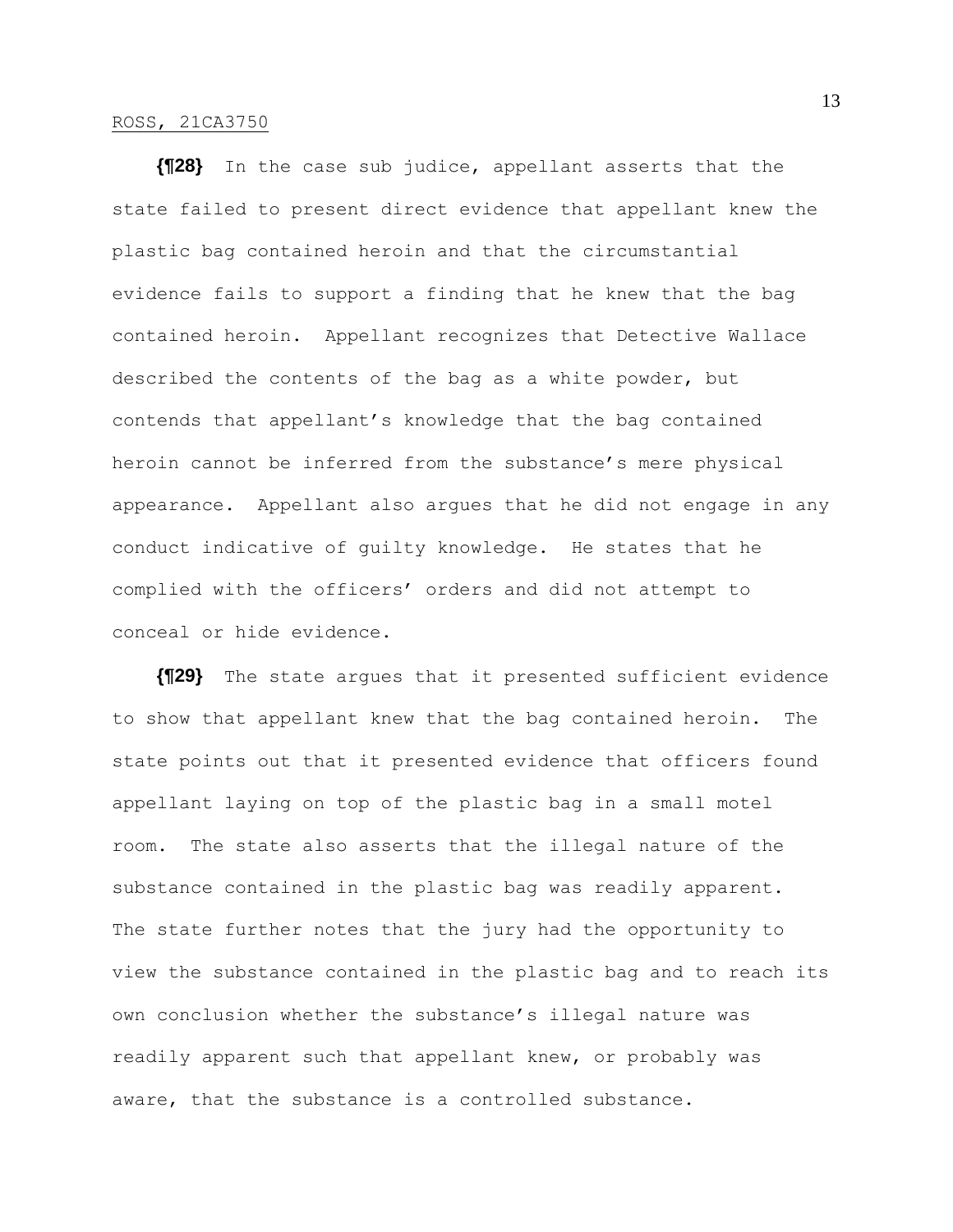**{¶28}** In the case sub judice, appellant asserts that the state failed to present direct evidence that appellant knew the plastic bag contained heroin and that the circumstantial evidence fails to support a finding that he knew that the bag contained heroin. Appellant recognizes that Detective Wallace described the contents of the bag as a white powder, but contends that appellant's knowledge that the bag contained heroin cannot be inferred from the substance's mere physical appearance. Appellant also argues that he did not engage in any conduct indicative of guilty knowledge. He states that he complied with the officers' orders and did not attempt to conceal or hide evidence.

**{¶29}** The state argues that it presented sufficient evidence to show that appellant knew that the bag contained heroin. The state points out that it presented evidence that officers found appellant laying on top of the plastic bag in a small motel room. The state also asserts that the illegal nature of the substance contained in the plastic bag was readily apparent. The state further notes that the jury had the opportunity to view the substance contained in the plastic bag and to reach its own conclusion whether the substance's illegal nature was readily apparent such that appellant knew, or probably was aware, that the substance is a controlled substance.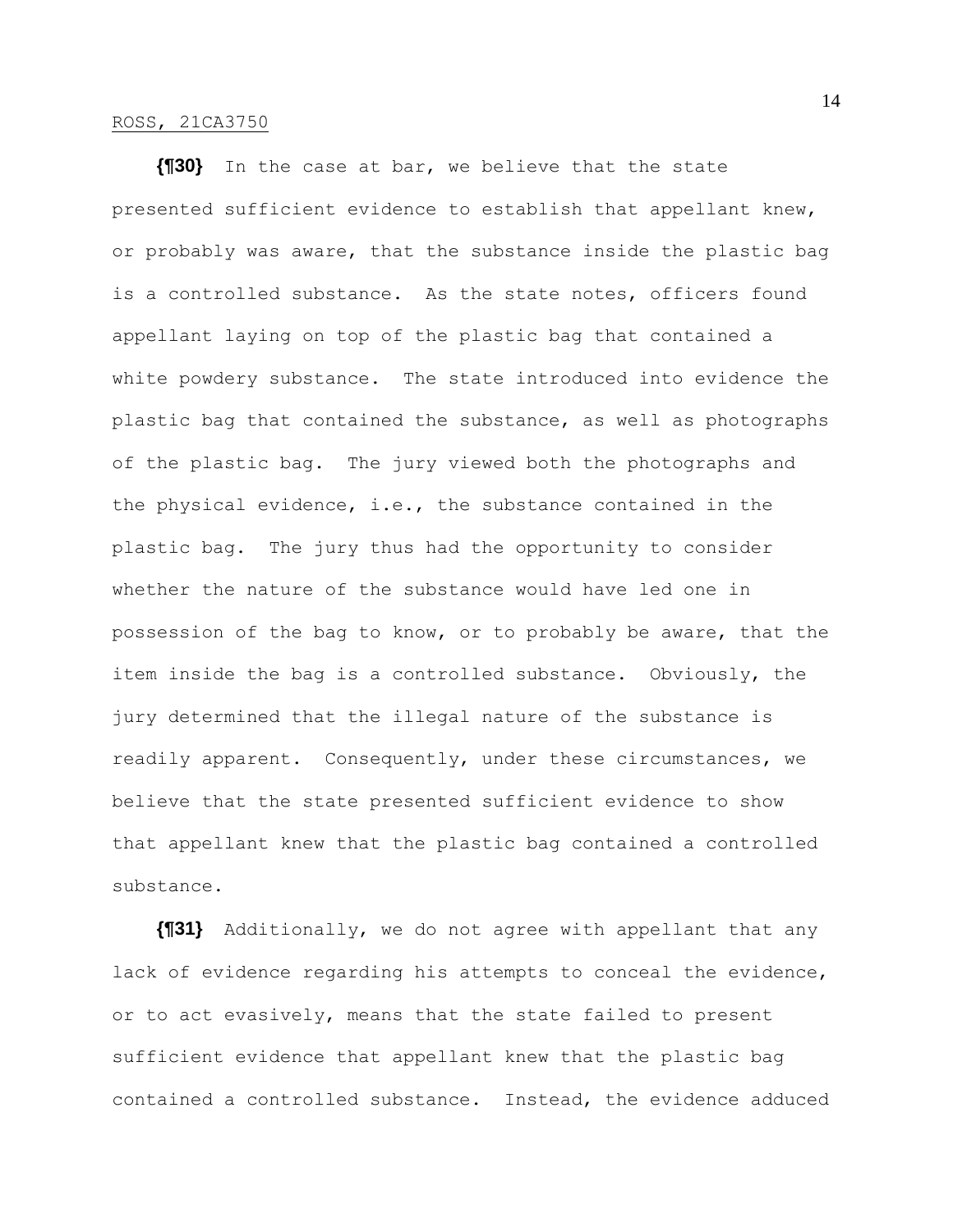**{¶30}** In the case at bar, we believe that the state presented sufficient evidence to establish that appellant knew, or probably was aware, that the substance inside the plastic bag is a controlled substance. As the state notes, officers found appellant laying on top of the plastic bag that contained a white powdery substance. The state introduced into evidence the plastic bag that contained the substance, as well as photographs of the plastic bag. The jury viewed both the photographs and the physical evidence, i.e., the substance contained in the plastic bag. The jury thus had the opportunity to consider whether the nature of the substance would have led one in possession of the bag to know, or to probably be aware, that the item inside the bag is a controlled substance. Obviously, the jury determined that the illegal nature of the substance is readily apparent. Consequently, under these circumstances, we believe that the state presented sufficient evidence to show that appellant knew that the plastic bag contained a controlled substance.

**{¶31}** Additionally, we do not agree with appellant that any lack of evidence regarding his attempts to conceal the evidence, or to act evasively, means that the state failed to present sufficient evidence that appellant knew that the plastic bag contained a controlled substance. Instead, the evidence adduced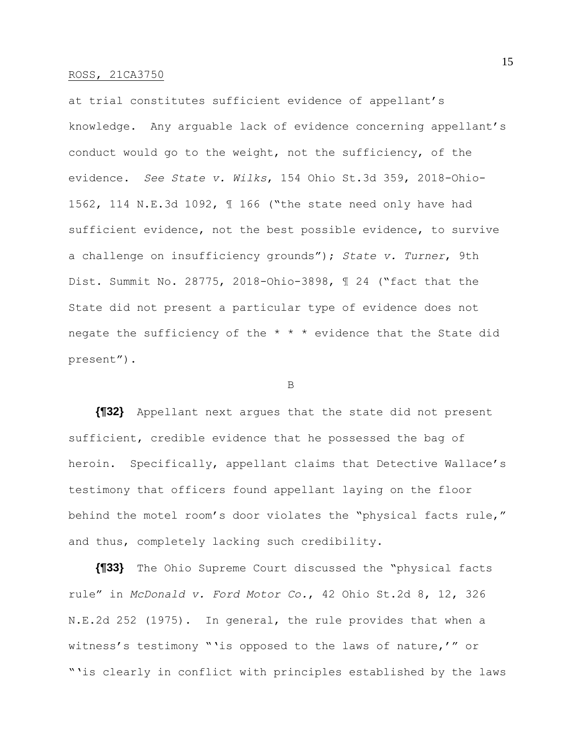at trial constitutes sufficient evidence of appellant's knowledge. Any arguable lack of evidence concerning appellant's conduct would go to the weight, not the sufficiency, of the evidence. *See State v. Wilks*, 154 Ohio St.3d 359, 2018-Ohio-1562, 114 N.E.3d 1092, ¶ 166 ("the state need only have had sufficient evidence, not the best possible evidence, to survive a challenge on insufficiency grounds"); *State v. Turner*, 9th Dist. Summit No. 28775, 2018-Ohio-3898, ¶ 24 ("fact that the State did not present a particular type of evidence does not negate the sufficiency of the * * * evidence that the State did present").

B

**{¶32}** Appellant next argues that the state did not present sufficient, credible evidence that he possessed the bag of heroin. Specifically, appellant claims that Detective Wallace's testimony that officers found appellant laying on the floor behind the motel room's door violates the "physical facts rule," and thus, completely lacking such credibility.

**{¶33}** The Ohio Supreme Court discussed the "physical facts rule" in *McDonald v. Ford Motor Co.*, 42 Ohio St.2d 8, 12, 326 N.E.2d 252 (1975). In general, the rule provides that when a witness's testimony "'is opposed to the laws of nature,'" or "'is clearly in conflict with principles established by the laws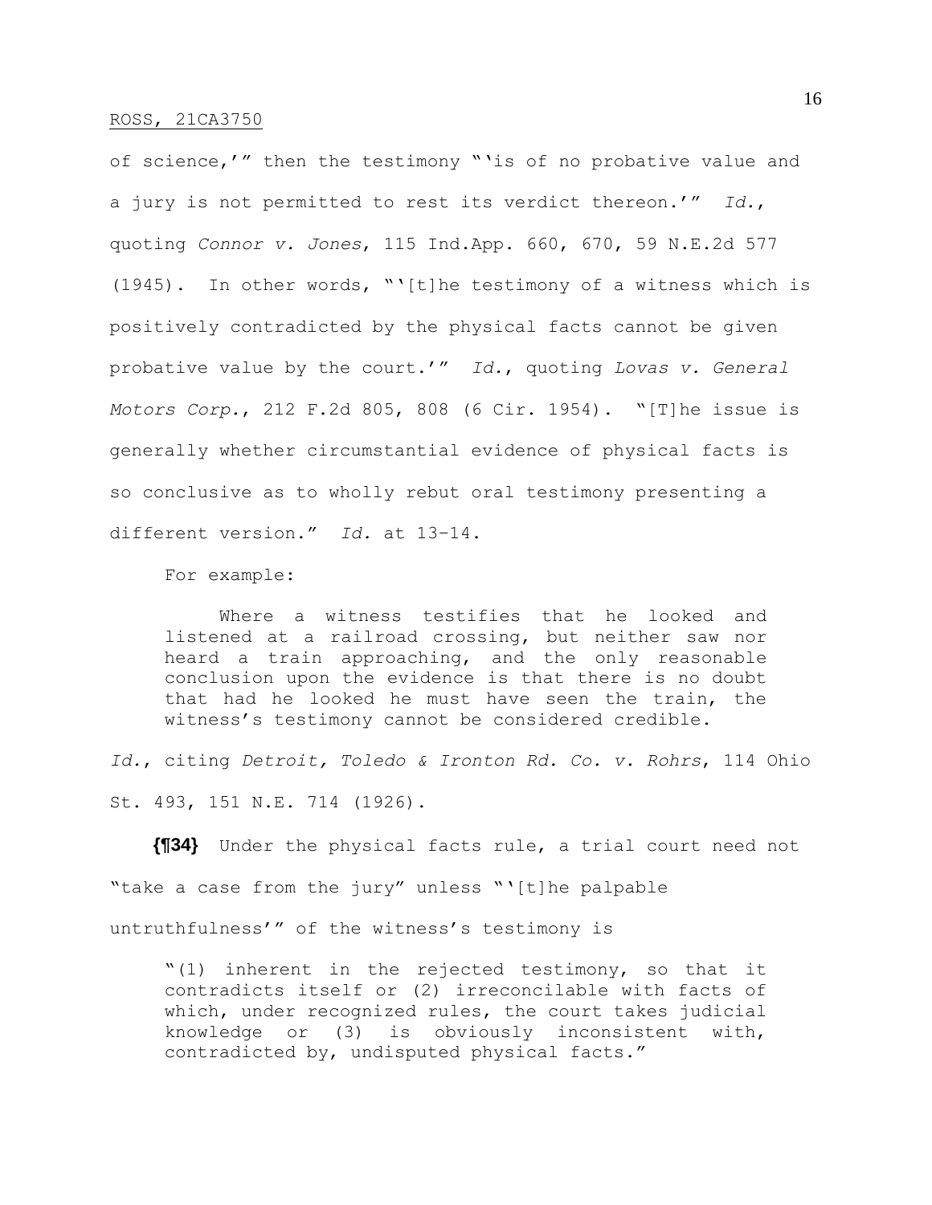of science,'" then the testimony "'is of no probative value and a jury is not permitted to rest its verdict thereon.'" *Id.*, quoting *Connor v. Jones*, 115 Ind.App. 660, 670, 59 N.E.2d 577 (1945). In other words, "'[t]he testimony of a witness which is positively contradicted by the physical facts cannot be given probative value by the court.'" *Id.*, quoting *Lovas v. General Motors Corp.*, 212 F.2d 805, 808 (6 Cir. 1954). "[T]he issue is generally whether circumstantial evidence of physical facts is so conclusive as to wholly rebut oral testimony presenting a different version." *Id.* at 13–14.

For example:

> Where a witness testifies that he looked and listened at a railroad crossing, but neither saw nor heard a train approaching, and the only reasonable conclusion upon the evidence is that there is no doubt that had he looked he must have seen the train, the witness's testimony cannot be considered credible.

*Id.*, citing *Detroit, Toledo & Ironton Rd. Co. v. Rohrs*, 114 Ohio St. 493, 151 N.E. 714 (1926).

**{¶34}** Under the physical facts rule, a trial court need not "take a case from the jury" unless "'[t]he palpable untruthfulness'" of the witness's testimony is

> "(1) inherent in the rejected testimony, so that it contradicts itself or (2) irreconcilable with facts of which, under recognized rules, the court takes judicial knowledge or (3) is obviously inconsistent with, contradicted by, undisputed physical facts."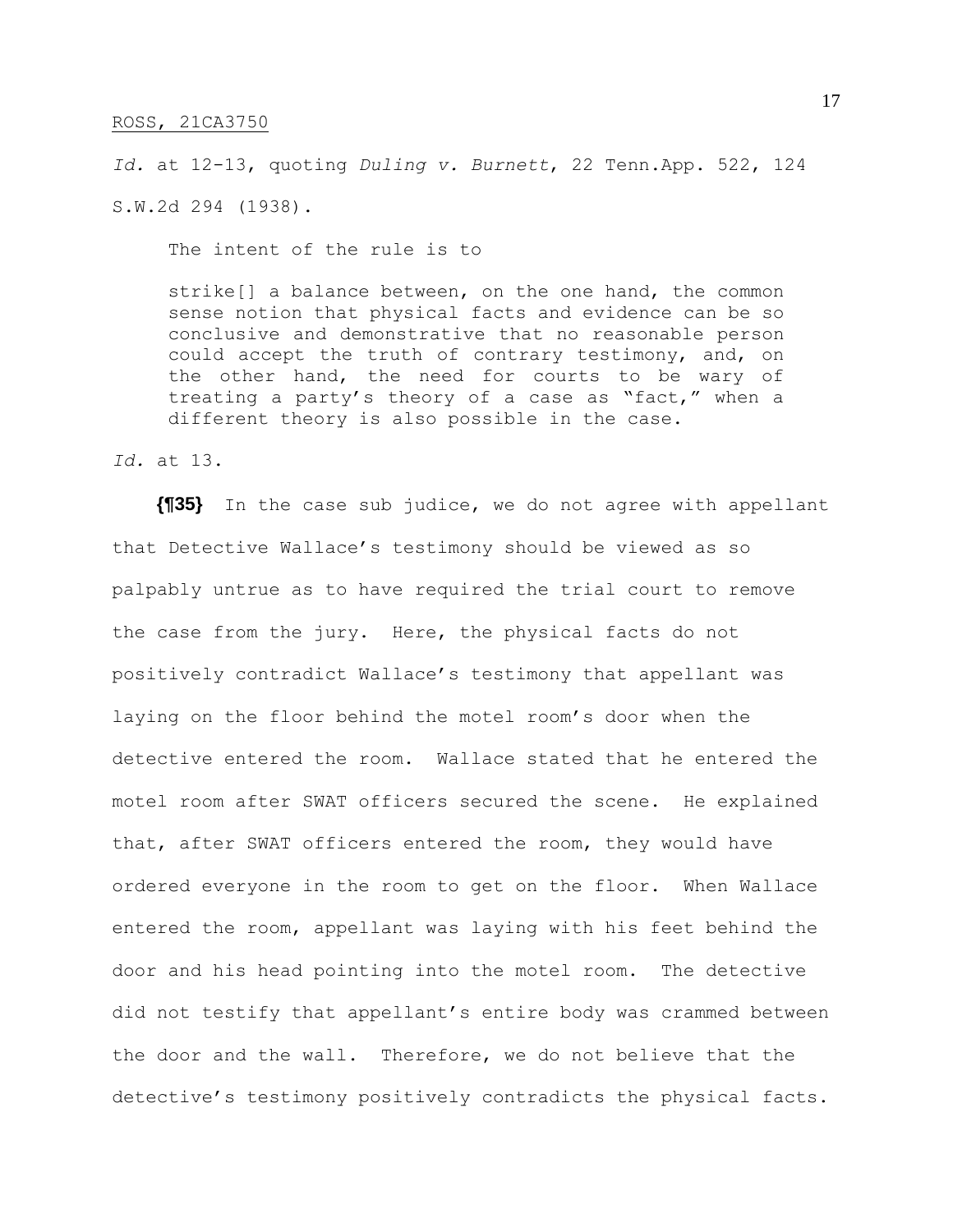*Id.* at 12-13, quoting *Duling v. Burnett*, 22 Tenn.App. 522, 124 S.W.2d 294 (1938).

The intent of the rule is to

> strike[] a balance between, on the one hand, the common sense notion that physical facts and evidence can be so conclusive and demonstrative that no reasonable person could accept the truth of contrary testimony, and, on the other hand, the need for courts to be wary of treating a party's theory of a case as "fact," when a different theory is also possible in the case.

*Id.* at 13.

**{¶35}** In the case sub judice, we do not agree with appellant that Detective Wallace's testimony should be viewed as so palpably untrue as to have required the trial court to remove the case from the jury. Here, the physical facts do not positively contradict Wallace's testimony that appellant was laying on the floor behind the motel room's door when the detective entered the room. Wallace stated that he entered the motel room after SWAT officers secured the scene. He explained that, after SWAT officers entered the room, they would have ordered everyone in the room to get on the floor. When Wallace entered the room, appellant was laying with his feet behind the door and his head pointing into the motel room. The detective did not testify that appellant's entire body was crammed between the door and the wall. Therefore, we do not believe that the detective's testimony positively contradicts the physical facts.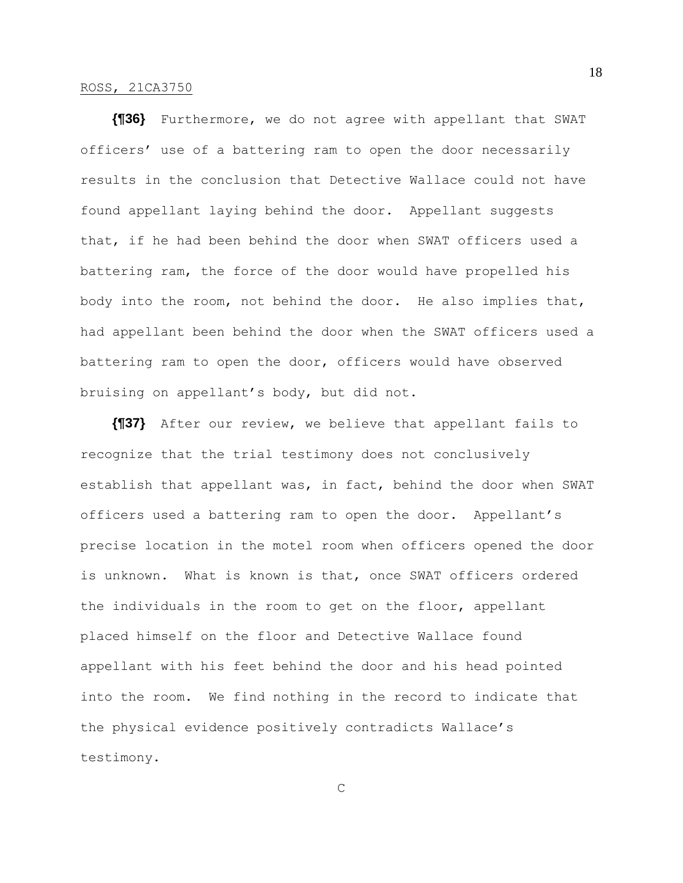**{¶36}** Furthermore, we do not agree with appellant that SWAT officers' use of a battering ram to open the door necessarily results in the conclusion that Detective Wallace could not have found appellant laying behind the door. Appellant suggests that, if he had been behind the door when SWAT officers used a battering ram, the force of the door would have propelled his body into the room, not behind the door. He also implies that, had appellant been behind the door when the SWAT officers used a battering ram to open the door, officers would have observed bruising on appellant's body, but did not.

**{¶37}** After our review, we believe that appellant fails to recognize that the trial testimony does not conclusively establish that appellant was, in fact, behind the door when SWAT officers used a battering ram to open the door. Appellant's precise location in the motel room when officers opened the door is unknown. What is known is that, once SWAT officers ordered the individuals in the room to get on the floor, appellant placed himself on the floor and Detective Wallace found appellant with his feet behind the door and his head pointed into the room. We find nothing in the record to indicate that the physical evidence positively contradicts Wallace's testimony.

C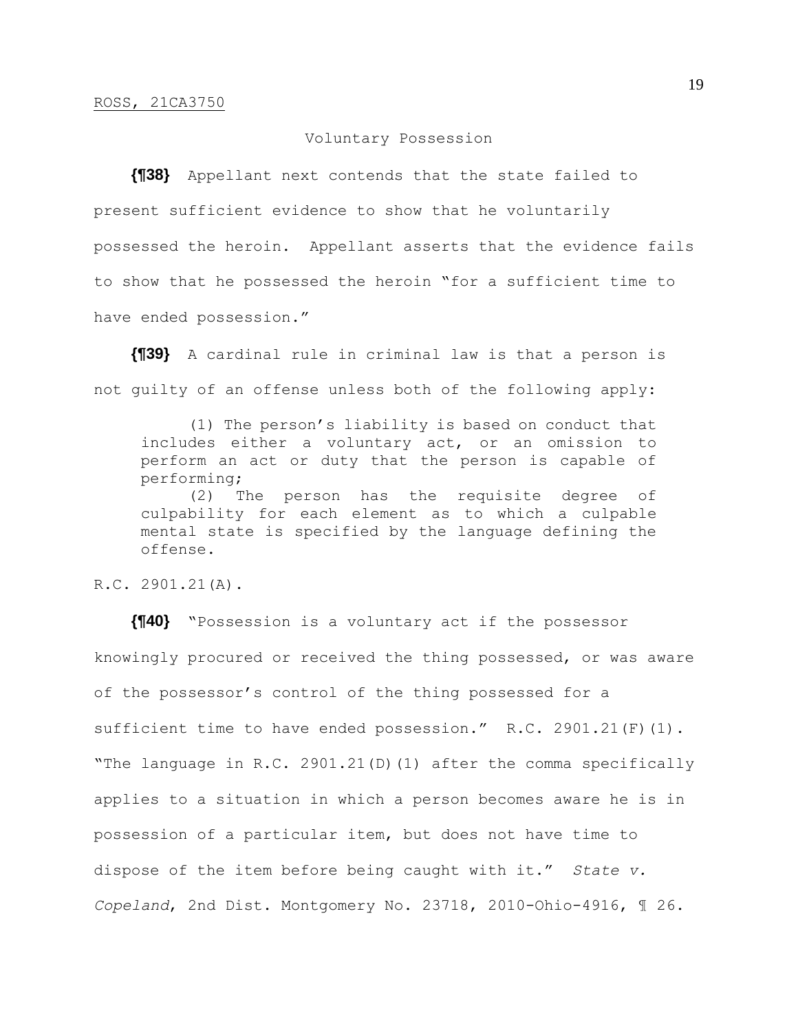Voluntary Possession

**{¶38}** Appellant next contends that the state failed to present sufficient evidence to show that he voluntarily possessed the heroin. Appellant asserts that the evidence fails to show that he possessed the heroin "for a sufficient time to have ended possession."

**{¶39}** A cardinal rule in criminal law is that a person is not guilty of an offense unless both of the following apply:

> (1) The person's liability is based on conduct that includes either a voluntary act, or an omission to perform an act or duty that the person is capable of performing;
>
> (2) The person has the requisite degree of culpability for each element as to which a culpable mental state is specified by the language defining the offense.

R.C. 2901.21(A).

**{¶40}** "Possession is a voluntary act if the possessor knowingly procured or received the thing possessed, or was aware of the possessor's control of the thing possessed for a sufficient time to have ended possession." R.C. 2901.21(F)(1). "The language in R.C. 2901.21(D)(1) after the comma specifically applies to a situation in which a person becomes aware he is in possession of a particular item, but does not have time to dispose of the item before being caught with it." *State v. Copeland*, 2nd Dist. Montgomery No. 23718, 2010-Ohio-4916, ¶ 26.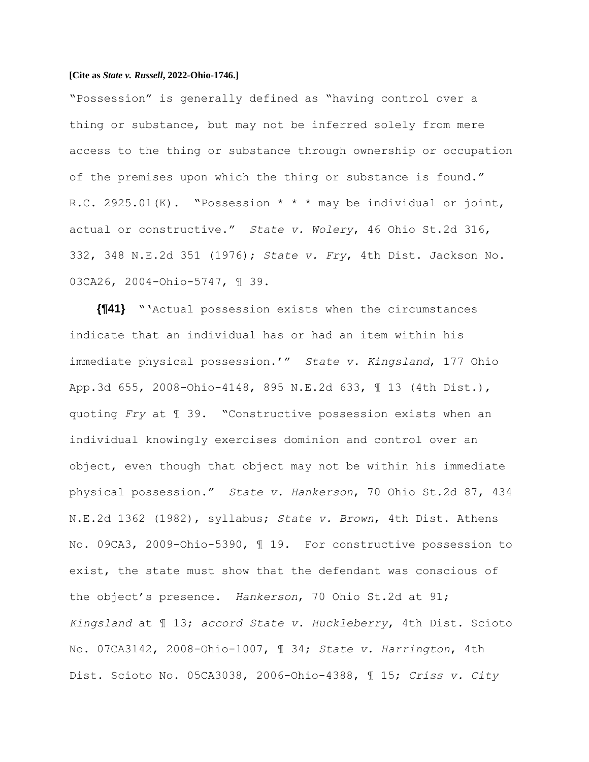"Possession" is generally defined as "having control over a thing or substance, but may not be inferred solely from mere access to the thing or substance through ownership or occupation of the premises upon which the thing or substance is found." R.C. 2925.01(K). "Possession * * * may be individual or joint, actual or constructive." *State v. Wolery*, 46 Ohio St.2d 316, 332, 348 N.E.2d 351 (1976); *State v. Fry*, 4th Dist. Jackson No. 03CA26, 2004-Ohio-5747, ¶ 39.

**{¶41}** "'Actual possession exists when the circumstances indicate that an individual has or had an item within his immediate physical possession.'" *State v. Kingsland*, 177 Ohio App.3d 655, 2008-Ohio-4148, 895 N.E.2d 633, ¶ 13 (4th Dist.), quoting *Fry* at ¶ 39. "Constructive possession exists when an individual knowingly exercises dominion and control over an object, even though that object may not be within his immediate physical possession." *State v. Hankerson*, 70 Ohio St.2d 87, 434 N.E.2d 1362 (1982), syllabus; *State v. Brown*, 4th Dist. Athens No. 09CA3, 2009-Ohio-5390, ¶ 19. For constructive possession to exist, the state must show that the defendant was conscious of the object's presence. *Hankerson*, 70 Ohio St.2d at 91; *Kingsland* at ¶ 13; *accord State v. Huckleberry*, 4th Dist. Scioto No. 07CA3142, 2008-Ohio-1007, ¶ 34; *State v. Harrington*, 4th Dist. Scioto No. 05CA3038, 2006-Ohio-4388, ¶ 15; *Criss v. City*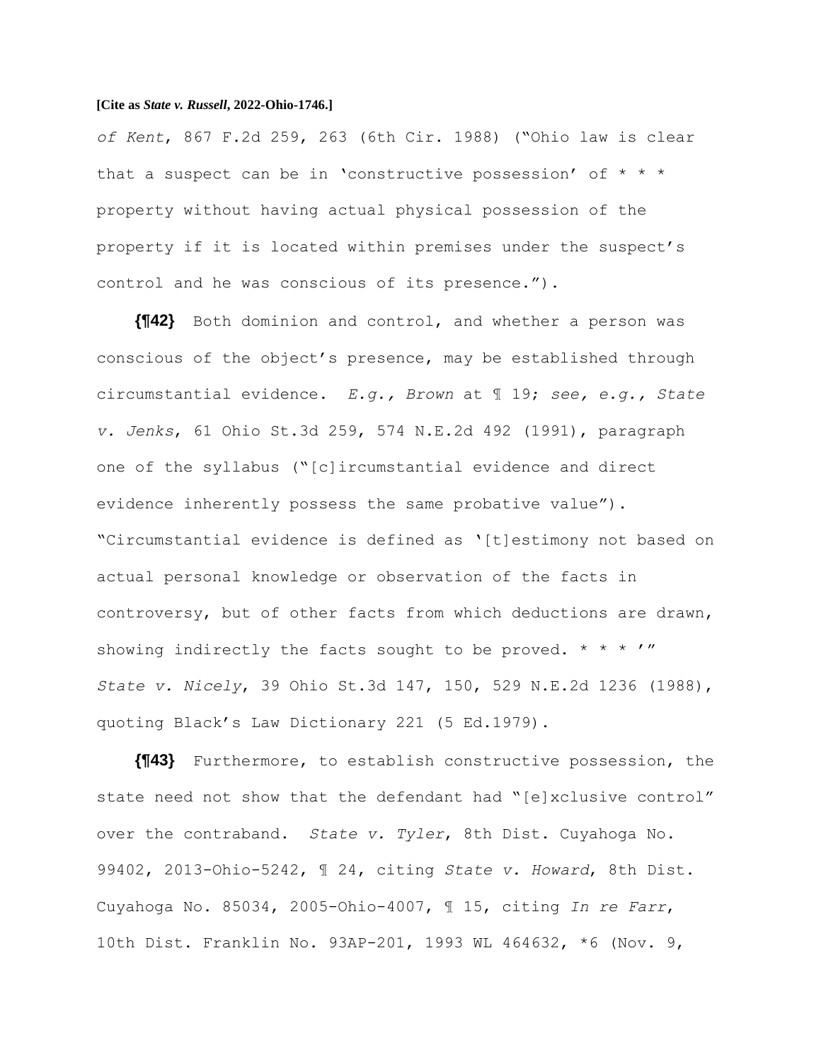*of Kent*, 867 F.2d 259, 263 (6th Cir. 1988) ("Ohio law is clear that a suspect can be in 'constructive possession' of * * * property without having actual physical possession of the property if it is located within premises under the suspect's control and he was conscious of its presence.").

**{¶42}** Both dominion and control, and whether a person was conscious of the object's presence, may be established through circumstantial evidence. *E.g., Brown* at ¶ 19; *see, e.g., State v. Jenks*, 61 Ohio St.3d 259, 574 N.E.2d 492 (1991), paragraph one of the syllabus ("[c]ircumstantial evidence and direct evidence inherently possess the same probative value"). "Circumstantial evidence is defined as '[t]estimony not based on actual personal knowledge or observation of the facts in controversy, but of other facts from which deductions are drawn, showing indirectly the facts sought to be proved. * * * '" *State v. Nicely*, 39 Ohio St.3d 147, 150, 529 N.E.2d 1236 (1988), quoting Black's Law Dictionary 221 (5 Ed.1979).

**{¶43}** Furthermore, to establish constructive possession, the state need not show that the defendant had "[e]xclusive control" over the contraband. *State v. Tyler*, 8th Dist. Cuyahoga No. 99402, 2013-Ohio-5242, ¶ 24, citing *State v. Howard*, 8th Dist. Cuyahoga No. 85034, 2005-Ohio-4007, ¶ 15, citing *In re Farr*, 10th Dist. Franklin No. 93AP-201, 1993 WL 464632, *6 (Nov. 9,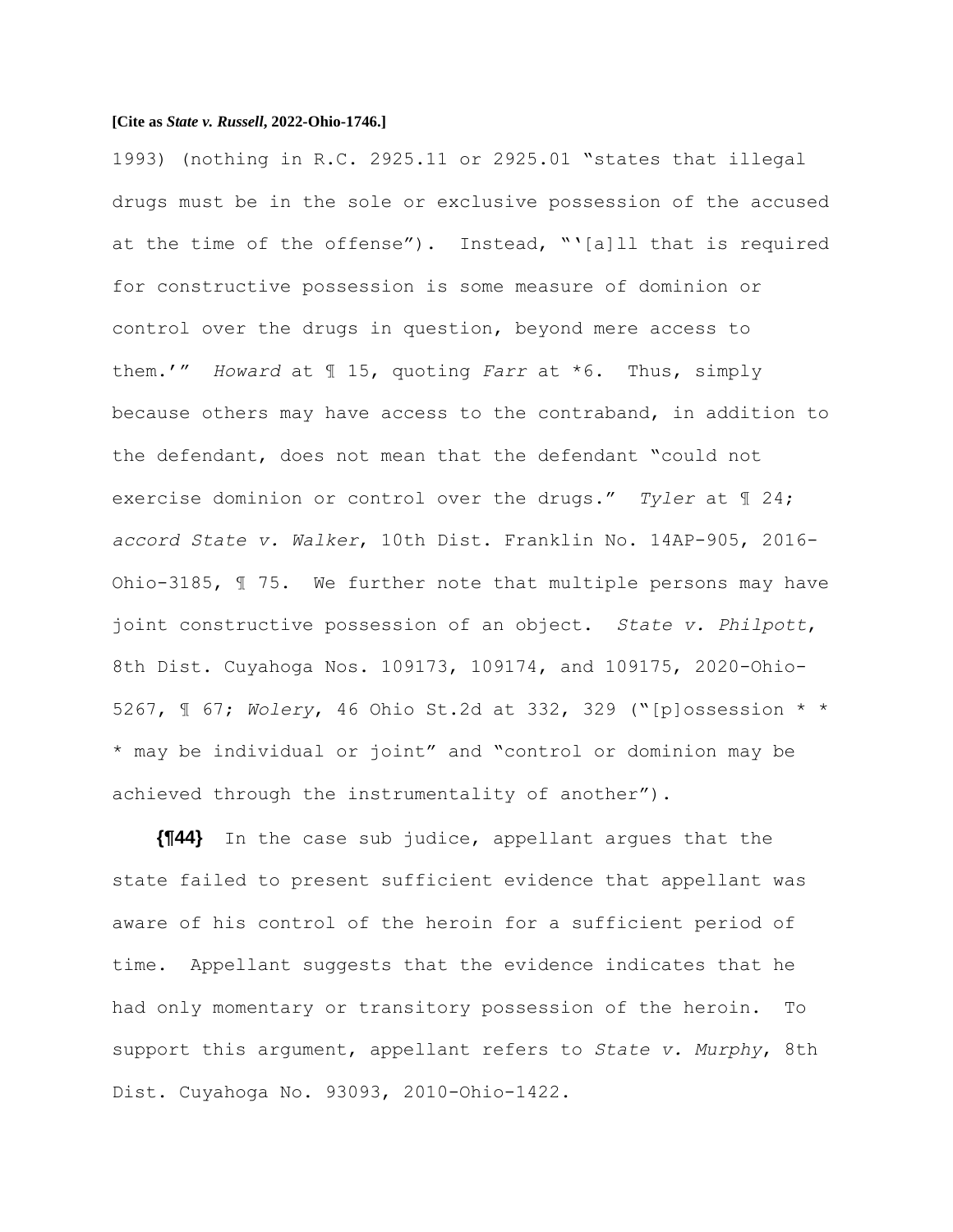1993) (nothing in R.C. 2925.11 or 2925.01 "states that illegal drugs must be in the sole or exclusive possession of the accused at the time of the offense"). Instead, "'[a]ll that is required for constructive possession is some measure of dominion or control over the drugs in question, beyond mere access to them.'" *Howard* at ¶ 15, quoting *Farr* at *6. Thus, simply because others may have access to the contraband, in addition to the defendant, does not mean that the defendant "could not exercise dominion or control over the drugs." *Tyler* at ¶ 24; *accord State v. Walker*, 10th Dist. Franklin No. 14AP-905, 2016-Ohio-3185, ¶ 75. We further note that multiple persons may have joint constructive possession of an object. *State v. Philpott*, 8th Dist. Cuyahoga Nos. 109173, 109174, and 109175, 2020-Ohio-5267, ¶ 67; *Wolery*, 46 Ohio St.2d at 332, 329 ("[p]ossession * * * may be individual or joint" and "control or dominion may be achieved through the instrumentality of another").

**{¶44}** In the case sub judice, appellant argues that the state failed to present sufficient evidence that appellant was aware of his control of the heroin for a sufficient period of time. Appellant suggests that the evidence indicates that he had only momentary or transitory possession of the heroin. To support this argument, appellant refers to *State v. Murphy*, 8th Dist. Cuyahoga No. 93093, 2010-Ohio-1422.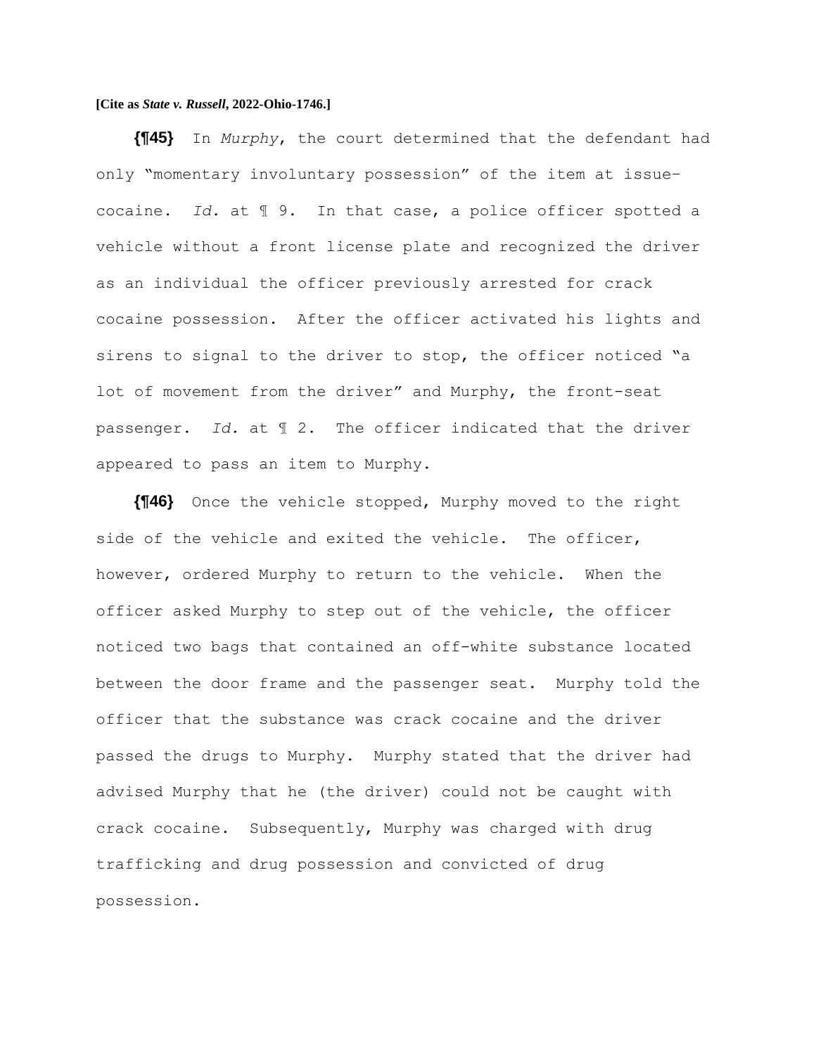**{¶45}** In *Murphy*, the court determined that the defendant had only "momentary involuntary possession" of the item at issue–cocaine. *Id.* at ¶ 9. In that case, a police officer spotted a vehicle without a front license plate and recognized the driver as an individual the officer previously arrested for crack cocaine possession. After the officer activated his lights and sirens to signal to the driver to stop, the officer noticed "a lot of movement from the driver" and Murphy, the front-seat passenger. *Id.* at ¶ 2. The officer indicated that the driver appeared to pass an item to Murphy.

**{¶46}** Once the vehicle stopped, Murphy moved to the right side of the vehicle and exited the vehicle. The officer, however, ordered Murphy to return to the vehicle. When the officer asked Murphy to step out of the vehicle, the officer noticed two bags that contained an off-white substance located between the door frame and the passenger seat. Murphy told the officer that the substance was crack cocaine and the driver passed the drugs to Murphy. Murphy stated that the driver had advised Murphy that he (the driver) could not be caught with crack cocaine. Subsequently, Murphy was charged with drug trafficking and drug possession and convicted of drug possession.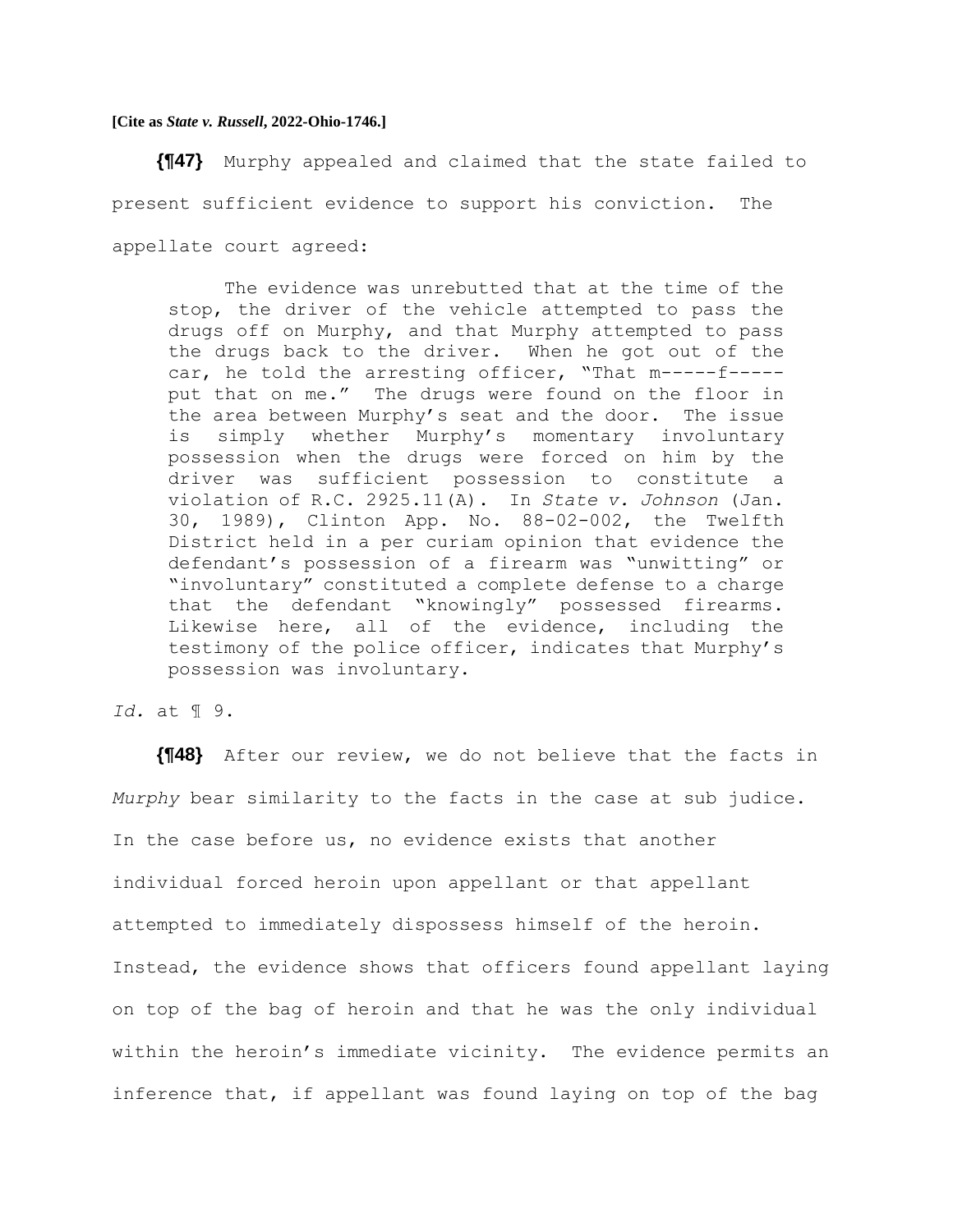**[Cite as *State v. Russell*, 2022-Ohio-1746.]**

**{¶47}** Murphy appealed and claimed that the state failed to present sufficient evidence to support his conviction. The appellate court agreed:

> The evidence was unrebutted that at the time of the stop, the driver of the vehicle attempted to pass the drugs off on Murphy, and that Murphy attempted to pass the drugs back to the driver. When he got out of the car, he told the arresting officer, "That m-----f----- put that on me." The drugs were found on the floor in the area between Murphy's seat and the door. The issue is simply whether Murphy's momentary involuntary possession when the drugs were forced on him by the driver was sufficient possession to constitute a violation of R.C. 2925.11(A). In *State v. Johnson* (Jan. 30, 1989), Clinton App. No. 88-02-002, the Twelfth District held in a per curiam opinion that evidence the defendant's possession of a firearm was "unwitting" or "involuntary" constituted a complete defense to a charge that the defendant "knowingly" possessed firearms. Likewise here, all of the evidence, including the testimony of the police officer, indicates that Murphy's possession was involuntary.

*Id.* at ¶ 9.

**{¶48}** After our review, we do not believe that the facts in *Murphy* bear similarity to the facts in the case at sub judice. In the case before us, no evidence exists that another individual forced heroin upon appellant or that appellant attempted to immediately dispossess himself of the heroin. Instead, the evidence shows that officers found appellant laying on top of the bag of heroin and that he was the only individual within the heroin's immediate vicinity. The evidence permits an inference that, if appellant was found laying on top of the bag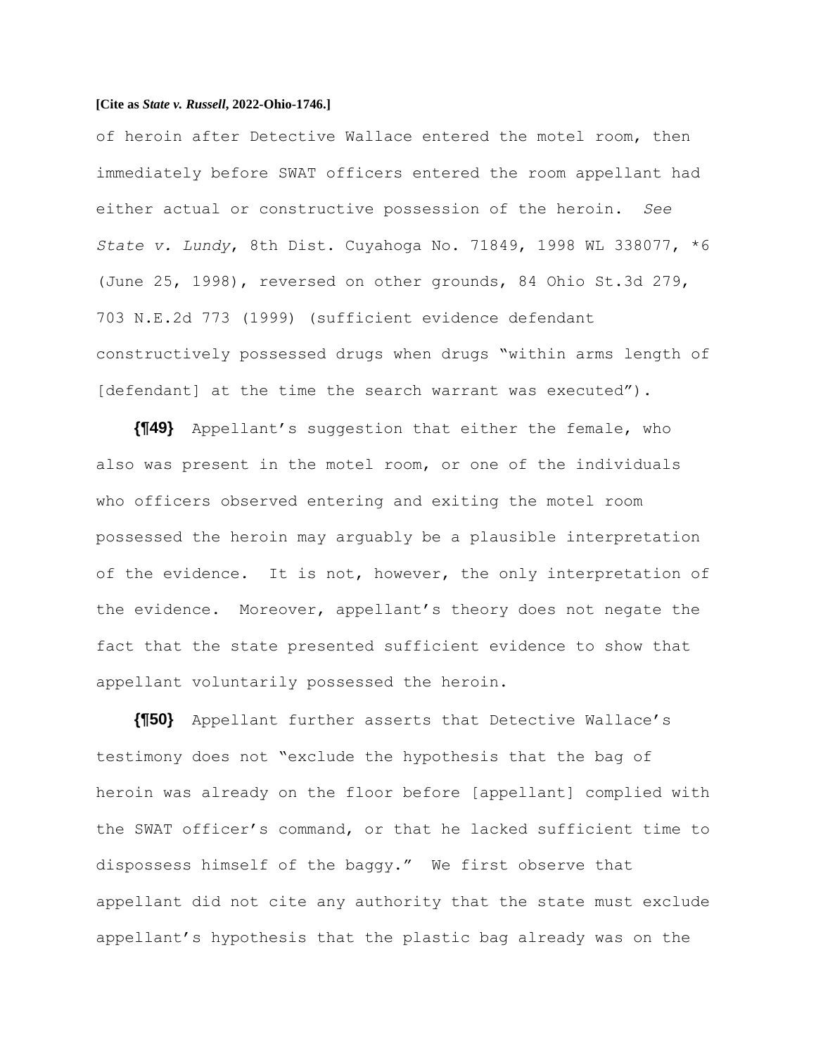of heroin after Detective Wallace entered the motel room, then immediately before SWAT officers entered the room appellant had either actual or constructive possession of the heroin. *See State v. Lundy*, 8th Dist. Cuyahoga No. 71849, 1998 WL 338077, *6 (June 25, 1998), reversed on other grounds, 84 Ohio St.3d 279, 703 N.E.2d 773 (1999) (sufficient evidence defendant constructively possessed drugs when drugs "within arms length of [defendant] at the time the search warrant was executed").

**{¶49}** Appellant's suggestion that either the female, who also was present in the motel room, or one of the individuals who officers observed entering and exiting the motel room possessed the heroin may arguably be a plausible interpretation of the evidence. It is not, however, the only interpretation of the evidence. Moreover, appellant's theory does not negate the fact that the state presented sufficient evidence to show that appellant voluntarily possessed the heroin.

**{¶50}** Appellant further asserts that Detective Wallace's testimony does not "exclude the hypothesis that the bag of heroin was already on the floor before [appellant] complied with the SWAT officer's command, or that he lacked sufficient time to dispossess himself of the baggy." We first observe that appellant did not cite any authority that the state must exclude appellant's hypothesis that the plastic bag already was on the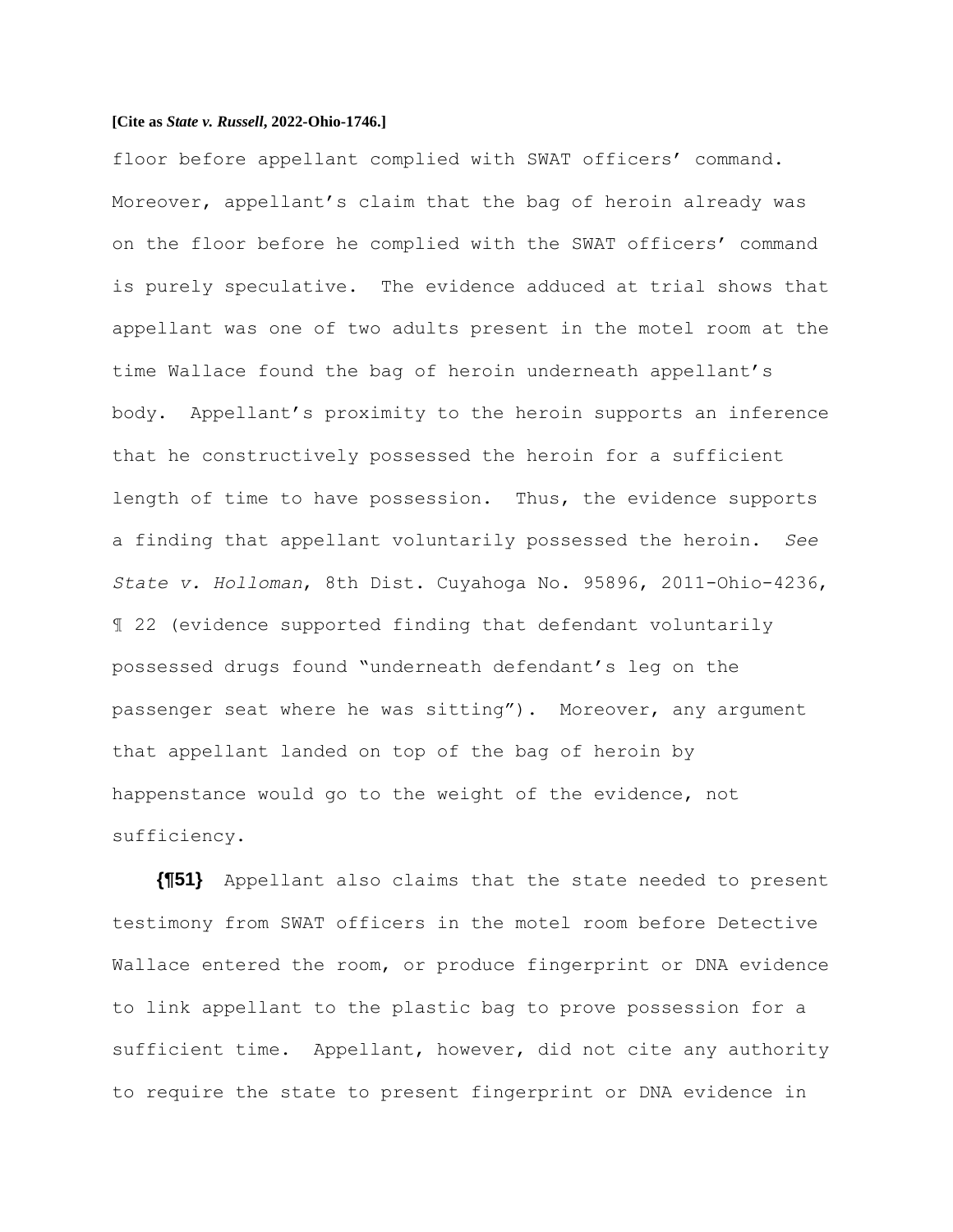floor before appellant complied with SWAT officers' command. Moreover, appellant's claim that the bag of heroin already was on the floor before he complied with the SWAT officers' command is purely speculative. The evidence adduced at trial shows that appellant was one of two adults present in the motel room at the time Wallace found the bag of heroin underneath appellant's body. Appellant's proximity to the heroin supports an inference that he constructively possessed the heroin for a sufficient length of time to have possession. Thus, the evidence supports a finding that appellant voluntarily possessed the heroin. *See State v. Holloman*, 8th Dist. Cuyahoga No. 95896, 2011-Ohio-4236, ¶ 22 (evidence supported finding that defendant voluntarily possessed drugs found "underneath defendant's leg on the passenger seat where he was sitting"). Moreover, any argument that appellant landed on top of the bag of heroin by happenstance would go to the weight of the evidence, not sufficiency.

**{¶51}** Appellant also claims that the state needed to present testimony from SWAT officers in the motel room before Detective Wallace entered the room, or produce fingerprint or DNA evidence to link appellant to the plastic bag to prove possession for a sufficient time. Appellant, however, did not cite any authority to require the state to present fingerprint or DNA evidence in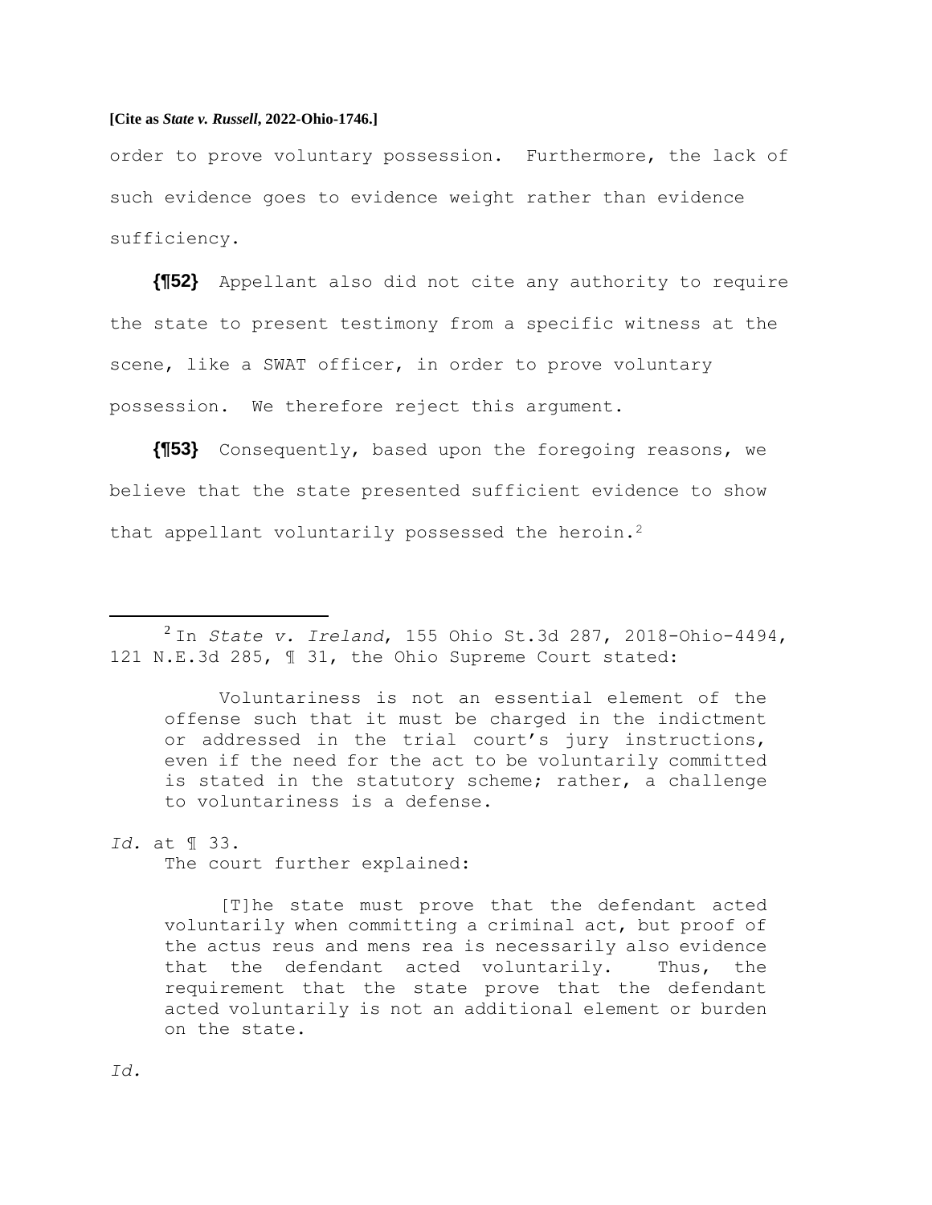order to prove voluntary possession. Furthermore, the lack of such evidence goes to evidence weight rather than evidence sufficiency.

**{¶52}** Appellant also did not cite any authority to require the state to present testimony from a specific witness at the scene, like a SWAT officer, in order to prove voluntary possession. We therefore reject this argument.

**{¶53}** Consequently, based upon the foregoing reasons, we believe that the state presented sufficient evidence to show that appellant voluntarily possessed the heroin.[2]

---

[2] In *State v. Ireland*, 155 Ohio St.3d 287, 2018-Ohio-4494, 121 N.E.3d 285, ¶ 31, the Ohio Supreme Court stated:

> Voluntariness is not an essential element of the offense such that it must be charged in the indictment or addressed in the trial court's jury instructions, even if the need for the act to be voluntarily committed is stated in the statutory scheme; rather, a challenge to voluntariness is a defense.

*Id.* at ¶ 33.
The court further explained:

> [T]he state must prove that the defendant acted voluntarily when committing a criminal act, but proof of the actus reus and mens rea is necessarily also evidence that the defendant acted voluntarily. Thus, the requirement that the state prove that the defendant acted voluntarily is not an additional element or burden on the state.

*Id.*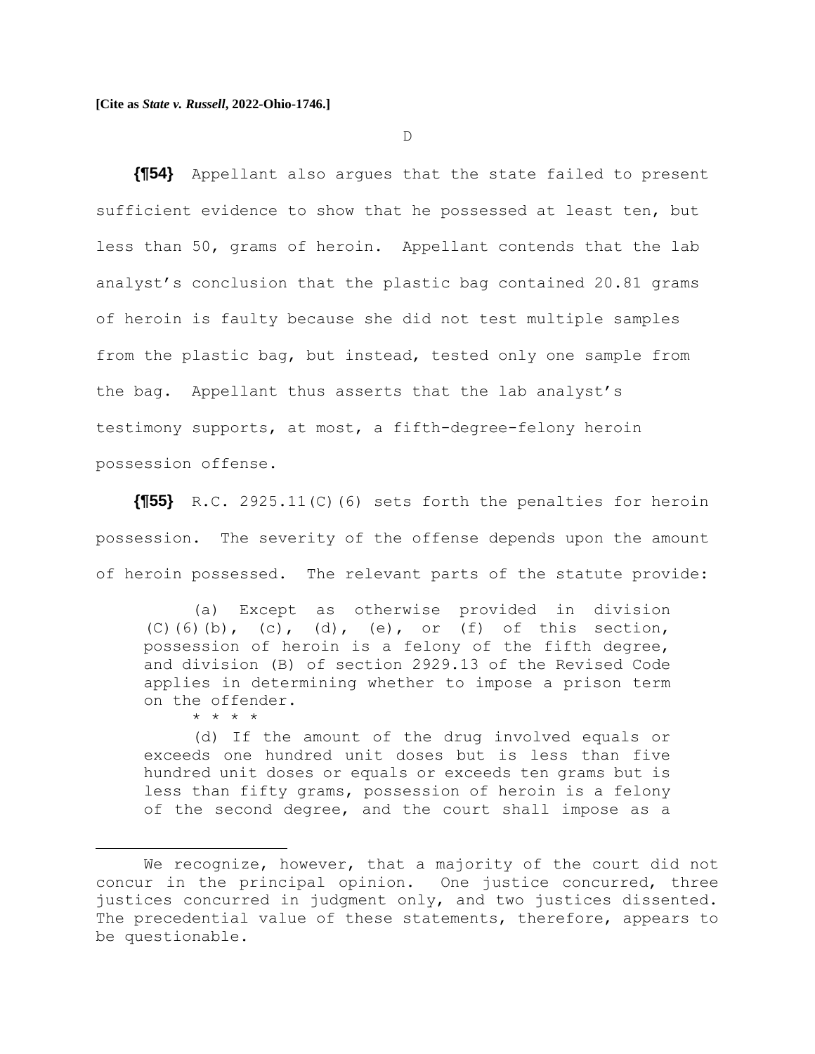**[Cite as *State v. Russell*, 2022-Ohio-1746.]**

D

**{¶54}** Appellant also argues that the state failed to present sufficient evidence to show that he possessed at least ten, but less than 50, grams of heroin. Appellant contends that the lab analyst's conclusion that the plastic bag contained 20.81 grams of heroin is faulty because she did not test multiple samples from the plastic bag, but instead, tested only one sample from the bag. Appellant thus asserts that the lab analyst's testimony supports, at most, a fifth-degree-felony heroin possession offense.

**{¶55}** R.C. 2925.11(C)(6) sets forth the penalties for heroin possession. The severity of the offense depends upon the amount of heroin possessed. The relevant parts of the statute provide:

> (a) Except as otherwise provided in division (C)(6)(b), (c), (d), (e), or (f) of this section, possession of heroin is a felony of the fifth degree, and division (B) of section 2929.13 of the Revised Code applies in determining whether to impose a prison term on the offender.
>
> \* \* \* \*
>
> (d) If the amount of the drug involved equals or exceeds one hundred unit doses but is less than five hundred unit doses or equals or exceeds ten grams but is less than fifty grams, possession of heroin is a felony of the second degree, and the court shall impose as a

---

We recognize, however, that a majority of the court did not concur in the principal opinion. One justice concurred, three justices concurred in judgment only, and two justices dissented. The precedential value of these statements, therefore, appears to be questionable.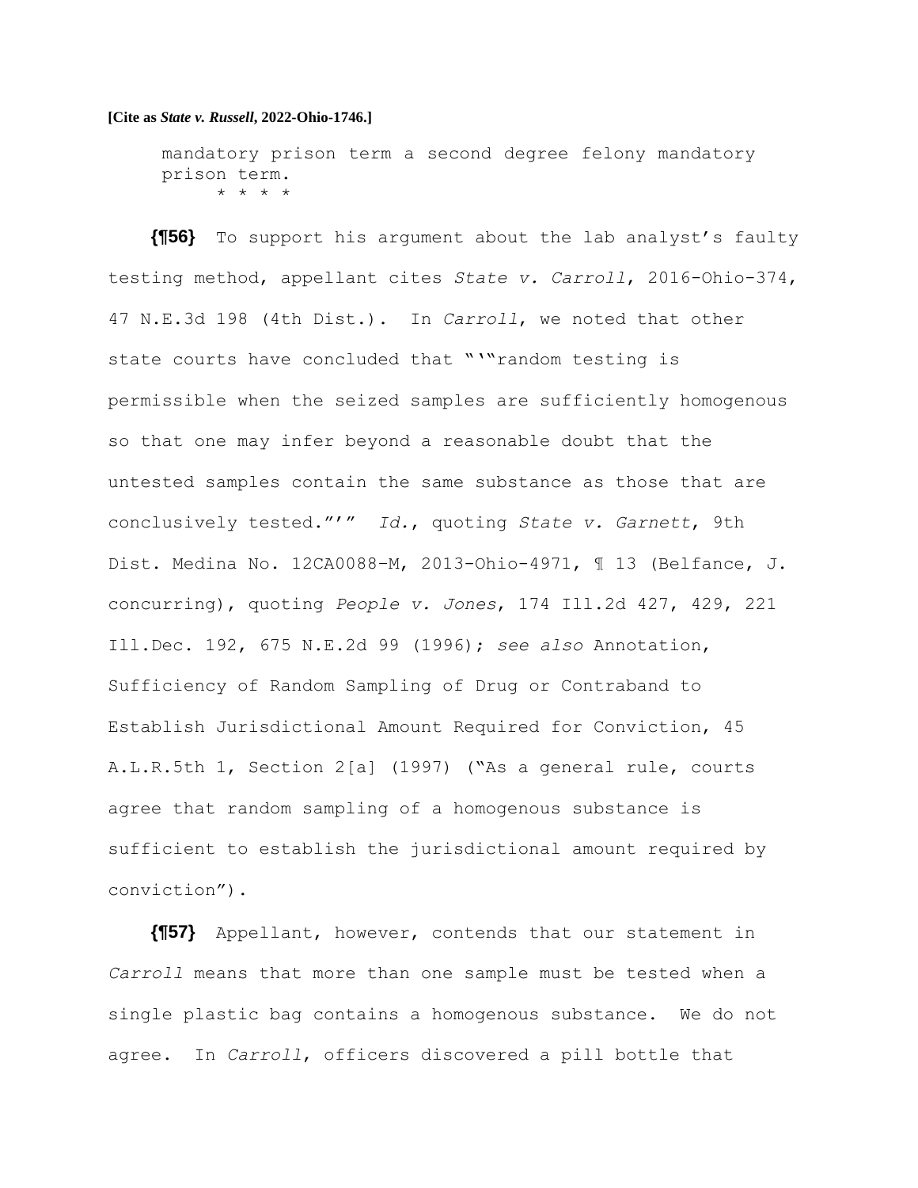mandatory prison term a second degree felony mandatory prison term.

* * * *

**{¶56}** To support his argument about the lab analyst's faulty testing method, appellant cites *State v. Carroll*, 2016-Ohio-374, 47 N.E.3d 198 (4th Dist.). In *Carroll*, we noted that other state courts have concluded that "'"random testing is permissible when the seized samples are sufficiently homogenous so that one may infer beyond a reasonable doubt that the untested samples contain the same substance as those that are conclusively tested."'" *Id.*, quoting *State v. Garnett*, 9th Dist. Medina No. 12CA0088-M, 2013-Ohio-4971, ¶ 13 (Belfance, J. concurring), quoting *People v. Jones*, 174 Ill.2d 427, 429, 221 Ill.Dec. 192, 675 N.E.2d 99 (1996); *see also* Annotation, Sufficiency of Random Sampling of Drug or Contraband to Establish Jurisdictional Amount Required for Conviction, 45 A.L.R.5th 1, Section 2[a] (1997) ("As a general rule, courts agree that random sampling of a homogenous substance is sufficient to establish the jurisdictional amount required by conviction").

**{¶57}** Appellant, however, contends that our statement in *Carroll* means that more than one sample must be tested when a single plastic bag contains a homogenous substance. We do not agree. In *Carroll*, officers discovered a pill bottle that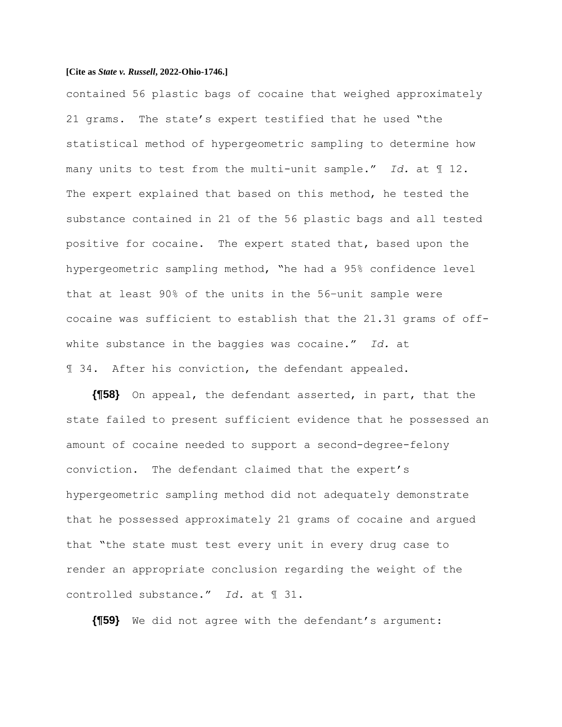contained 56 plastic bags of cocaine that weighed approximately 21 grams. The state's expert testified that he used "the statistical method of hypergeometric sampling to determine how many units to test from the multi-unit sample." *Id.* at ¶ 12. The expert explained that based on this method, he tested the substance contained in 21 of the 56 plastic bags and all tested positive for cocaine. The expert stated that, based upon the hypergeometric sampling method, "he had a 95% confidence level that at least 90% of the units in the 56-unit sample were cocaine was sufficient to establish that the 21.31 grams of off-white substance in the baggies was cocaine." *Id.* at ¶ 34. After his conviction, the defendant appealed.

**{¶58}** On appeal, the defendant asserted, in part, that the state failed to present sufficient evidence that he possessed an amount of cocaine needed to support a second-degree-felony conviction. The defendant claimed that the expert's hypergeometric sampling method did not adequately demonstrate that he possessed approximately 21 grams of cocaine and argued that "the state must test every unit in every drug case to render an appropriate conclusion regarding the weight of the controlled substance." *Id.* at ¶ 31.

**{¶59}** We did not agree with the defendant's argument: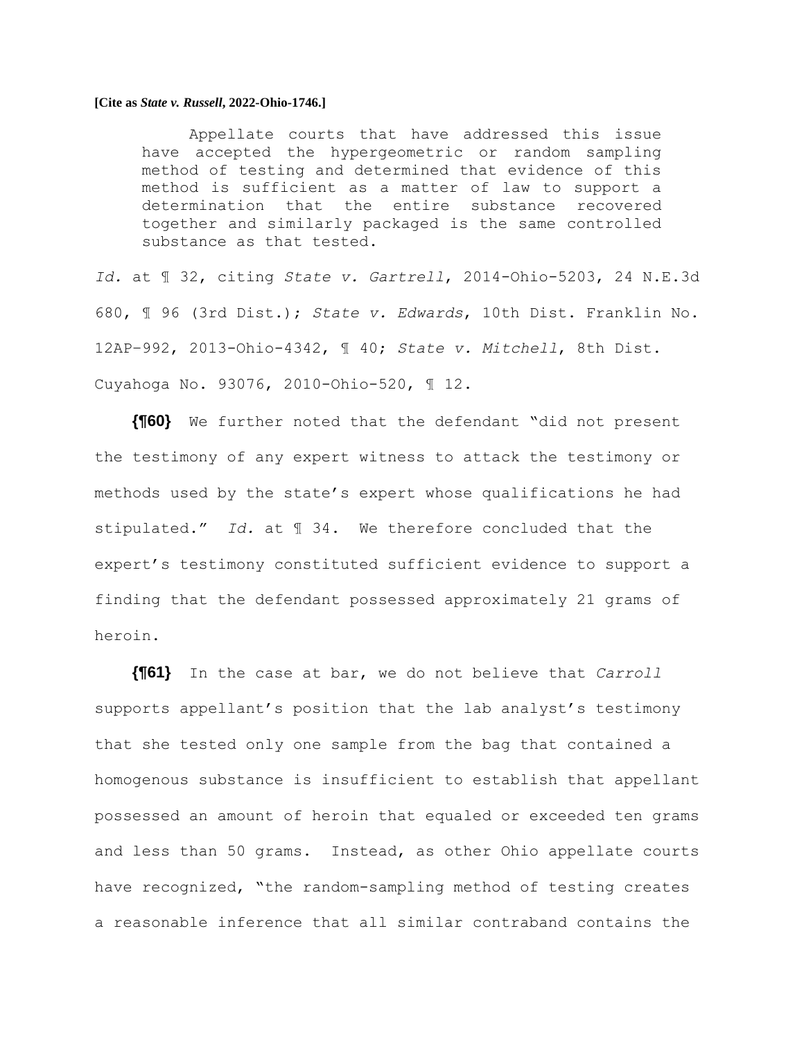> Appellate courts that have addressed this issue have accepted the hypergeometric or random sampling method of testing and determined that evidence of this method is sufficient as a matter of law to support a determination that the entire substance recovered together and similarly packaged is the same controlled substance as that tested.

*Id.* at ¶ 32, citing *State v. Gartrell*, 2014-Ohio-5203, 24 N.E.3d 680, ¶ 96 (3rd Dist.); *State v. Edwards*, 10th Dist. Franklin No. 12AP–992, 2013-Ohio-4342, ¶ 40; *State v. Mitchell*, 8th Dist. Cuyahoga No. 93076, 2010-Ohio-520, ¶ 12.

**{¶60}** We further noted that the defendant "did not present the testimony of any expert witness to attack the testimony or methods used by the state's expert whose qualifications he had stipulated." *Id.* at ¶ 34. We therefore concluded that the expert's testimony constituted sufficient evidence to support a finding that the defendant possessed approximately 21 grams of heroin.

**{¶61}** In the case at bar, we do not believe that *Carroll* supports appellant's position that the lab analyst's testimony that she tested only one sample from the bag that contained a homogenous substance is insufficient to establish that appellant possessed an amount of heroin that equaled or exceeded ten grams and less than 50 grams. Instead, as other Ohio appellate courts have recognized, "the random-sampling method of testing creates a reasonable inference that all similar contraband contains the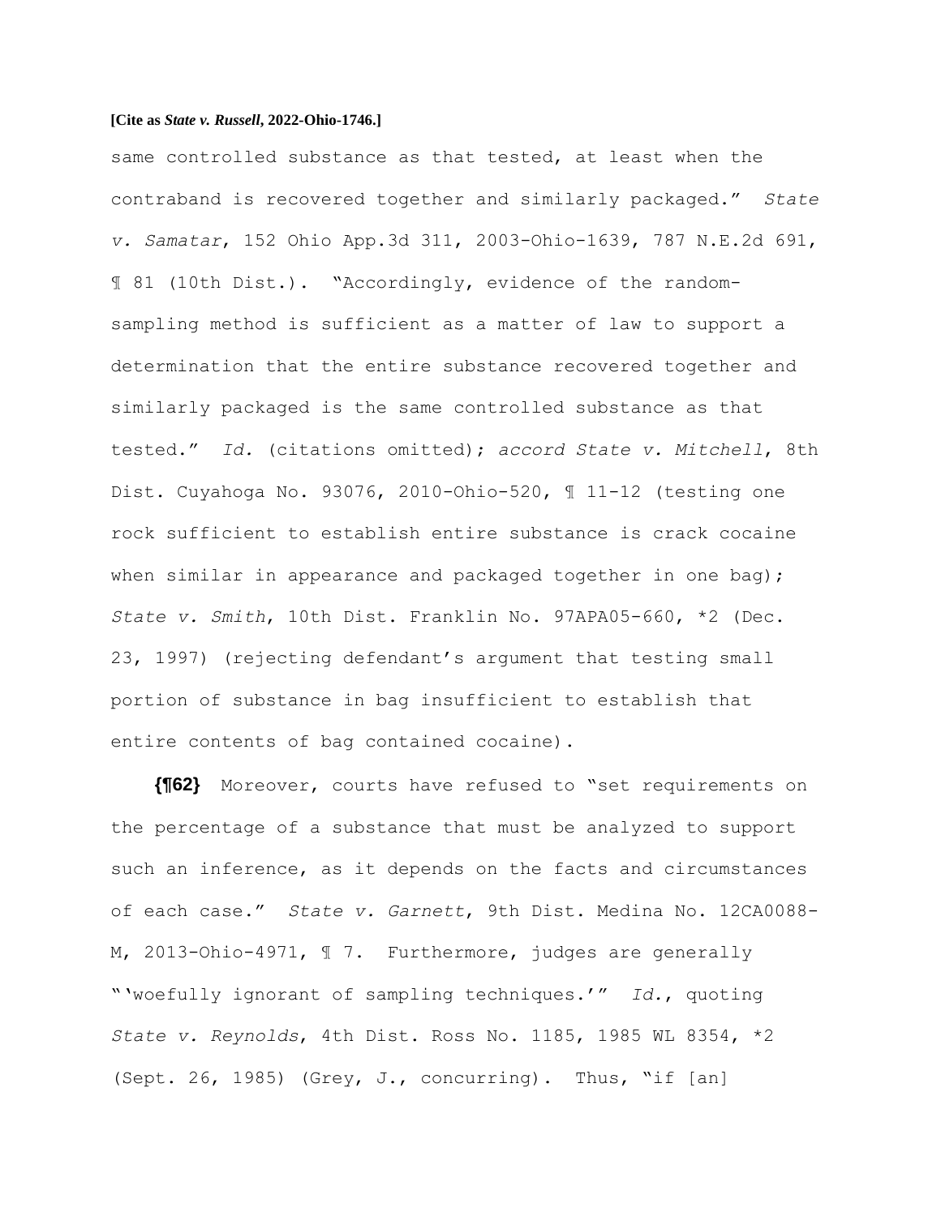same controlled substance as that tested, at least when the contraband is recovered together and similarly packaged." *State v. Samatar*, 152 Ohio App.3d 311, 2003-Ohio-1639, 787 N.E.2d 691, ¶ 81 (10th Dist.). "Accordingly, evidence of the random-sampling method is sufficient as a matter of law to support a determination that the entire substance recovered together and similarly packaged is the same controlled substance as that tested." *Id.* (citations omitted); *accord State v. Mitchell*, 8th Dist. Cuyahoga No. 93076, 2010-Ohio-520, ¶ 11-12 (testing one rock sufficient to establish entire substance is crack cocaine when similar in appearance and packaged together in one bag); *State v. Smith*, 10th Dist. Franklin No. 97APA05-660, *2 (Dec. 23, 1997) (rejecting defendant's argument that testing small portion of substance in bag insufficient to establish that entire contents of bag contained cocaine).

**{¶62}** Moreover, courts have refused to "set requirements on the percentage of a substance that must be analyzed to support such an inference, as it depends on the facts and circumstances of each case." *State v. Garnett*, 9th Dist. Medina No. 12CA0088-M, 2013-Ohio-4971, ¶ 7. Furthermore, judges are generally "'woefully ignorant of sampling techniques.'" *Id.*, quoting *State v. Reynolds*, 4th Dist. Ross No. 1185, 1985 WL 8354, *2 (Sept. 26, 1985) (Grey, J., concurring). Thus, "if [an]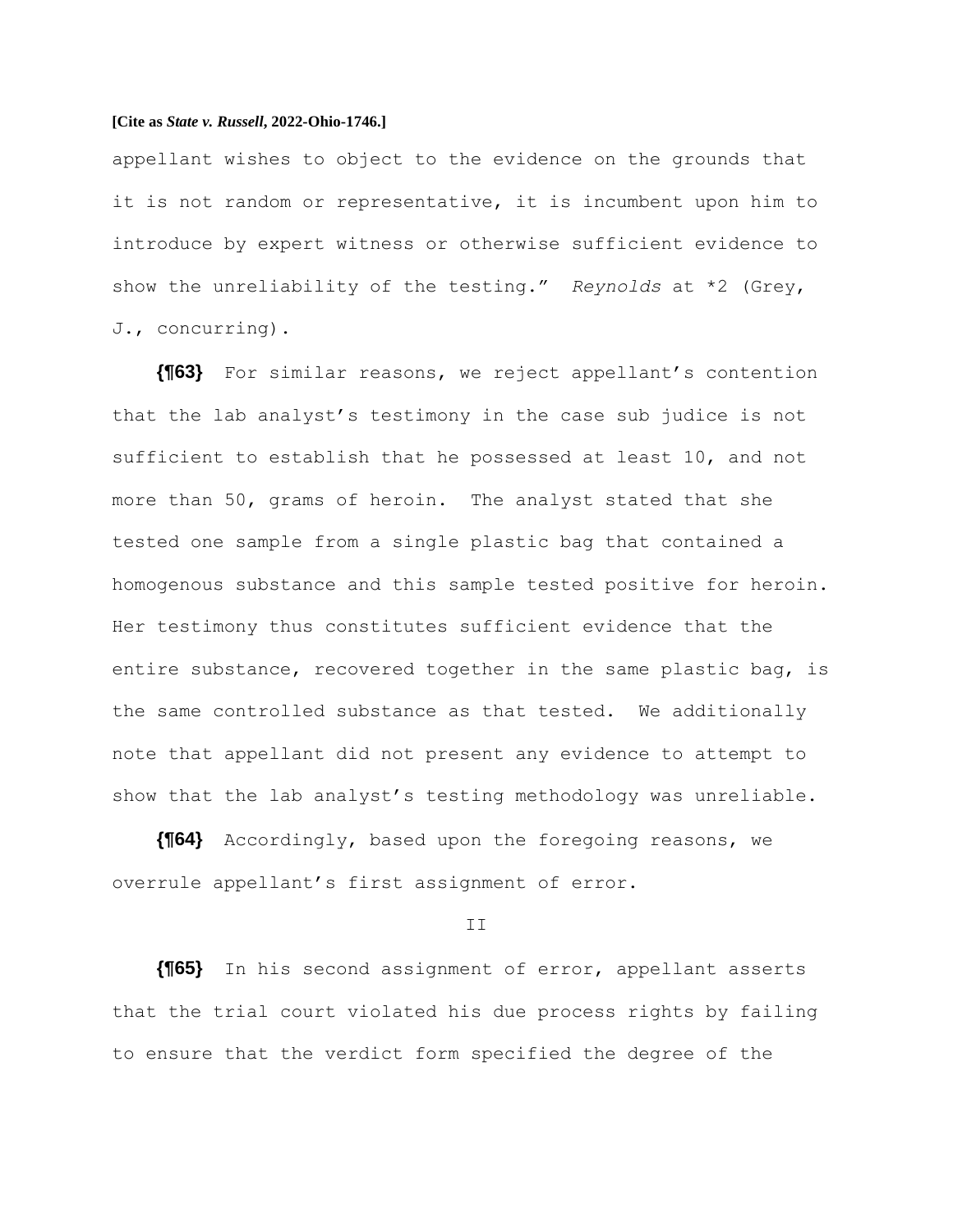appellant wishes to object to the evidence on the grounds that it is not random or representative, it is incumbent upon him to introduce by expert witness or otherwise sufficient evidence to show the unreliability of the testing." *Reynolds* at *2 (Grey, J., concurring).

**{¶63}** For similar reasons, we reject appellant's contention that the lab analyst's testimony in the case sub judice is not sufficient to establish that he possessed at least 10, and not more than 50, grams of heroin. The analyst stated that she tested one sample from a single plastic bag that contained a homogenous substance and this sample tested positive for heroin. Her testimony thus constitutes sufficient evidence that the entire substance, recovered together in the same plastic bag, is the same controlled substance as that tested. We additionally note that appellant did not present any evidence to attempt to show that the lab analyst's testing methodology was unreliable.

**{¶64}** Accordingly, based upon the foregoing reasons, we overrule appellant's first assignment of error.

II

**{¶65}** In his second assignment of error, appellant asserts that the trial court violated his due process rights by failing to ensure that the verdict form specified the degree of the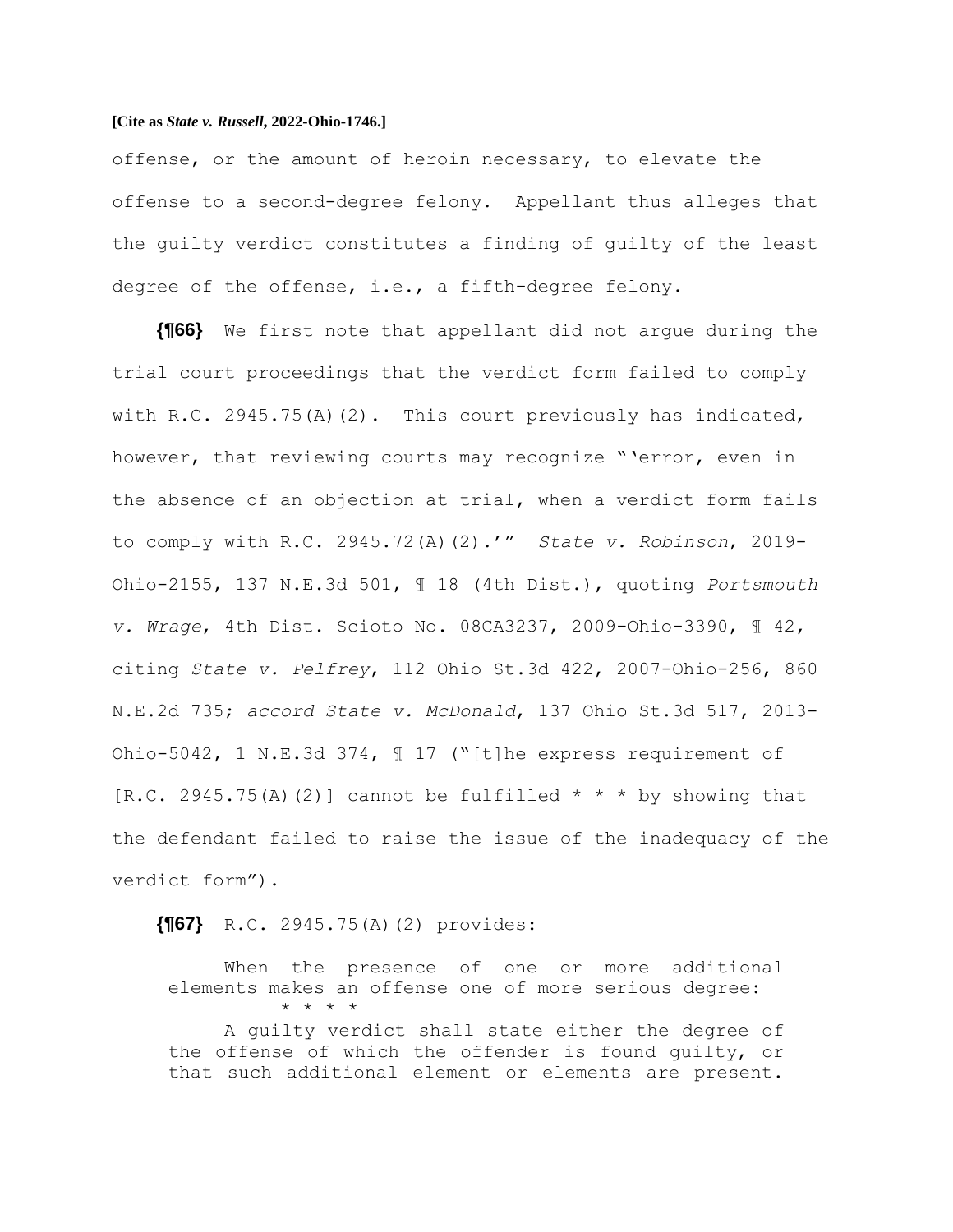offense, or the amount of heroin necessary, to elevate the offense to a second-degree felony. Appellant thus alleges that the guilty verdict constitutes a finding of guilty of the least degree of the offense, i.e., a fifth-degree felony.

**{¶66}** We first note that appellant did not argue during the trial court proceedings that the verdict form failed to comply with R.C. 2945.75(A)(2). This court previously has indicated, however, that reviewing courts may recognize "'error, even in the absence of an objection at trial, when a verdict form fails to comply with R.C. 2945.72(A)(2).'" *State v. Robinson*, 2019-Ohio-2155, 137 N.E.3d 501, ¶ 18 (4th Dist.), quoting *Portsmouth v. Wrage*, 4th Dist. Scioto No. 08CA3237, 2009-Ohio-3390, ¶ 42, citing *State v. Pelfrey*, 112 Ohio St.3d 422, 2007-Ohio-256, 860 N.E.2d 735; *accord State v. McDonald*, 137 Ohio St.3d 517, 2013-Ohio-5042, 1 N.E.3d 374, ¶ 17 ("[t]he express requirement of [R.C. 2945.75(A)(2)] cannot be fulfilled * * * by showing that the defendant failed to raise the issue of the inadequacy of the verdict form").

**{¶67}** R.C. 2945.75(A)(2) provides:

> When the presence of one or more additional elements makes an offense one of more serious degree:
>
> \* \* \* \*
>
> A guilty verdict shall state either the degree of the offense of which the offender is found guilty, or that such additional element or elements are present.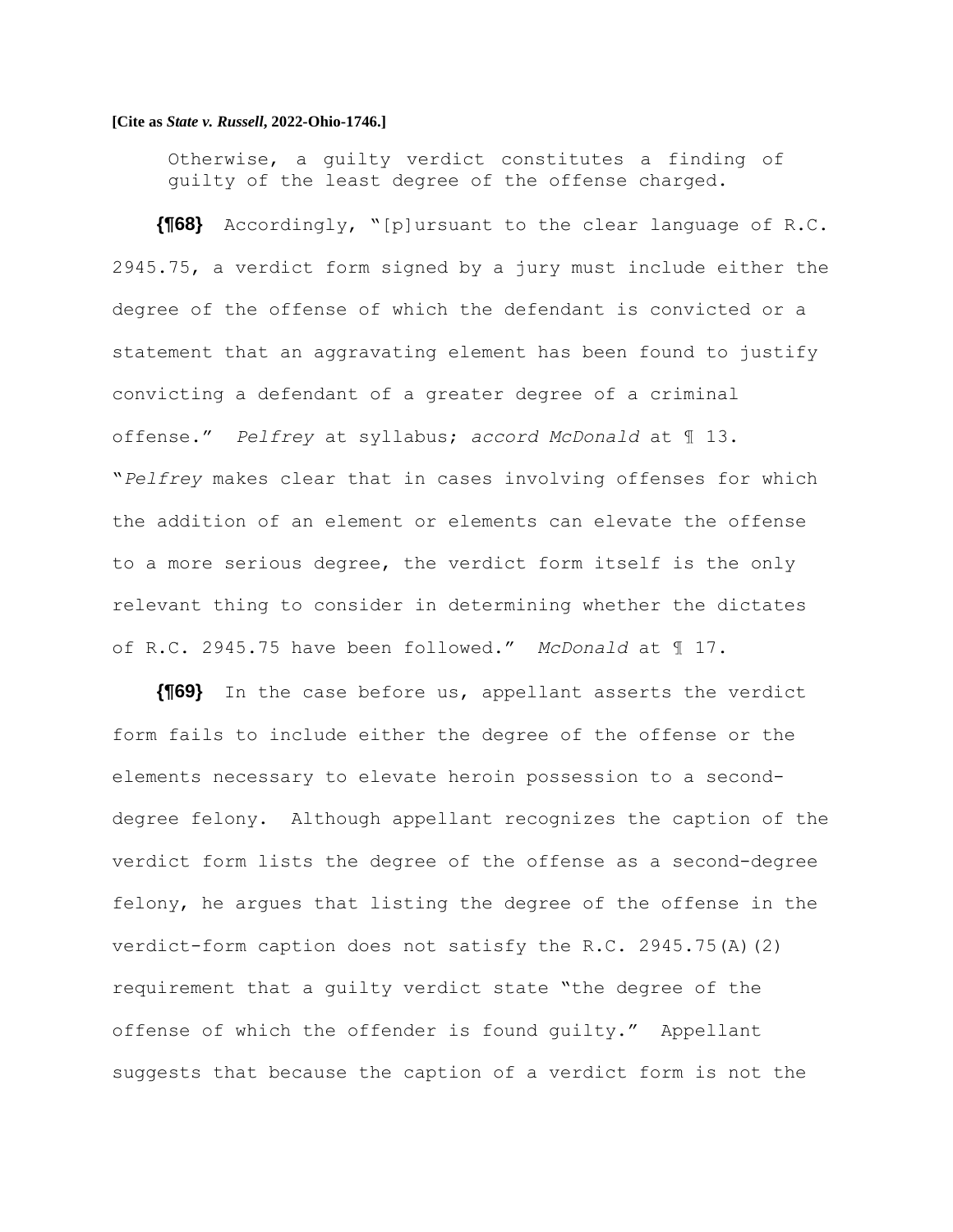Otherwise, a guilty verdict constitutes a finding of guilty of the least degree of the offense charged.

**{¶68}** Accordingly, "[p]ursuant to the clear language of R.C. 2945.75, a verdict form signed by a jury must include either the degree of the offense of which the defendant is convicted or a statement that an aggravating element has been found to justify convicting a defendant of a greater degree of a criminal offense." *Pelfrey* at syllabus; *accord McDonald* at ¶ 13. "*Pelfrey* makes clear that in cases involving offenses for which the addition of an element or elements can elevate the offense to a more serious degree, the verdict form itself is the only relevant thing to consider in determining whether the dictates of R.C. 2945.75 have been followed." *McDonald* at ¶ 17.

**{¶69}** In the case before us, appellant asserts the verdict form fails to include either the degree of the offense or the elements necessary to elevate heroin possession to a second-degree felony. Although appellant recognizes the caption of the verdict form lists the degree of the offense as a second-degree felony, he argues that listing the degree of the offense in the verdict-form caption does not satisfy the R.C. 2945.75(A)(2) requirement that a guilty verdict state "the degree of the offense of which the offender is found guilty." Appellant suggests that because the caption of a verdict form is not the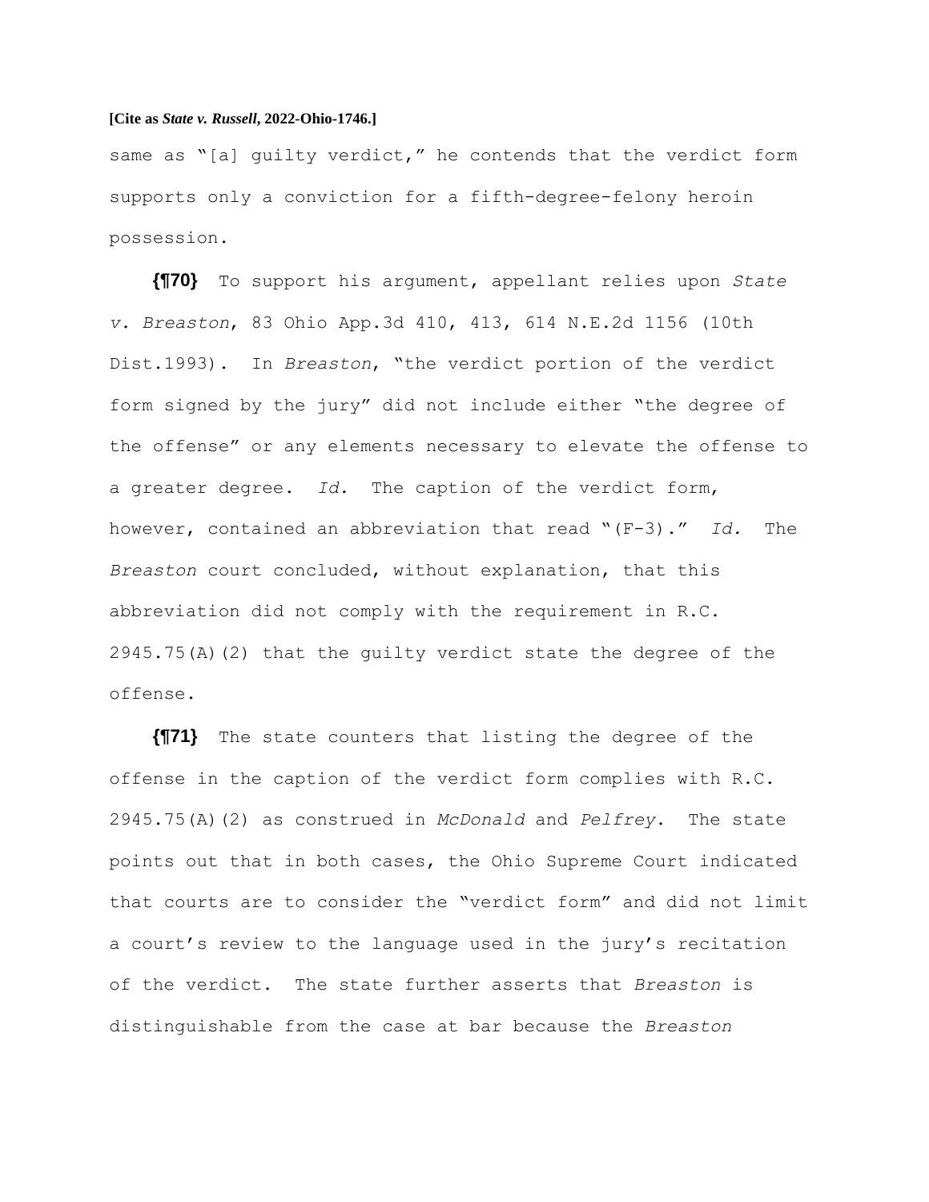same as "[a] guilty verdict," he contends that the verdict form supports only a conviction for a fifth-degree-felony heroin possession.

**{¶70}** To support his argument, appellant relies upon *State v. Breaston*, 83 Ohio App.3d 410, 413, 614 N.E.2d 1156 (10th Dist.1993). In *Breaston*, "the verdict portion of the verdict form signed by the jury" did not include either "the degree of the offense" or any elements necessary to elevate the offense to a greater degree. *Id.* The caption of the verdict form, however, contained an abbreviation that read "(F-3)." *Id.* The *Breaston* court concluded, without explanation, that this abbreviation did not comply with the requirement in R.C. 2945.75(A)(2) that the guilty verdict state the degree of the offense.

**{¶71}** The state counters that listing the degree of the offense in the caption of the verdict form complies with R.C. 2945.75(A)(2) as construed in *McDonald* and *Pelfrey*. The state points out that in both cases, the Ohio Supreme Court indicated that courts are to consider the "verdict form" and did not limit a court's review to the language used in the jury's recitation of the verdict. The state further asserts that *Breaston* is distinguishable from the case at bar because the *Breaston*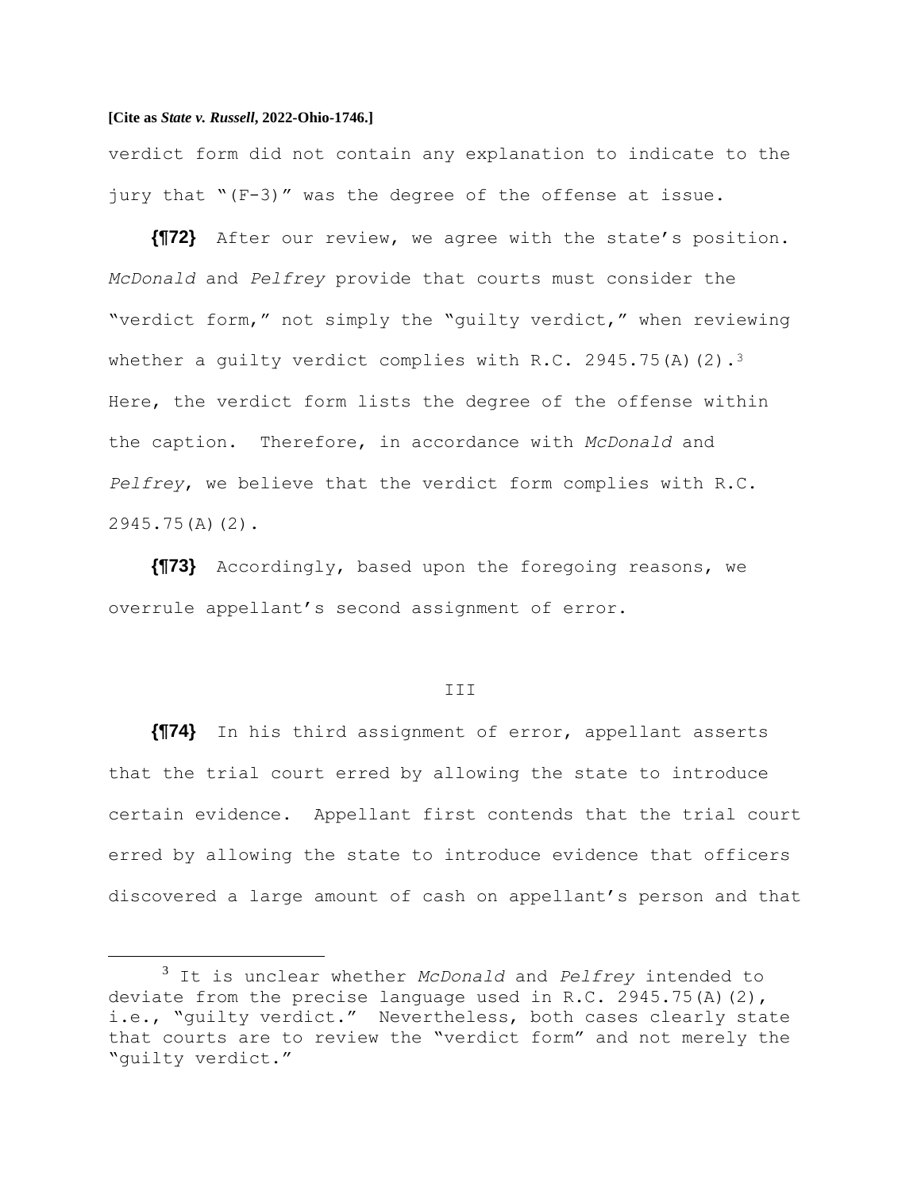verdict form did not contain any explanation to indicate to the jury that "(F-3)" was the degree of the offense at issue.

**{¶72}** After our review, we agree with the state's position. *McDonald* and *Pelfrey* provide that courts must consider the "verdict form," not simply the "guilty verdict," when reviewing whether a guilty verdict complies with R.C. 2945.75(A)(2).[3] Here, the verdict form lists the degree of the offense within the caption. Therefore, in accordance with *McDonald* and *Pelfrey*, we believe that the verdict form complies with R.C. 2945.75(A)(2).

**{¶73}** Accordingly, based upon the foregoing reasons, we overrule appellant's second assignment of error.

III

**{¶74}** In his third assignment of error, appellant asserts that the trial court erred by allowing the state to introduce certain evidence. Appellant first contends that the trial court erred by allowing the state to introduce evidence that officers discovered a large amount of cash on appellant's person and that

[3] It is unclear whether *McDonald* and *Pelfrey* intended to deviate from the precise language used in R.C. 2945.75(A)(2), i.e., "guilty verdict." Nevertheless, both cases clearly state that courts are to review the "verdict form" and not merely the "guilty verdict."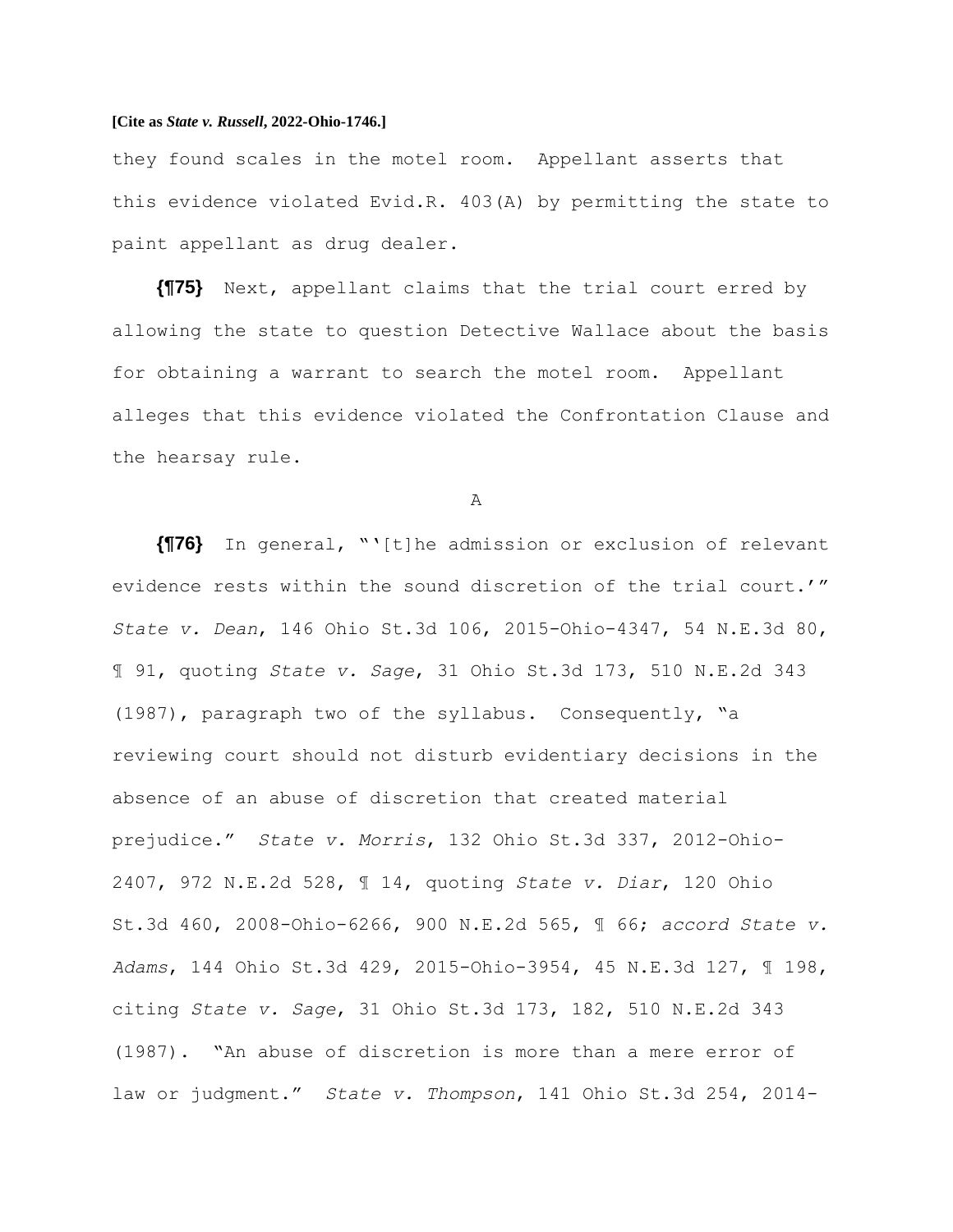they found scales in the motel room. Appellant asserts that this evidence violated Evid.R. 403(A) by permitting the state to paint appellant as drug dealer.

**{¶75}** Next, appellant claims that the trial court erred by allowing the state to question Detective Wallace about the basis for obtaining a warrant to search the motel room. Appellant alleges that this evidence violated the Confrontation Clause and the hearsay rule.

A

**{¶76}** In general, "'[t]he admission or exclusion of relevant evidence rests within the sound discretion of the trial court.'" *State v. Dean*, 146 Ohio St.3d 106, 2015-Ohio-4347, 54 N.E.3d 80, ¶ 91, quoting *State v. Sage*, 31 Ohio St.3d 173, 510 N.E.2d 343 (1987), paragraph two of the syllabus. Consequently, "a reviewing court should not disturb evidentiary decisions in the absence of an abuse of discretion that created material prejudice." *State v. Morris*, 132 Ohio St.3d 337, 2012-Ohio-2407, 972 N.E.2d 528, ¶ 14, quoting *State v. Diar*, 120 Ohio St.3d 460, 2008-Ohio-6266, 900 N.E.2d 565, ¶ 66; *accord State v. Adams*, 144 Ohio St.3d 429, 2015-Ohio-3954, 45 N.E.3d 127, ¶ 198, citing *State v. Sage*, 31 Ohio St.3d 173, 182, 510 N.E.2d 343 (1987). "An abuse of discretion is more than a mere error of law or judgment." *State v. Thompson*, 141 Ohio St.3d 254, 2014-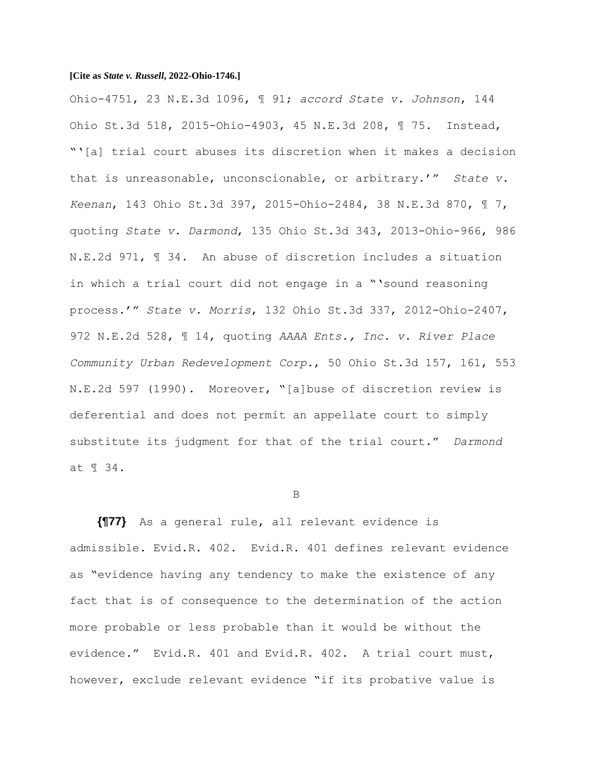Ohio-4751, 23 N.E.3d 1096, ¶ 91; *accord State v. Johnson*, 144 Ohio St.3d 518, 2015-Ohio-4903, 45 N.E.3d 208, ¶ 75. Instead, "'[a] trial court abuses its discretion when it makes a decision that is unreasonable, unconscionable, or arbitrary.'" *State v. Keenan*, 143 Ohio St.3d 397, 2015-Ohio-2484, 38 N.E.3d 870, ¶ 7, quoting *State v. Darmond*, 135 Ohio St.3d 343, 2013-Ohio-966, 986 N.E.2d 971, ¶ 34. An abuse of discretion includes a situation in which a trial court did not engage in a "'sound reasoning process.'" *State v. Morris*, 132 Ohio St.3d 337, 2012-Ohio-2407, 972 N.E.2d 528, ¶ 14, quoting *AAAA Ents., Inc. v. River Place Community Urban Redevelopment Corp.*, 50 Ohio St.3d 157, 161, 553 N.E.2d 597 (1990). Moreover, "[a]buse of discretion review is deferential and does not permit an appellate court to simply substitute its judgment for that of the trial court." *Darmond* at ¶ 34.

B

**{¶77}** As a general rule, all relevant evidence is admissible. Evid.R. 402. Evid.R. 401 defines relevant evidence as "evidence having any tendency to make the existence of any fact that is of consequence to the determination of the action more probable or less probable than it would be without the evidence." Evid.R. 401 and Evid.R. 402. A trial court must, however, exclude relevant evidence "if its probative value is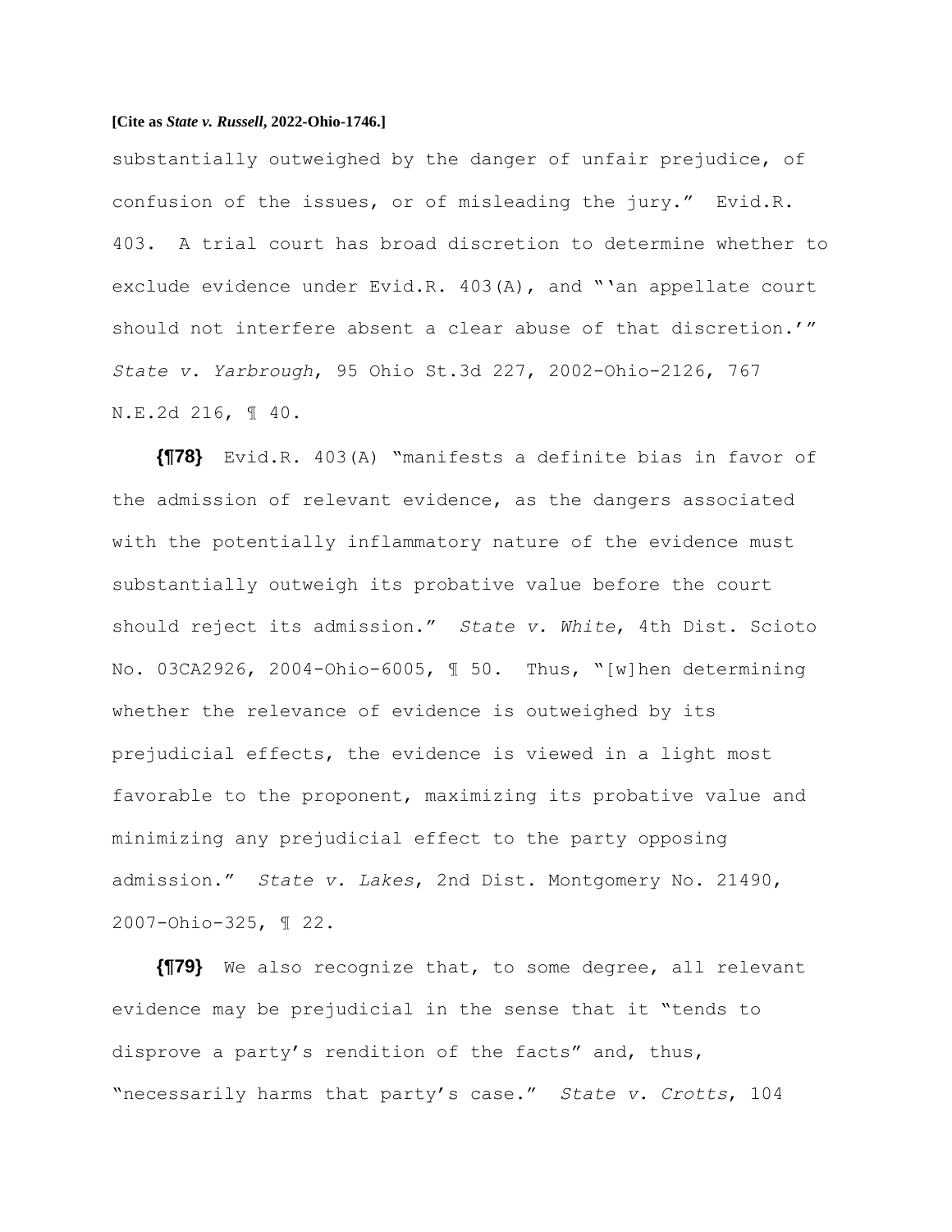substantially outweighed by the danger of unfair prejudice, of confusion of the issues, or of misleading the jury." Evid.R. 403. A trial court has broad discretion to determine whether to exclude evidence under Evid.R. 403(A), and "'an appellate court should not interfere absent a clear abuse of that discretion.'" *State v. Yarbrough*, 95 Ohio St.3d 227, 2002-Ohio-2126, 767 N.E.2d 216, ¶ 40.

**{¶78}** Evid.R. 403(A) "manifests a definite bias in favor of the admission of relevant evidence, as the dangers associated with the potentially inflammatory nature of the evidence must substantially outweigh its probative value before the court should reject its admission." *State v. White*, 4th Dist. Scioto No. 03CA2926, 2004-Ohio-6005, ¶ 50. Thus, "[w]hen determining whether the relevance of evidence is outweighed by its prejudicial effects, the evidence is viewed in a light most favorable to the proponent, maximizing its probative value and minimizing any prejudicial effect to the party opposing admission." *State v. Lakes*, 2nd Dist. Montgomery No. 21490, 2007-Ohio-325, ¶ 22.

**{¶79}** We also recognize that, to some degree, all relevant evidence may be prejudicial in the sense that it "tends to disprove a party's rendition of the facts" and, thus, "necessarily harms that party's case." *State v. Crotts*, 104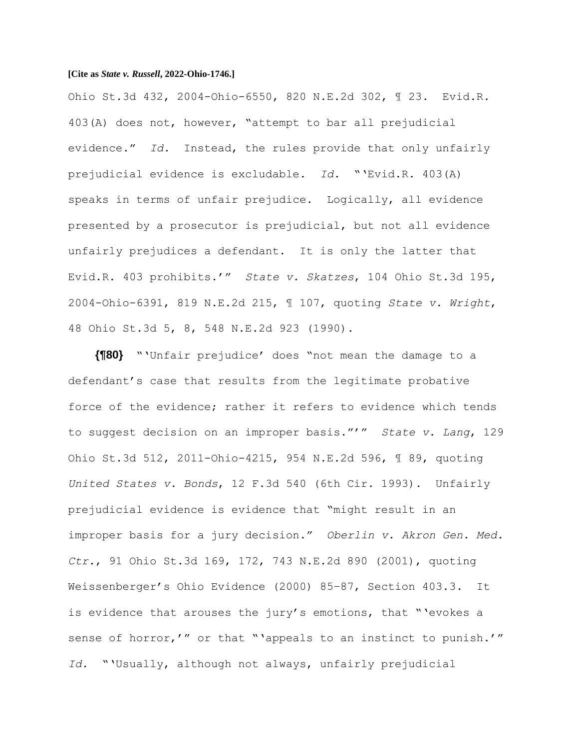Ohio St.3d 432, 2004-Ohio-6550, 820 N.E.2d 302, ¶ 23. Evid.R. 403(A) does not, however, "attempt to bar all prejudicial evidence." *Id.* Instead, the rules provide that only unfairly prejudicial evidence is excludable. *Id.* "'Evid.R. 403(A) speaks in terms of unfair prejudice. Logically, all evidence presented by a prosecutor is prejudicial, but not all evidence unfairly prejudices a defendant. It is only the latter that Evid.R. 403 prohibits.'" *State v. Skatzes*, 104 Ohio St.3d 195, 2004-Ohio-6391, 819 N.E.2d 215, ¶ 107, quoting *State v. Wright*, 48 Ohio St.3d 5, 8, 548 N.E.2d 923 (1990).

**{¶80}** "'Unfair prejudice' does "not mean the damage to a defendant's case that results from the legitimate probative force of the evidence; rather it refers to evidence which tends to suggest decision on an improper basis."'" *State v. Lang*, 129 Ohio St.3d 512, 2011-Ohio-4215, 954 N.E.2d 596, ¶ 89, quoting *United States v. Bonds*, 12 F.3d 540 (6th Cir. 1993). Unfairly prejudicial evidence is evidence that "might result in an improper basis for a jury decision." *Oberlin v. Akron Gen. Med. Ctr.*, 91 Ohio St.3d 169, 172, 743 N.E.2d 890 (2001), quoting Weissenberger's Ohio Evidence (2000) 85–87, Section 403.3. It is evidence that arouses the jury's emotions, that "'evokes a sense of horror,'" or that "'appeals to an instinct to punish.'" *Id.* "'Usually, although not always, unfairly prejudicial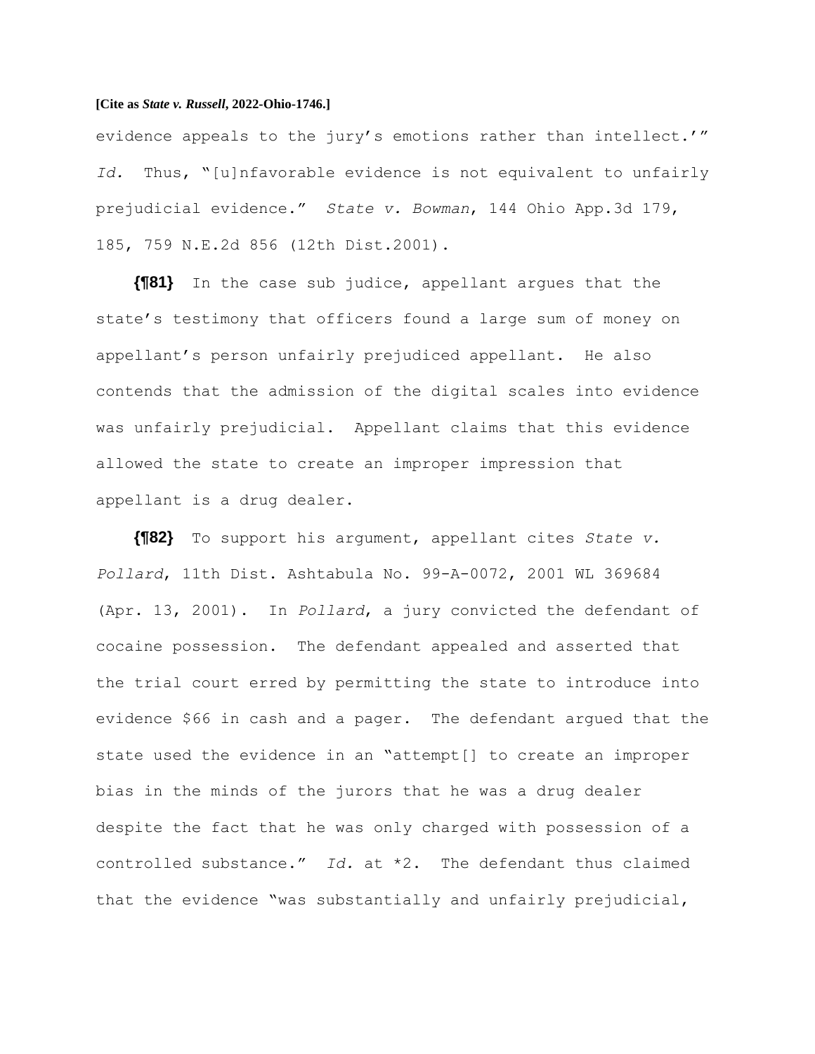evidence appeals to the jury's emotions rather than intellect.'" *Id.* Thus, "[u]nfavorable evidence is not equivalent to unfairly prejudicial evidence." *State v. Bowman*, 144 Ohio App.3d 179, 185, 759 N.E.2d 856 (12th Dist.2001).

**{¶81}** In the case sub judice, appellant argues that the state's testimony that officers found a large sum of money on appellant's person unfairly prejudiced appellant. He also contends that the admission of the digital scales into evidence was unfairly prejudicial. Appellant claims that this evidence allowed the state to create an improper impression that appellant is a drug dealer.

**{¶82}** To support his argument, appellant cites *State v. Pollard*, 11th Dist. Ashtabula No. 99-A-0072, 2001 WL 369684 (Apr. 13, 2001). In *Pollard*, a jury convicted the defendant of cocaine possession. The defendant appealed and asserted that the trial court erred by permitting the state to introduce into evidence $66 in cash and a pager. The defendant argued that the state used the evidence in an "attempt[] to create an improper bias in the minds of the jurors that he was a drug dealer despite the fact that he was only charged with possession of a controlled substance." *Id.* at *2. The defendant thus claimed that the evidence "was substantially and unfairly prejudicial,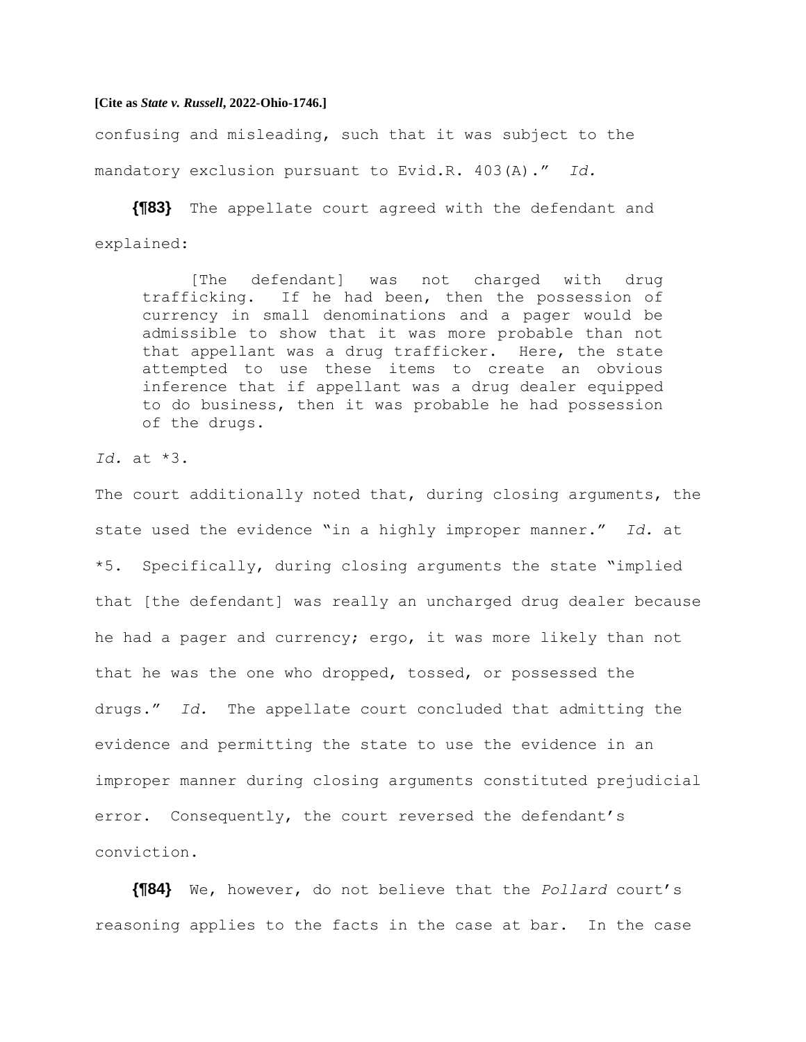confusing and misleading, such that it was subject to the mandatory exclusion pursuant to Evid.R. 403(A)." *Id.*

**{¶83}** The appellate court agreed with the defendant and explained:

> [The defendant] was not charged with drug trafficking. If he had been, then the possession of currency in small denominations and a pager would be admissible to show that it was more probable than not that appellant was a drug trafficker. Here, the state attempted to use these items to create an obvious inference that if appellant was a drug dealer equipped to do business, then it was probable he had possession of the drugs.

*Id.* at *3.

The court additionally noted that, during closing arguments, the state used the evidence "in a highly improper manner." *Id.* at *5. Specifically, during closing arguments the state "implied that [the defendant] was really an uncharged drug dealer because he had a pager and currency; ergo, it was more likely than not that he was the one who dropped, tossed, or possessed the drugs." *Id.* The appellate court concluded that admitting the evidence and permitting the state to use the evidence in an improper manner during closing arguments constituted prejudicial error. Consequently, the court reversed the defendant's conviction.

**{¶84}** We, however, do not believe that the *Pollard* court's reasoning applies to the facts in the case at bar. In the case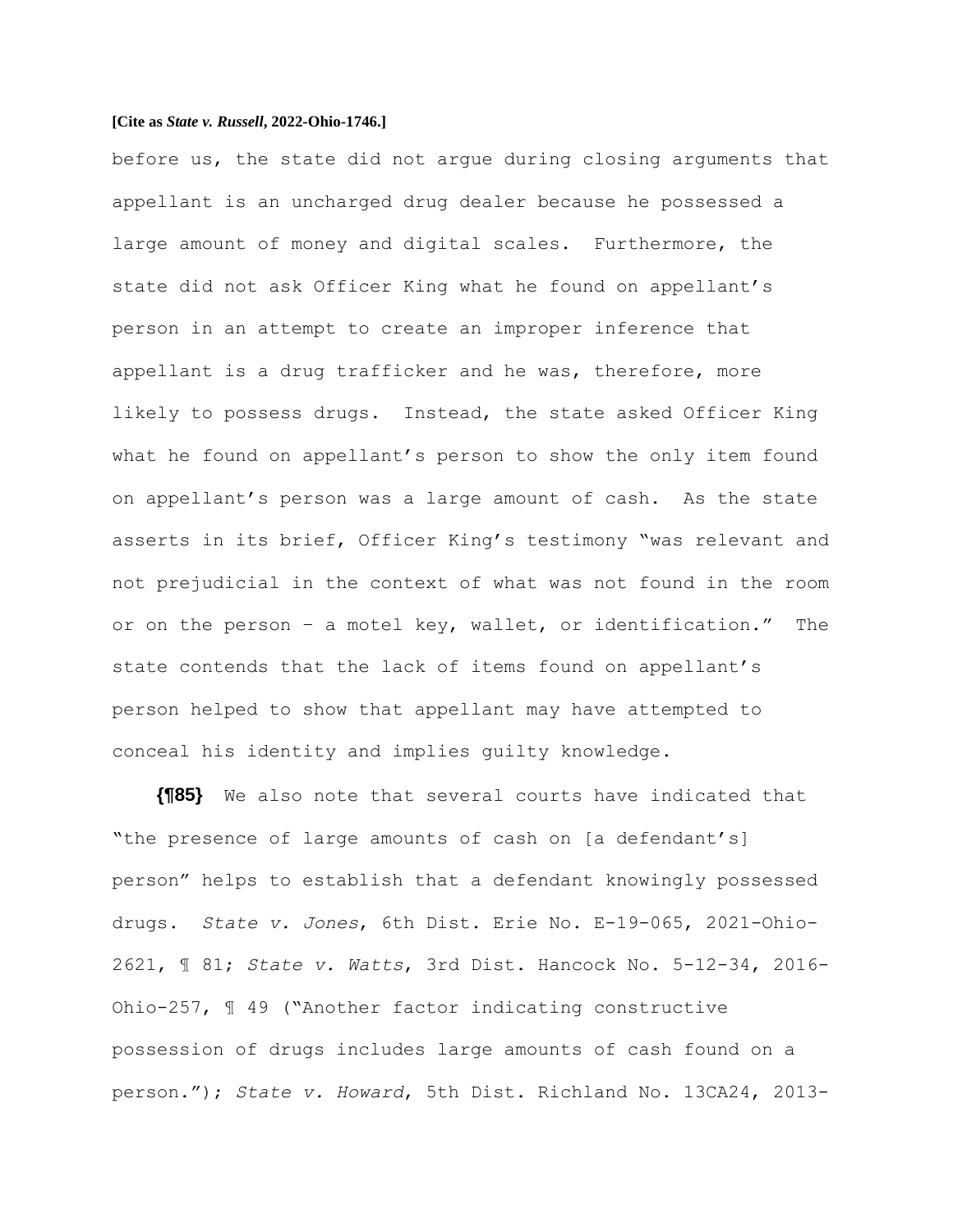before us, the state did not argue during closing arguments that appellant is an uncharged drug dealer because he possessed a large amount of money and digital scales. Furthermore, the state did not ask Officer King what he found on appellant's person in an attempt to create an improper inference that appellant is a drug trafficker and he was, therefore, more likely to possess drugs. Instead, the state asked Officer King what he found on appellant's person to show the only item found on appellant's person was a large amount of cash. As the state asserts in its brief, Officer King's testimony "was relevant and not prejudicial in the context of what was not found in the room or on the person – a motel key, wallet, or identification." The state contends that the lack of items found on appellant's person helped to show that appellant may have attempted to conceal his identity and implies guilty knowledge.

**{¶85}** We also note that several courts have indicated that "the presence of large amounts of cash on [a defendant's] person" helps to establish that a defendant knowingly possessed drugs. *State v. Jones*, 6th Dist. Erie No. E-19-065, 2021-Ohio-2621, ¶ 81; *State v. Watts*, 3rd Dist. Hancock No. 5-12-34, 2016-Ohio-257, ¶ 49 ("Another factor indicating constructive possession of drugs includes large amounts of cash found on a person."); *State v. Howard*, 5th Dist. Richland No. 13CA24, 2013-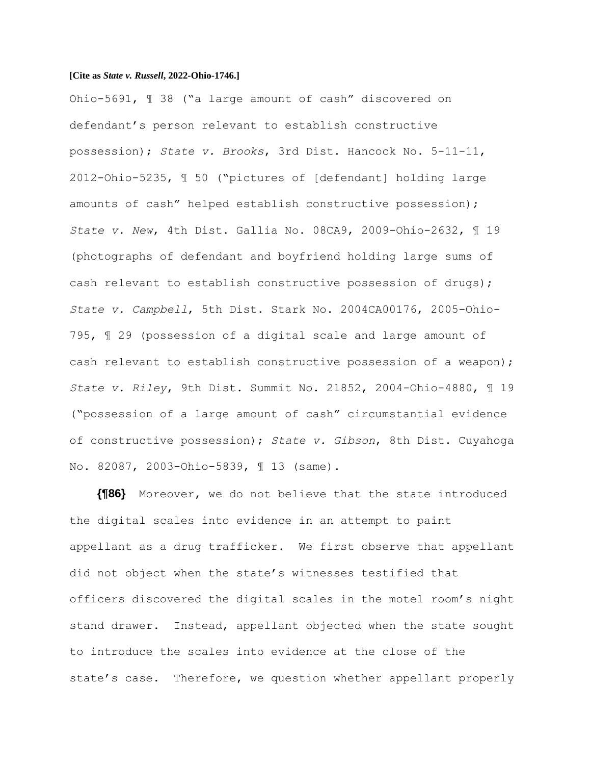Ohio-5691, ¶ 38 ("a large amount of cash" discovered on defendant's person relevant to establish constructive possession); *State v. Brooks*, 3rd Dist. Hancock No. 5-11-11, 2012-Ohio-5235, ¶ 50 ("pictures of [defendant] holding large amounts of cash" helped establish constructive possession); *State v. New*, 4th Dist. Gallia No. 08CA9, 2009-Ohio-2632, ¶ 19 (photographs of defendant and boyfriend holding large sums of cash relevant to establish constructive possession of drugs); *State v. Campbell*, 5th Dist. Stark No. 2004CA00176, 2005-Ohio-795, ¶ 29 (possession of a digital scale and large amount of cash relevant to establish constructive possession of a weapon); *State v. Riley*, 9th Dist. Summit No. 21852, 2004-Ohio-4880, ¶ 19 ("possession of a large amount of cash" circumstantial evidence of constructive possession); *State v. Gibson*, 8th Dist. Cuyahoga No. 82087, 2003-Ohio-5839, ¶ 13 (same).

**{¶86}** Moreover, we do not believe that the state introduced the digital scales into evidence in an attempt to paint appellant as a drug trafficker. We first observe that appellant did not object when the state's witnesses testified that officers discovered the digital scales in the motel room's night stand drawer. Instead, appellant objected when the state sought to introduce the scales into evidence at the close of the state's case. Therefore, we question whether appellant properly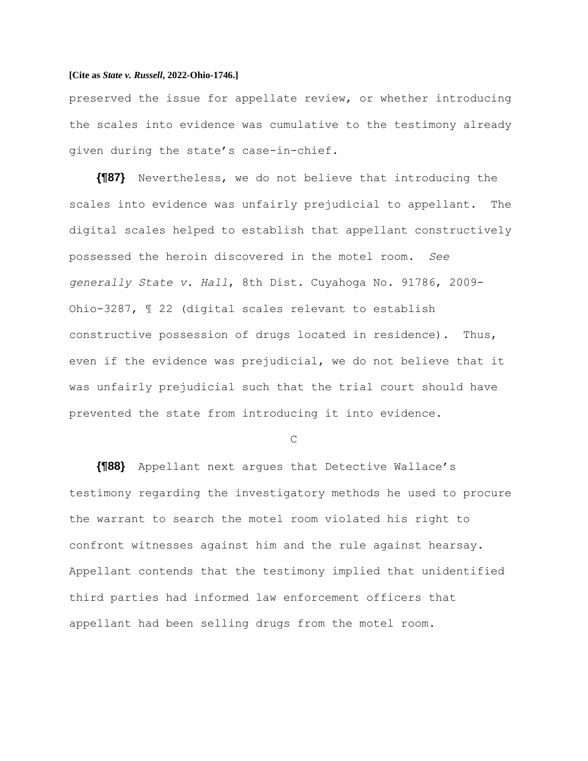preserved the issue for appellate review, or whether introducing the scales into evidence was cumulative to the testimony already given during the state's case-in-chief.

**{¶87}** Nevertheless, we do not believe that introducing the scales into evidence was unfairly prejudicial to appellant. The digital scales helped to establish that appellant constructively possessed the heroin discovered in the motel room. *See generally State v. Hall*, 8th Dist. Cuyahoga No. 91786, 2009-Ohio-3287, ¶ 22 (digital scales relevant to establish constructive possession of drugs located in residence). Thus, even if the evidence was prejudicial, we do not believe that it was unfairly prejudicial such that the trial court should have prevented the state from introducing it into evidence.

C

**{¶88}** Appellant next argues that Detective Wallace's testimony regarding the investigatory methods he used to procure the warrant to search the motel room violated his right to confront witnesses against him and the rule against hearsay. Appellant contends that the testimony implied that unidentified third parties had informed law enforcement officers that appellant had been selling drugs from the motel room.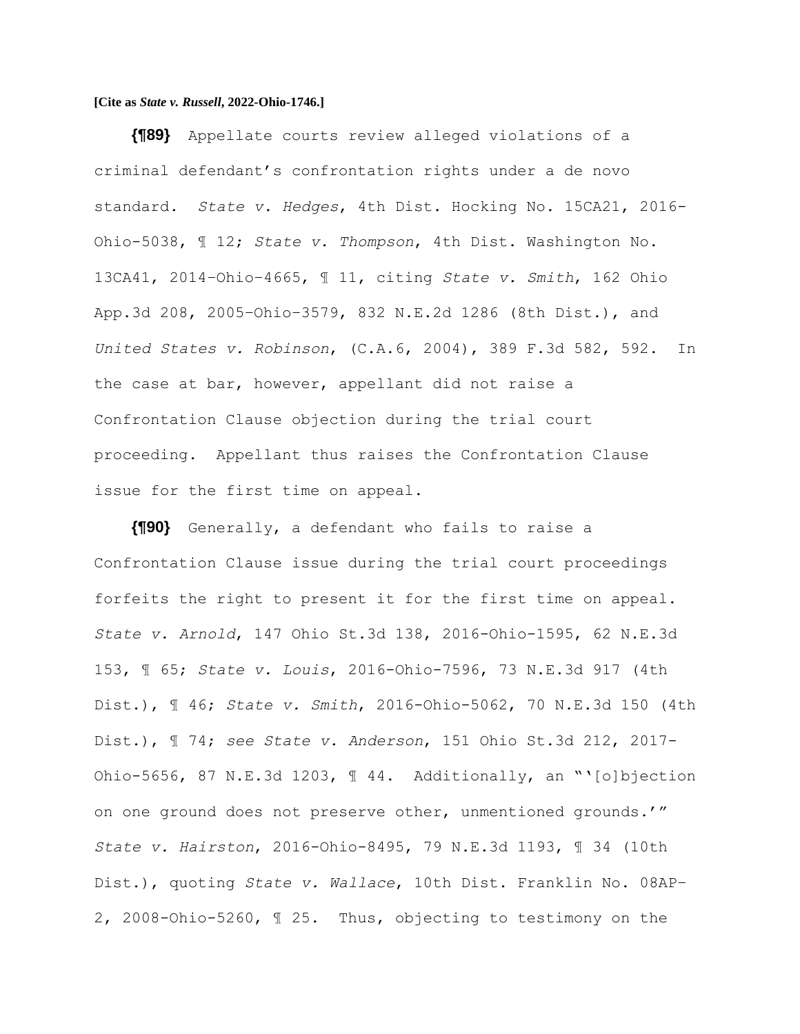**[Cite as *State v. Russell*, 2022-Ohio-1746.]**

**{¶89}** Appellate courts review alleged violations of a criminal defendant's confrontation rights under a de novo standard. *State v. Hedges*, 4th Dist. Hocking No. 15CA21, 2016-Ohio-5038, ¶ 12; *State v. Thompson*, 4th Dist. Washington No. 13CA41, 2014-Ohio-4665, ¶ 11, citing *State v. Smith*, 162 Ohio App.3d 208, 2005-Ohio-3579, 832 N.E.2d 1286 (8th Dist.), and *United States v. Robinson*, (C.A.6, 2004), 389 F.3d 582, 592. In the case at bar, however, appellant did not raise a Confrontation Clause objection during the trial court proceeding. Appellant thus raises the Confrontation Clause issue for the first time on appeal.

**{¶90}** Generally, a defendant who fails to raise a Confrontation Clause issue during the trial court proceedings forfeits the right to present it for the first time on appeal. *State v. Arnold*, 147 Ohio St.3d 138, 2016-Ohio-1595, 62 N.E.3d 153, ¶ 65; *State v. Louis*, 2016-Ohio-7596, 73 N.E.3d 917 (4th Dist.), ¶ 46; *State v. Smith*, 2016-Ohio-5062, 70 N.E.3d 150 (4th Dist.), ¶ 74; *see State v. Anderson*, 151 Ohio St.3d 212, 2017-Ohio-5656, 87 N.E.3d 1203, ¶ 44. Additionally, an "'[o]bjection on one ground does not preserve other, unmentioned grounds.'" *State v. Hairston*, 2016-Ohio-8495, 79 N.E.3d 1193, ¶ 34 (10th Dist.), quoting *State v. Wallace*, 10th Dist. Franklin No. 08AP-2, 2008-Ohio-5260, ¶ 25. Thus, objecting to testimony on the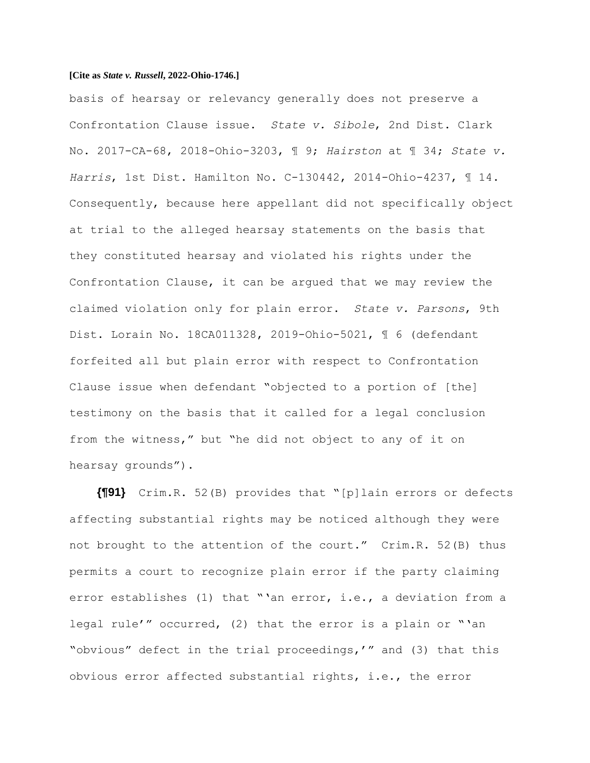basis of hearsay or relevancy generally does not preserve a Confrontation Clause issue. *State v. Sibole*, 2nd Dist. Clark No. 2017-CA-68, 2018-Ohio-3203, ¶ 9; *Hairston* at ¶ 34; *State v. Harris*, 1st Dist. Hamilton No. C-130442, 2014-Ohio-4237, ¶ 14. Consequently, because here appellant did not specifically object at trial to the alleged hearsay statements on the basis that they constituted hearsay and violated his rights under the Confrontation Clause, it can be argued that we may review the claimed violation only for plain error. *State v. Parsons*, 9th Dist. Lorain No. 18CA011328, 2019-Ohio-5021, ¶ 6 (defendant forfeited all but plain error with respect to Confrontation Clause issue when defendant "objected to a portion of [the] testimony on the basis that it called for a legal conclusion from the witness," but "he did not object to any of it on hearsay grounds").

**{¶91}** Crim.R. 52(B) provides that "[p]lain errors or defects affecting substantial rights may be noticed although they were not brought to the attention of the court." Crim.R. 52(B) thus permits a court to recognize plain error if the party claiming error establishes (1) that "'an error, i.e., a deviation from a legal rule'" occurred, (2) that the error is a plain or "'an "obvious" defect in the trial proceedings,'" and (3) that this obvious error affected substantial rights, i.e., the error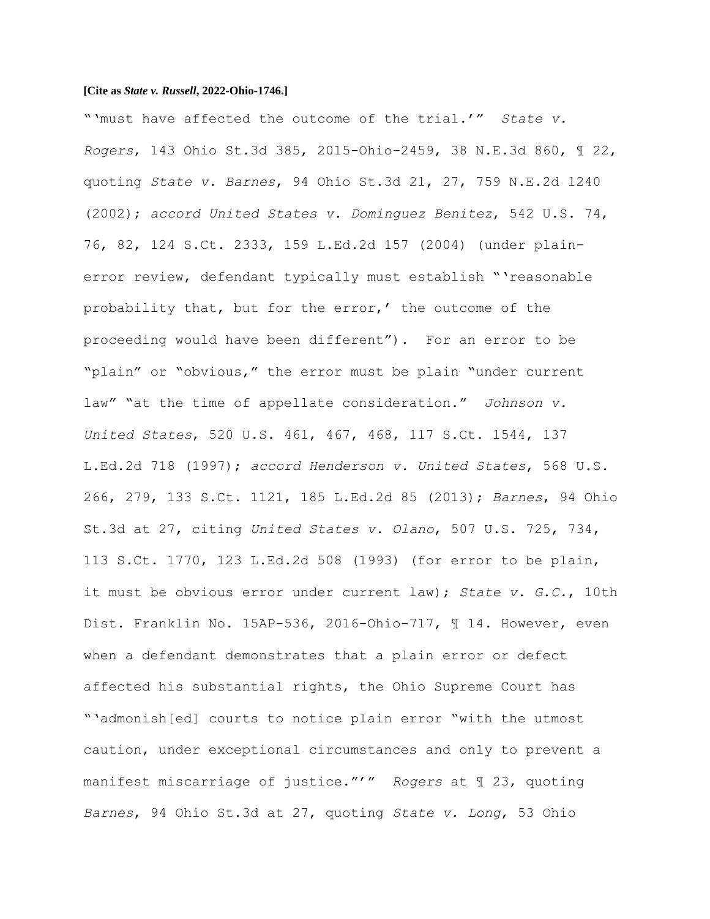"'must have affected the outcome of the trial.'" *State v. Rogers*, 143 Ohio St.3d 385, 2015-Ohio-2459, 38 N.E.3d 860, ¶ 22, quoting *State v. Barnes*, 94 Ohio St.3d 21, 27, 759 N.E.2d 1240 (2002); *accord United States v. Dominguez Benitez*, 542 U.S. 74, 76, 82, 124 S.Ct. 2333, 159 L.Ed.2d 157 (2004) (under plain-error review, defendant typically must establish "'reasonable probability that, but for the error,' the outcome of the proceeding would have been different"). For an error to be "plain" or "obvious," the error must be plain "under current law" "at the time of appellate consideration." *Johnson v. United States*, 520 U.S. 461, 467, 468, 117 S.Ct. 1544, 137 L.Ed.2d 718 (1997); *accord Henderson v. United States*, 568 U.S. 266, 279, 133 S.Ct. 1121, 185 L.Ed.2d 85 (2013); *Barnes*, 94 Ohio St.3d at 27, citing *United States v. Olano*, 507 U.S. 725, 734, 113 S.Ct. 1770, 123 L.Ed.2d 508 (1993) (for error to be plain, it must be obvious error under current law); *State v. G.C.*, 10th Dist. Franklin No. 15AP-536, 2016-Ohio-717, ¶ 14. However, even when a defendant demonstrates that a plain error or defect affected his substantial rights, the Ohio Supreme Court has "'admonish[ed] courts to notice plain error "with the utmost caution, under exceptional circumstances and only to prevent a manifest miscarriage of justice."'" *Rogers* at ¶ 23, quoting *Barnes*, 94 Ohio St.3d at 27, quoting *State v. Long*, 53 Ohio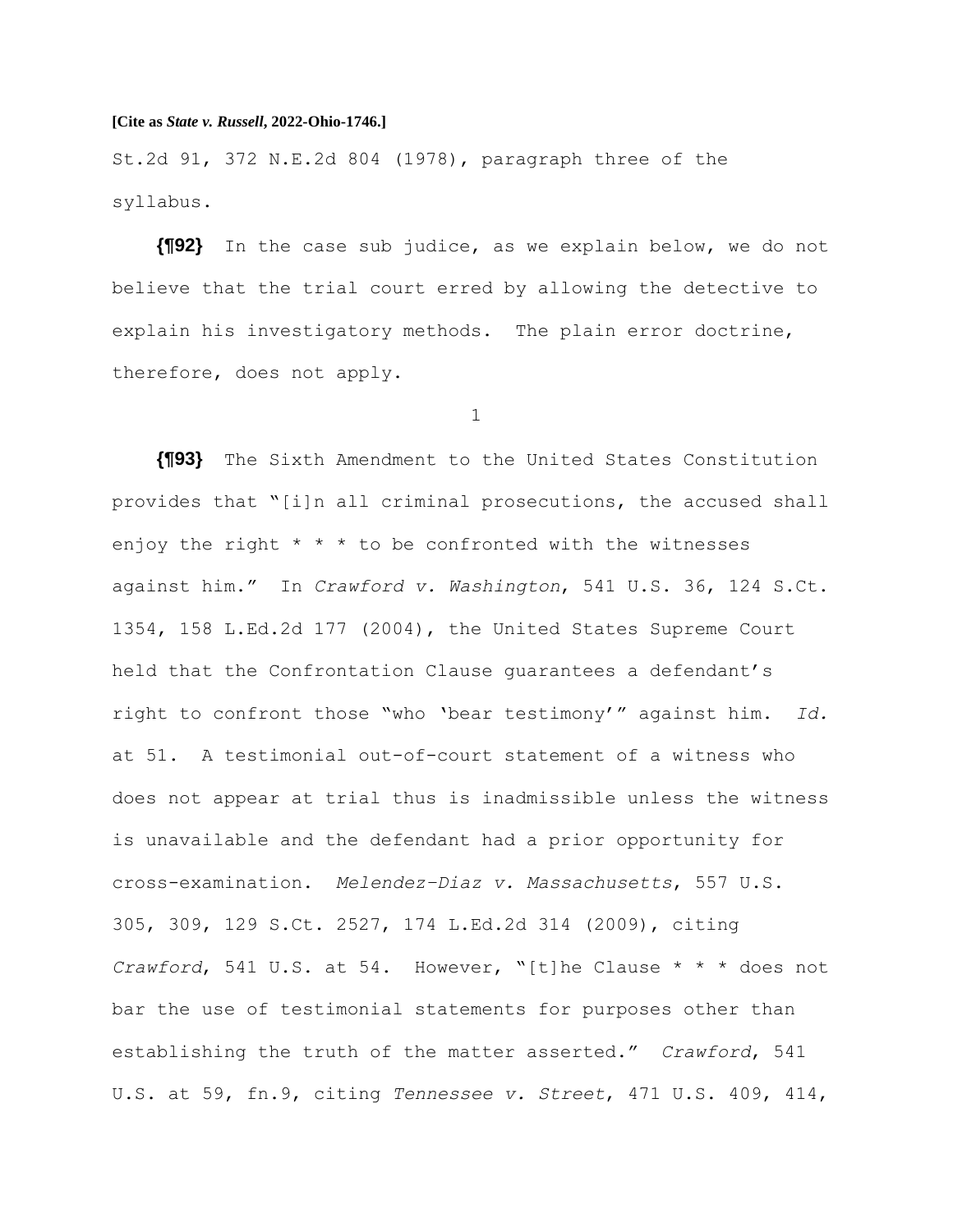St.2d 91, 372 N.E.2d 804 (1978), paragraph three of the syllabus.

**{¶92}** In the case sub judice, as we explain below, we do not believe that the trial court erred by allowing the detective to explain his investigatory methods. The plain error doctrine, therefore, does not apply.

1

**{¶93}** The Sixth Amendment to the United States Constitution provides that "[i]n all criminal prosecutions, the accused shall enjoy the right * * * to be confronted with the witnesses against him." In *Crawford v. Washington*, 541 U.S. 36, 124 S.Ct. 1354, 158 L.Ed.2d 177 (2004), the United States Supreme Court held that the Confrontation Clause guarantees a defendant's right to confront those "who 'bear testimony'" against him. *Id.* at 51. A testimonial out-of-court statement of a witness who does not appear at trial thus is inadmissible unless the witness is unavailable and the defendant had a prior opportunity for cross-examination. *Melendez-Diaz v. Massachusetts*, 557 U.S. 305, 309, 129 S.Ct. 2527, 174 L.Ed.2d 314 (2009), citing *Crawford*, 541 U.S. at 54. However, "[t]he Clause * * * does not bar the use of testimonial statements for purposes other than establishing the truth of the matter asserted." *Crawford*, 541 U.S. at 59, fn.9, citing *Tennessee v. Street*, 471 U.S. 409, 414,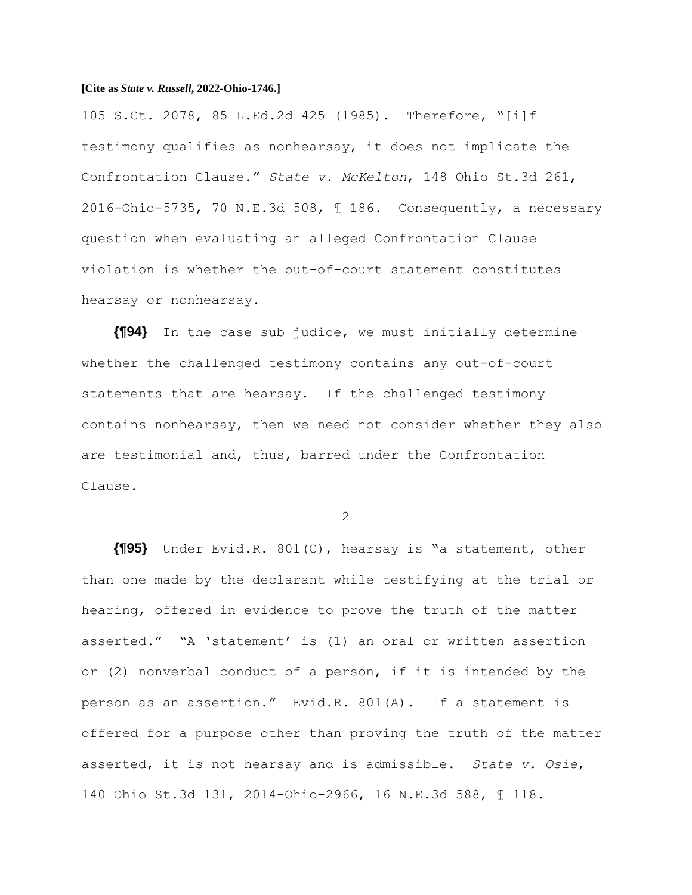105 S.Ct. 2078, 85 L.Ed.2d 425 (1985). Therefore, "[i]f testimony qualifies as nonhearsay, it does not implicate the Confrontation Clause." *State v. McKelton*, 148 Ohio St.3d 261, 2016-Ohio-5735, 70 N.E.3d 508, ¶ 186. Consequently, a necessary question when evaluating an alleged Confrontation Clause violation is whether the out-of-court statement constitutes hearsay or nonhearsay.

**{¶94}** In the case sub judice, we must initially determine whether the challenged testimony contains any out-of-court statements that are hearsay. If the challenged testimony contains nonhearsay, then we need not consider whether they also are testimonial and, thus, barred under the Confrontation Clause.

**{¶95}** Under Evid.R. 801(C), hearsay is "a statement, other than one made by the declarant while testifying at the trial or hearing, offered in evidence to prove the truth of the matter asserted." "A 'statement' is (1) an oral or written assertion or (2) nonverbal conduct of a person, if it is intended by the person as an assertion." Evid.R. 801(A). If a statement is offered for a purpose other than proving the truth of the matter asserted, it is not hearsay and is admissible. *State v. Osie*, 140 Ohio St.3d 131, 2014-Ohio-2966, 16 N.E.3d 588, ¶ 118.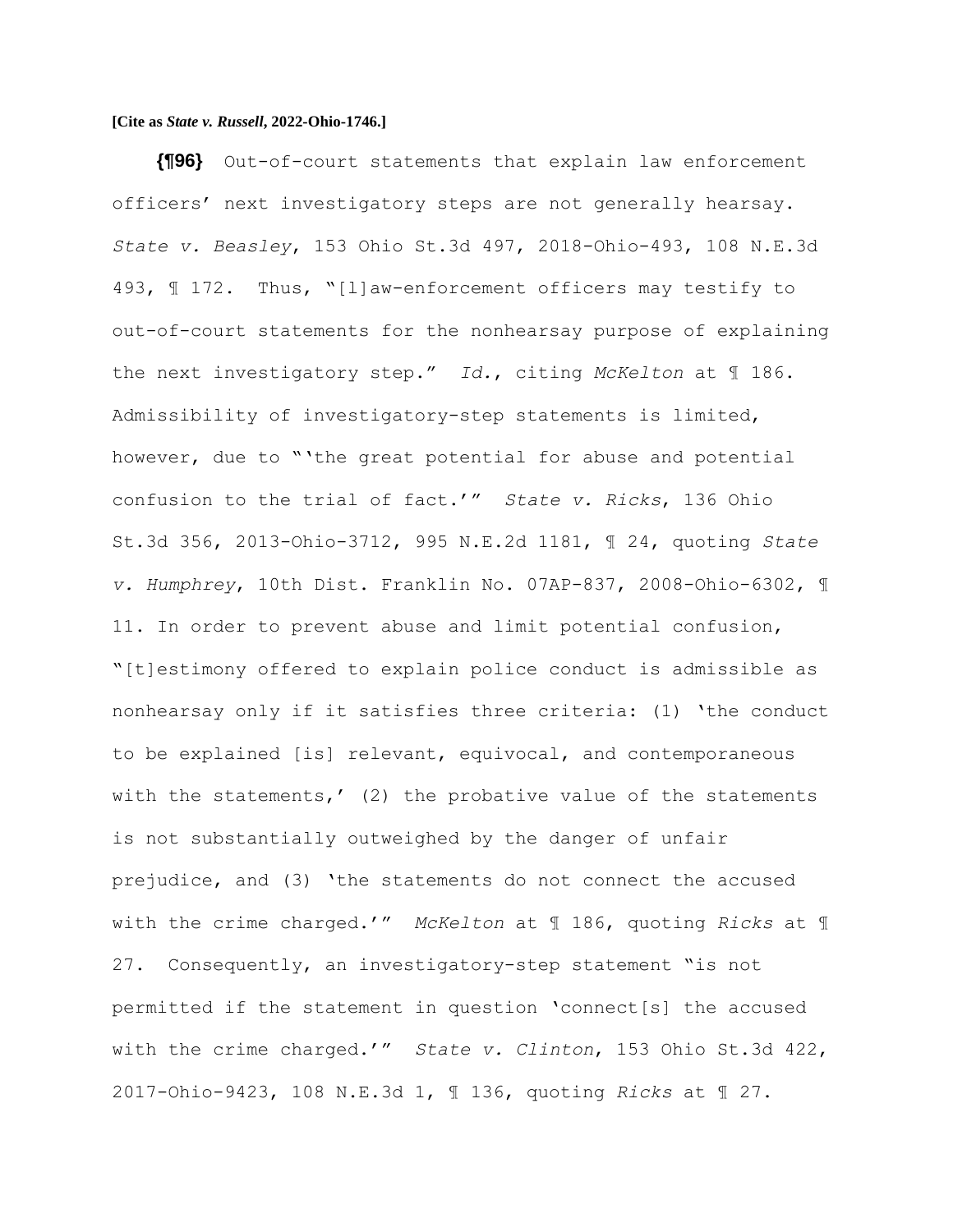**{¶96}** Out-of-court statements that explain law enforcement officers' next investigatory steps are not generally hearsay. *State v. Beasley*, 153 Ohio St.3d 497, 2018-Ohio-493, 108 N.E.3d 493, ¶ 172. Thus, "[l]aw-enforcement officers may testify to out-of-court statements for the nonhearsay purpose of explaining the next investigatory step." *Id.*, citing *McKelton* at ¶ 186. Admissibility of investigatory-step statements is limited, however, due to "'the great potential for abuse and potential confusion to the trial of fact.'" *State v. Ricks*, 136 Ohio St.3d 356, 2013-Ohio-3712, 995 N.E.2d 1181, ¶ 24, quoting *State v. Humphrey*, 10th Dist. Franklin No. 07AP-837, 2008-Ohio-6302, ¶ 11. In order to prevent abuse and limit potential confusion, "[t]estimony offered to explain police conduct is admissible as nonhearsay only if it satisfies three criteria: (1) 'the conduct to be explained [is] relevant, equivocal, and contemporaneous with the statements,' (2) the probative value of the statements is not substantially outweighed by the danger of unfair prejudice, and (3) 'the statements do not connect the accused with the crime charged.'" *McKelton* at ¶ 186, quoting *Ricks* at ¶ 27. Consequently, an investigatory-step statement "is not permitted if the statement in question 'connect[s] the accused with the crime charged.'" *State v. Clinton*, 153 Ohio St.3d 422, 2017-Ohio-9423, 108 N.E.3d 1, ¶ 136, quoting *Ricks* at ¶ 27.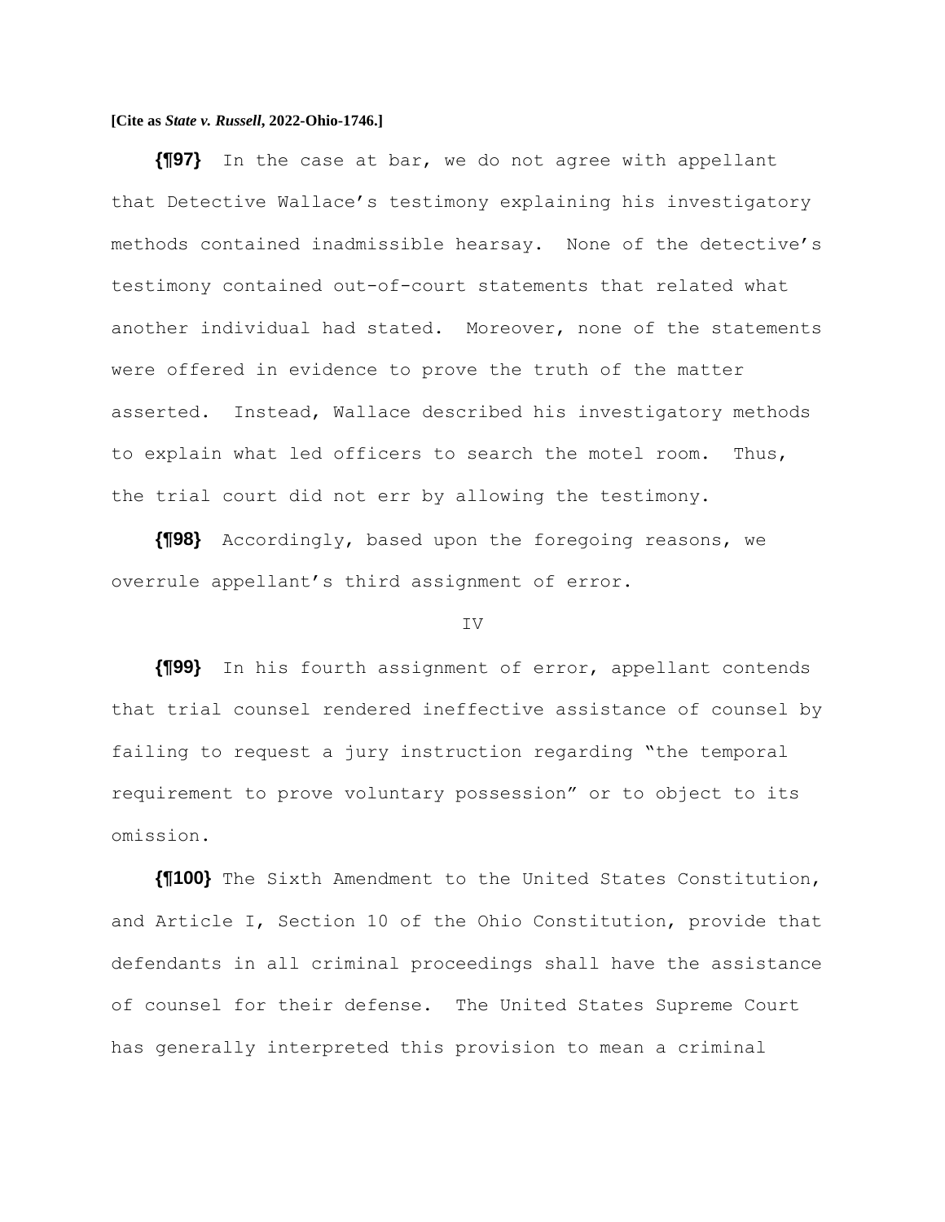**{¶97}** In the case at bar, we do not agree with appellant that Detective Wallace's testimony explaining his investigatory methods contained inadmissible hearsay. None of the detective's testimony contained out-of-court statements that related what another individual had stated. Moreover, none of the statements were offered in evidence to prove the truth of the matter asserted. Instead, Wallace described his investigatory methods to explain what led officers to search the motel room. Thus, the trial court did not err by allowing the testimony.

**{¶98}** Accordingly, based upon the foregoing reasons, we overrule appellant's third assignment of error.

IV

**{¶99}** In his fourth assignment of error, appellant contends that trial counsel rendered ineffective assistance of counsel by failing to request a jury instruction regarding "the temporal requirement to prove voluntary possession" or to object to its omission.

**{¶100}** The Sixth Amendment to the United States Constitution, and Article I, Section 10 of the Ohio Constitution, provide that defendants in all criminal proceedings shall have the assistance of counsel for their defense. The United States Supreme Court has generally interpreted this provision to mean a criminal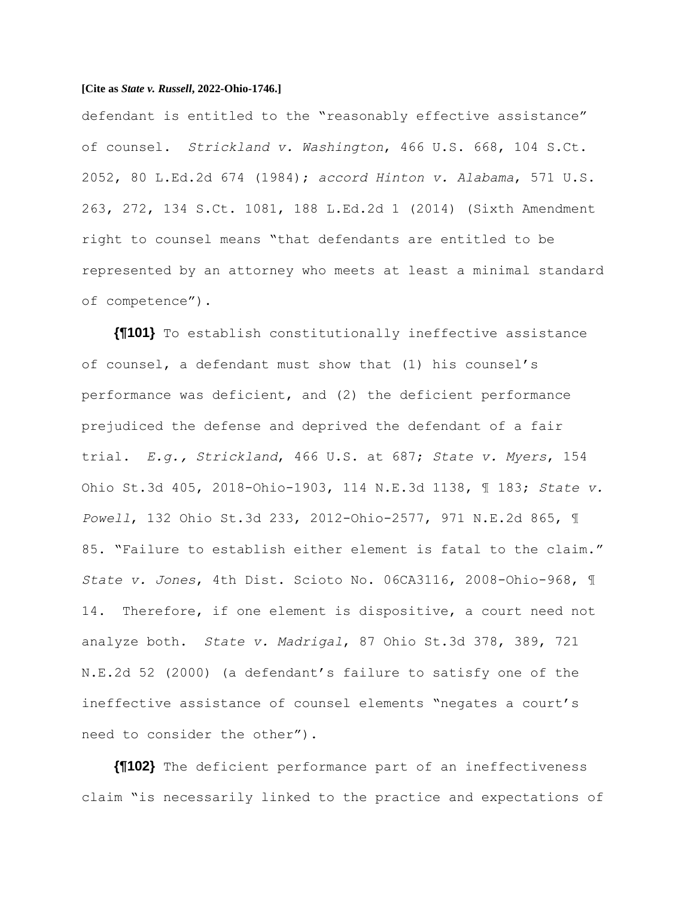defendant is entitled to the "reasonably effective assistance" of counsel. *Strickland v. Washington*, 466 U.S. 668, 104 S.Ct. 2052, 80 L.Ed.2d 674 (1984); *accord Hinton v. Alabama*, 571 U.S. 263, 272, 134 S.Ct. 1081, 188 L.Ed.2d 1 (2014) (Sixth Amendment right to counsel means "that defendants are entitled to be represented by an attorney who meets at least a minimal standard of competence").

**{¶101}** To establish constitutionally ineffective assistance of counsel, a defendant must show that (1) his counsel's performance was deficient, and (2) the deficient performance prejudiced the defense and deprived the defendant of a fair trial. *E.g., Strickland*, 466 U.S. at 687; *State v. Myers*, 154 Ohio St.3d 405, 2018-Ohio-1903, 114 N.E.3d 1138, ¶ 183; *State v. Powell*, 132 Ohio St.3d 233, 2012-Ohio-2577, 971 N.E.2d 865, ¶ 85. "Failure to establish either element is fatal to the claim." *State v. Jones*, 4th Dist. Scioto No. 06CA3116, 2008-Ohio-968, ¶ 14. Therefore, if one element is dispositive, a court need not analyze both. *State v. Madrigal*, 87 Ohio St.3d 378, 389, 721 N.E.2d 52 (2000) (a defendant's failure to satisfy one of the ineffective assistance of counsel elements "negates a court's need to consider the other").

**{¶102}** The deficient performance part of an ineffectiveness claim "is necessarily linked to the practice and expectations of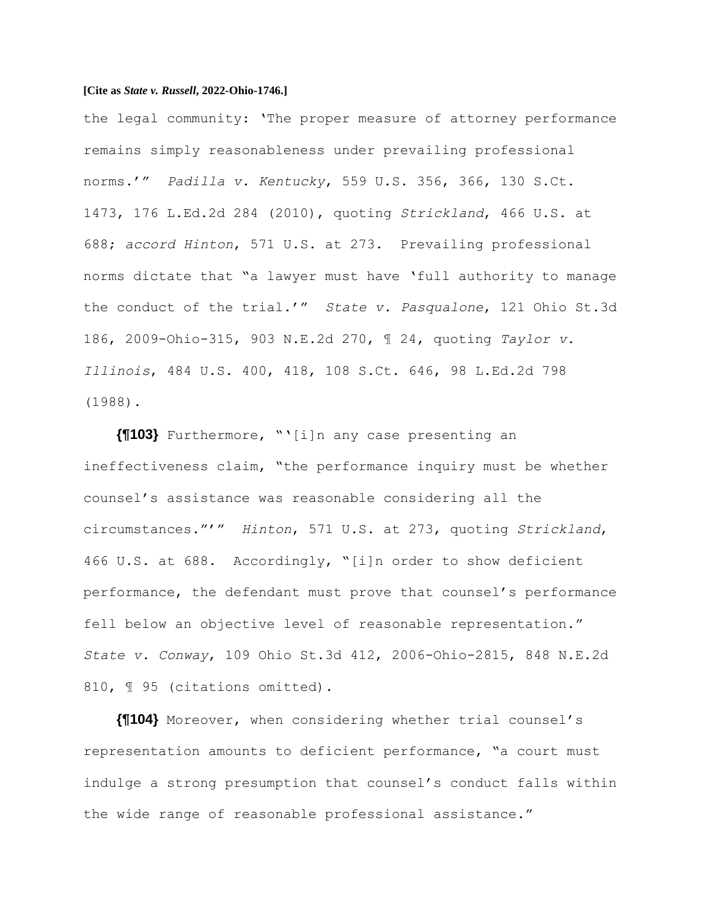the legal community: 'The proper measure of attorney performance remains simply reasonableness under prevailing professional norms.'" *Padilla v. Kentucky*, 559 U.S. 356, 366, 130 S.Ct. 1473, 176 L.Ed.2d 284 (2010), quoting *Strickland*, 466 U.S. at 688; *accord Hinton*, 571 U.S. at 273. Prevailing professional norms dictate that "a lawyer must have 'full authority to manage the conduct of the trial.'" *State v. Pasqualone*, 121 Ohio St.3d 186, 2009-Ohio-315, 903 N.E.2d 270, ¶ 24, quoting *Taylor v. Illinois*, 484 U.S. 400, 418, 108 S.Ct. 646, 98 L.Ed.2d 798 (1988).

**{¶103}** Furthermore, "'[i]n any case presenting an ineffectiveness claim, "the performance inquiry must be whether counsel's assistance was reasonable considering all the circumstances."'" *Hinton*, 571 U.S. at 273, quoting *Strickland*, 466 U.S. at 688. Accordingly, "[i]n order to show deficient performance, the defendant must prove that counsel's performance fell below an objective level of reasonable representation." *State v. Conway*, 109 Ohio St.3d 412, 2006-Ohio-2815, 848 N.E.2d 810, ¶ 95 (citations omitted).

**{¶104}** Moreover, when considering whether trial counsel's representation amounts to deficient performance, "a court must indulge a strong presumption that counsel's conduct falls within the wide range of reasonable professional assistance."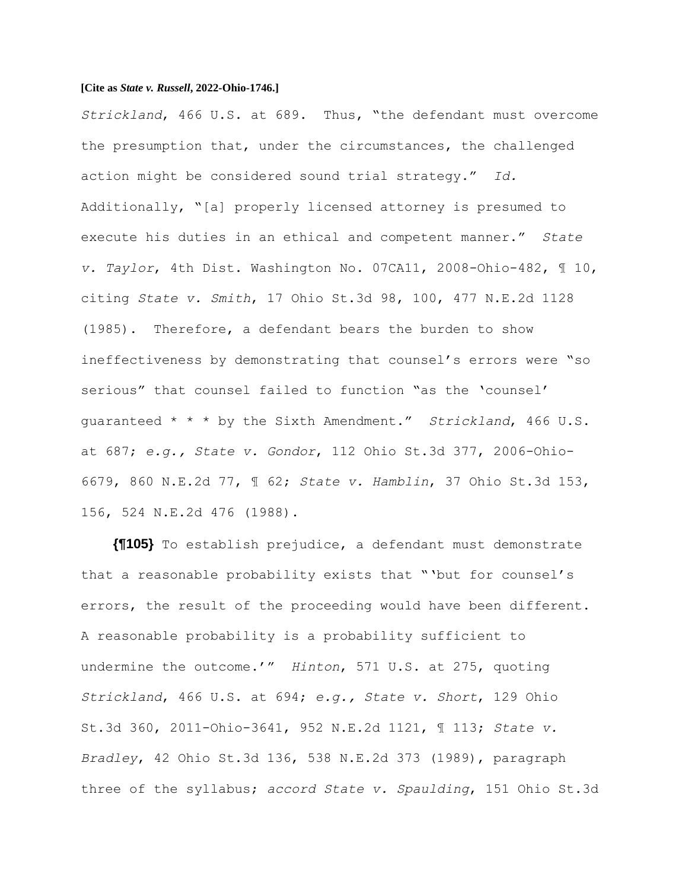*Strickland*, 466 U.S. at 689. Thus, "the defendant must overcome the presumption that, under the circumstances, the challenged action might be considered sound trial strategy." *Id.* Additionally, "[a] properly licensed attorney is presumed to execute his duties in an ethical and competent manner." *State v. Taylor*, 4th Dist. Washington No. 07CA11, 2008-Ohio-482, ¶ 10, citing *State v. Smith*, 17 Ohio St.3d 98, 100, 477 N.E.2d 1128 (1985). Therefore, a defendant bears the burden to show ineffectiveness by demonstrating that counsel's errors were "so serious" that counsel failed to function "as the 'counsel' guaranteed * * * by the Sixth Amendment." *Strickland*, 466 U.S. at 687; *e.g., State v. Gondor*, 112 Ohio St.3d 377, 2006-Ohio-6679, 860 N.E.2d 77, ¶ 62; *State v. Hamblin*, 37 Ohio St.3d 153, 156, 524 N.E.2d 476 (1988).

**{¶105}** To establish prejudice, a defendant must demonstrate that a reasonable probability exists that "'but for counsel's errors, the result of the proceeding would have been different. A reasonable probability is a probability sufficient to undermine the outcome.'" *Hinton*, 571 U.S. at 275, quoting *Strickland*, 466 U.S. at 694; *e.g., State v. Short*, 129 Ohio St.3d 360, 2011-Ohio-3641, 952 N.E.2d 1121, ¶ 113; *State v. Bradley*, 42 Ohio St.3d 136, 538 N.E.2d 373 (1989), paragraph three of the syllabus; *accord State v. Spaulding*, 151 Ohio St.3d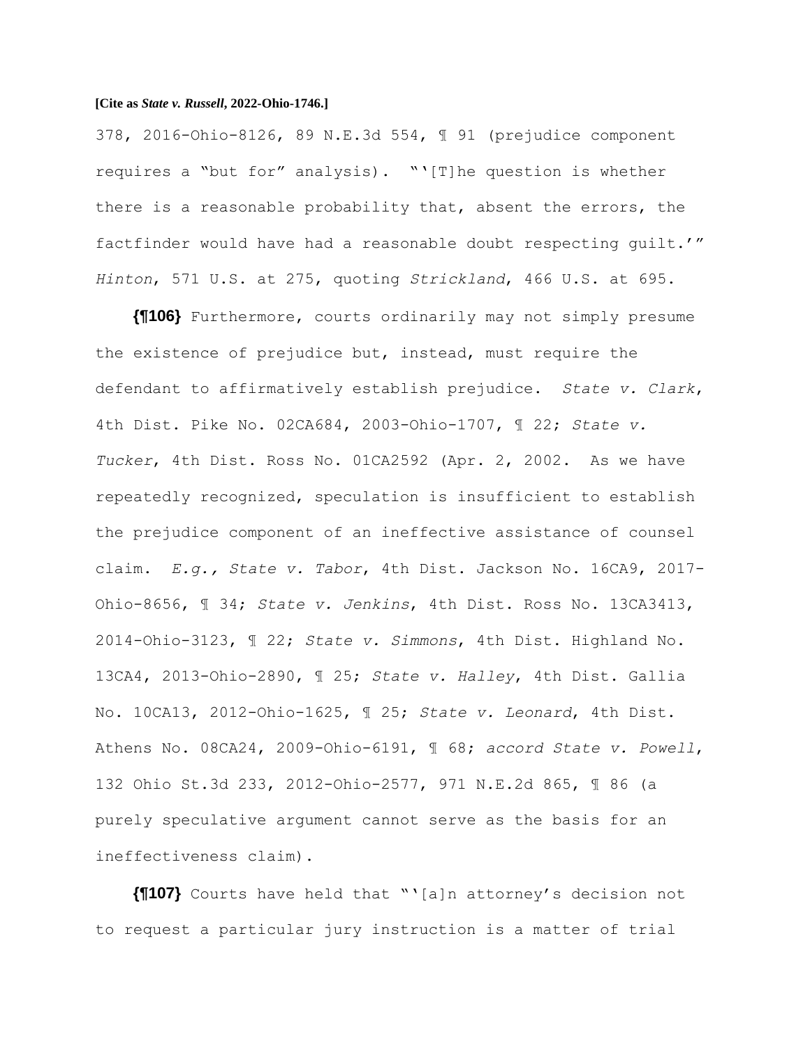378, 2016-Ohio-8126, 89 N.E.3d 554, ¶ 91 (prejudice component requires a "but for" analysis). "'[T]he question is whether there is a reasonable probability that, absent the errors, the factfinder would have had a reasonable doubt respecting guilt.'" *Hinton*, 571 U.S. at 275, quoting *Strickland*, 466 U.S. at 695.

**{¶106}** Furthermore, courts ordinarily may not simply presume the existence of prejudice but, instead, must require the defendant to affirmatively establish prejudice. *State v. Clark*, 4th Dist. Pike No. 02CA684, 2003-Ohio-1707, ¶ 22; *State v. Tucker*, 4th Dist. Ross No. 01CA2592 (Apr. 2, 2002. As we have repeatedly recognized, speculation is insufficient to establish the prejudice component of an ineffective assistance of counsel claim. *E.g., State v. Tabor*, 4th Dist. Jackson No. 16CA9, 2017-Ohio-8656, ¶ 34; *State v. Jenkins*, 4th Dist. Ross No. 13CA3413, 2014-Ohio-3123, ¶ 22; *State v. Simmons*, 4th Dist. Highland No. 13CA4, 2013-Ohio-2890, ¶ 25; *State v. Halley*, 4th Dist. Gallia No. 10CA13, 2012-Ohio-1625, ¶ 25; *State v. Leonard*, 4th Dist. Athens No. 08CA24, 2009-Ohio-6191, ¶ 68; *accord State v. Powell*, 132 Ohio St.3d 233, 2012-Ohio-2577, 971 N.E.2d 865, ¶ 86 (a purely speculative argument cannot serve as the basis for an ineffectiveness claim).

**{¶107}** Courts have held that "'[a]n attorney's decision not to request a particular jury instruction is a matter of trial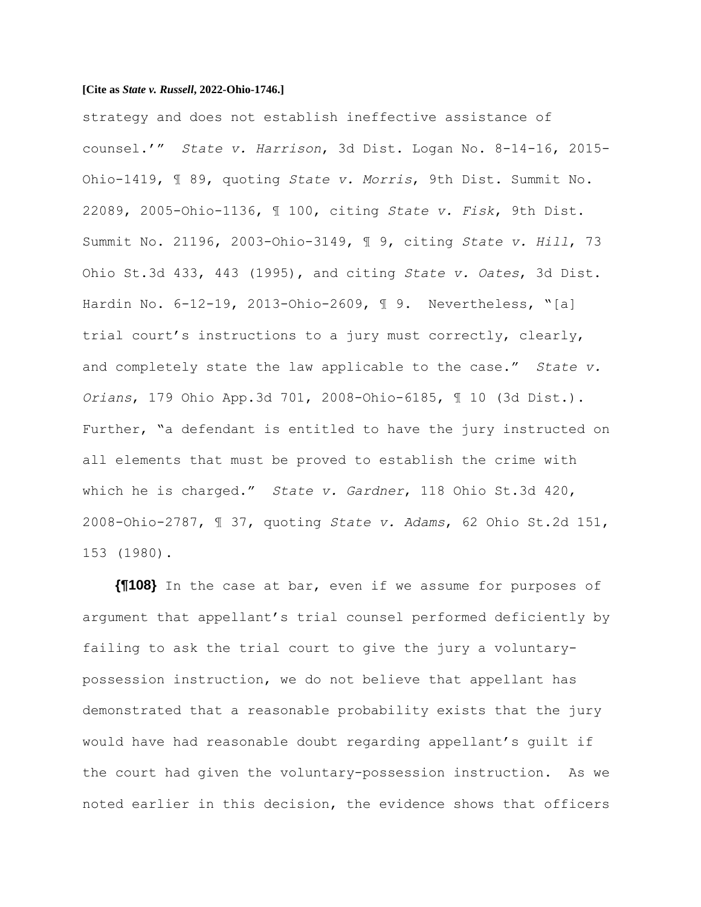strategy and does not establish ineffective assistance of counsel.'" *State v. Harrison*, 3d Dist. Logan No. 8-14-16, 2015-Ohio-1419, ¶ 89, quoting *State v. Morris*, 9th Dist. Summit No. 22089, 2005-Ohio-1136, ¶ 100, citing *State v. Fisk*, 9th Dist. Summit No. 21196, 2003-Ohio-3149, ¶ 9, citing *State v. Hill*, 73 Ohio St.3d 433, 443 (1995), and citing *State v. Oates*, 3d Dist. Hardin No. 6-12-19, 2013-Ohio-2609, ¶ 9. Nevertheless, "[a] trial court's instructions to a jury must correctly, clearly, and completely state the law applicable to the case." *State v. Orians*, 179 Ohio App.3d 701, 2008-Ohio-6185, ¶ 10 (3d Dist.). Further, "a defendant is entitled to have the jury instructed on all elements that must be proved to establish the crime with which he is charged." *State v. Gardner*, 118 Ohio St.3d 420, 2008-Ohio-2787, ¶ 37, quoting *State v. Adams*, 62 Ohio St.2d 151, 153 (1980).

**{¶108}** In the case at bar, even if we assume for purposes of argument that appellant's trial counsel performed deficiently by failing to ask the trial court to give the jury a voluntary-possession instruction, we do not believe that appellant has demonstrated that a reasonable probability exists that the jury would have had reasonable doubt regarding appellant's guilt if the court had given the voluntary-possession instruction. As we noted earlier in this decision, the evidence shows that officers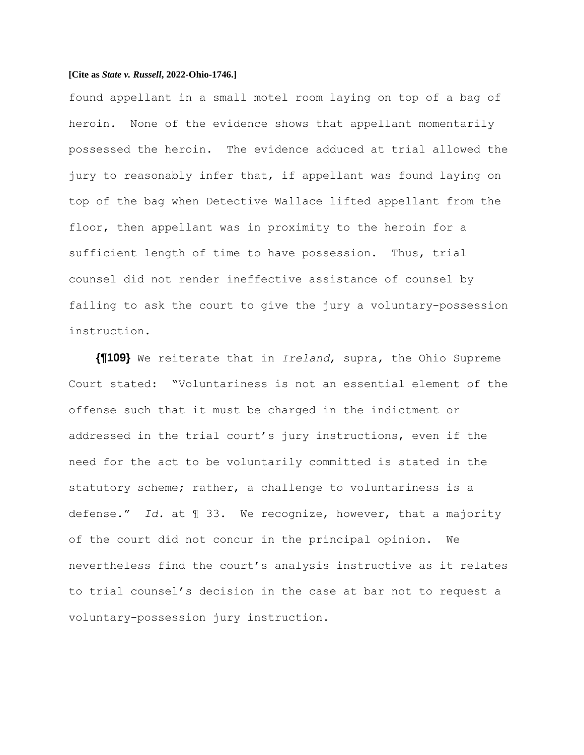found appellant in a small motel room laying on top of a bag of heroin. None of the evidence shows that appellant momentarily possessed the heroin. The evidence adduced at trial allowed the jury to reasonably infer that, if appellant was found laying on top of the bag when Detective Wallace lifted appellant from the floor, then appellant was in proximity to the heroin for a sufficient length of time to have possession. Thus, trial counsel did not render ineffective assistance of counsel by failing to ask the court to give the jury a voluntary-possession instruction.

**{¶109}** We reiterate that in *Ireland*, supra, the Ohio Supreme Court stated: "Voluntariness is not an essential element of the offense such that it must be charged in the indictment or addressed in the trial court's jury instructions, even if the need for the act to be voluntarily committed is stated in the statutory scheme; rather, a challenge to voluntariness is a defense." *Id.* at ¶ 33. We recognize, however, that a majority of the court did not concur in the principal opinion. We nevertheless find the court's analysis instructive as it relates to trial counsel's decision in the case at bar not to request a voluntary-possession jury instruction.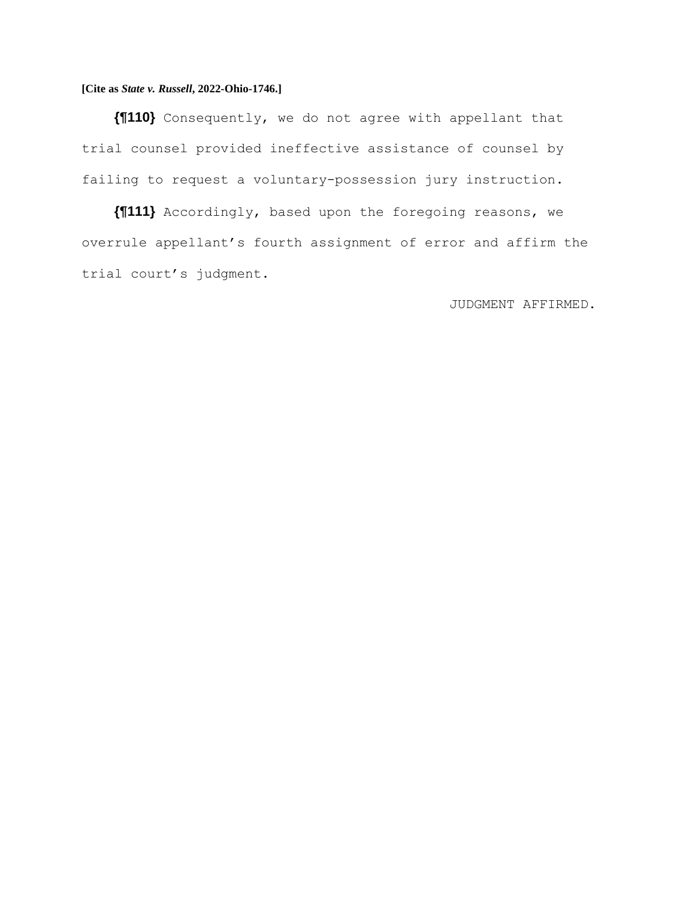**[Cite as *State v. Russell*, 2022-Ohio-1746.]**

**{¶110}** Consequently, we do not agree with appellant that trial counsel provided ineffective assistance of counsel by failing to request a voluntary-possession jury instruction.

**{¶111}** Accordingly, based upon the foregoing reasons, we overrule appellant's fourth assignment of error and affirm the trial court's judgment.

JUDGMENT AFFIRMED.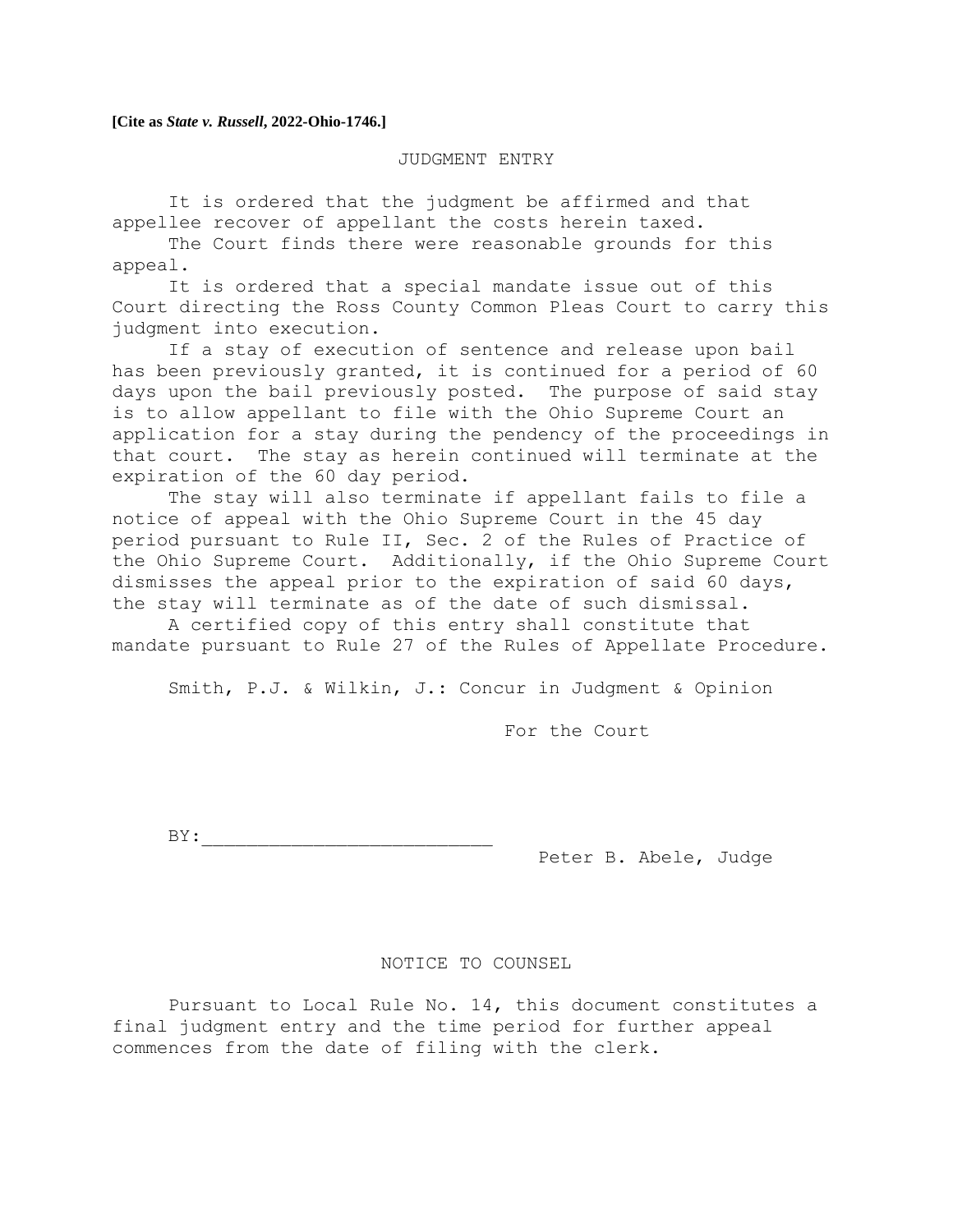**[Cite as *State v. Russell*, 2022-Ohio-1746.]**

JUDGMENT ENTRY

It is ordered that the judgment be affirmed and that appellee recover of appellant the costs herein taxed.

The Court finds there were reasonable grounds for this appeal.

It is ordered that a special mandate issue out of this Court directing the Ross County Common Pleas Court to carry this judgment into execution.

If a stay of execution of sentence and release upon bail has been previously granted, it is continued for a period of 60 days upon the bail previously posted. The purpose of said stay is to allow appellant to file with the Ohio Supreme Court an application for a stay during the pendency of the proceedings in that court. The stay as herein continued will terminate at the expiration of the 60 day period.

The stay will also terminate if appellant fails to file a notice of appeal with the Ohio Supreme Court in the 45 day period pursuant to Rule II, Sec. 2 of the Rules of Practice of the Ohio Supreme Court. Additionally, if the Ohio Supreme Court dismisses the appeal prior to the expiration of said 60 days, the stay will terminate as of the date of such dismissal.

A certified copy of this entry shall constitute that mandate pursuant to Rule 27 of the Rules of Appellate Procedure.

Smith, P.J. & Wilkin, J.: Concur in Judgment & Opinion

For the Court

BY:__________________________

Peter B. Abele, Judge

NOTICE TO COUNSEL

Pursuant to Local Rule No. 14, this document constitutes a final judgment entry and the time period for further appeal commences from the date of filing with the clerk.